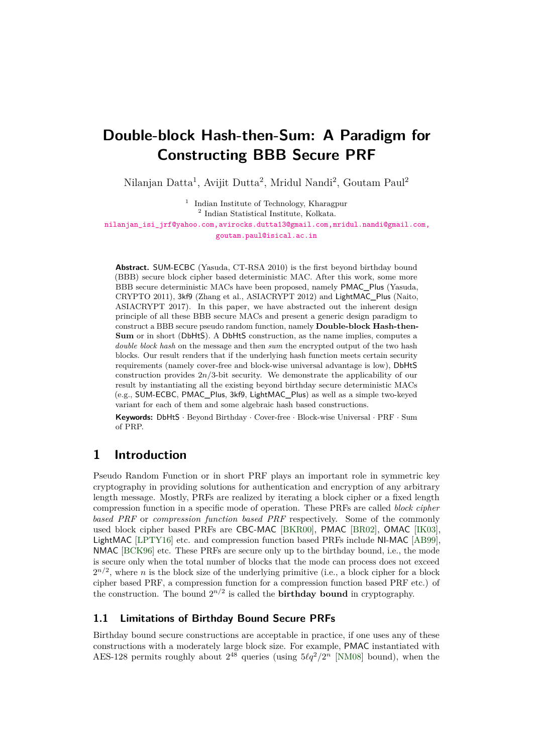# Double-block Hash-then-Sum: A Paradigm for Constructing BBB Secure PRF

Nilanjan Datta[1], Avijit Dutta[2], Mridul Nandi[2], Goutam Paul[2]

[1] Indian Institute of Technology, Kharagpur
[2] Indian Statistical Institute, Kolkata.

nilanjan_isi_jrf@yahoo.com, avirocks.dutta13@gmail.com, mridul.nandi@gmail.com, goutam.paul@isical.ac.in

**Abstract.** SUM-ECBC (Yasuda, CT-RSA 2010) is the first beyond birthday bound (BBB) secure block cipher based deterministic MAC. After this work, some more BBB secure deterministic MACs have been proposed, namely PMAC_Plus (Yasuda, CRYPTO 2011), 3kf9 (Zhang et al., ASIACRYPT 2012) and LightMAC_Plus (Naito, ASIACRYPT 2017). In this paper, we have abstracted out the inherent design principle of all these BBB secure MACs and present a generic design paradigm to construct a BBB secure pseudo random function, namely **Double-block Hash-then-Sum** or in short (DbHtS). A DbHtS construction, as the name implies, computes a *double block hash* on the message and then *sum* the encrypted output of the two hash blocks. Our result renders that if the underlying hash function meets certain security requirements (namely cover-free and block-wise universal advantage is low), DbHtS construction provides $2n/3$-bit security. We demonstrate the applicability of our result by instantiating all the existing beyond birthday secure deterministic MACs (e.g., SUM-ECBC, PMAC_Plus, 3kf9, LightMAC_Plus) as well as a simple two-keyed variant for each of them and some algebraic hash based constructions.

**Keywords:** DbHtS · Beyond Birthday · Cover-free · Block-wise Universal · PRF · Sum of PRP.

## 1 Introduction

Pseudo Random Function or in short PRF plays an important role in symmetric key cryptography in providing solutions for authentication and encryption of any arbitrary length message. Mostly, PRFs are realized by iterating a block cipher or a fixed length compression function in a specific mode of operation. These PRFs are called *block cipher based PRF* or *compression function based PRF* respectively. Some of the commonly used block cipher based PRFs are CBC-MAC [BKR00], PMAC [BR02], OMAC [IK03], LightMAC [LPTY16] etc. and compression function based PRFs include NI-MAC [AB99], NMAC [BCK96] etc. These PRFs are secure only up to the birthday bound, i.e., the mode is secure only when the total number of blocks that the mode can process does not exceed $2^{n/2}$, where $n$ is the block size of the underlying primitive (i.e., a block cipher for a block cipher based PRF, a compression function for a compression function based PRF etc.) of the construction. The bound $2^{n/2}$ is called the **birthday bound** in cryptography.

### 1.1 Limitations of Birthday Bound Secure PRFs

Birthday bound secure constructions are acceptable in practice, if one uses any of these constructions with a moderately large block size. For example, PMAC instantiated with AES-128 permits roughly about $2^{48}$ queries (using $5\ell q^2/2^n$ [NM08] bound), when the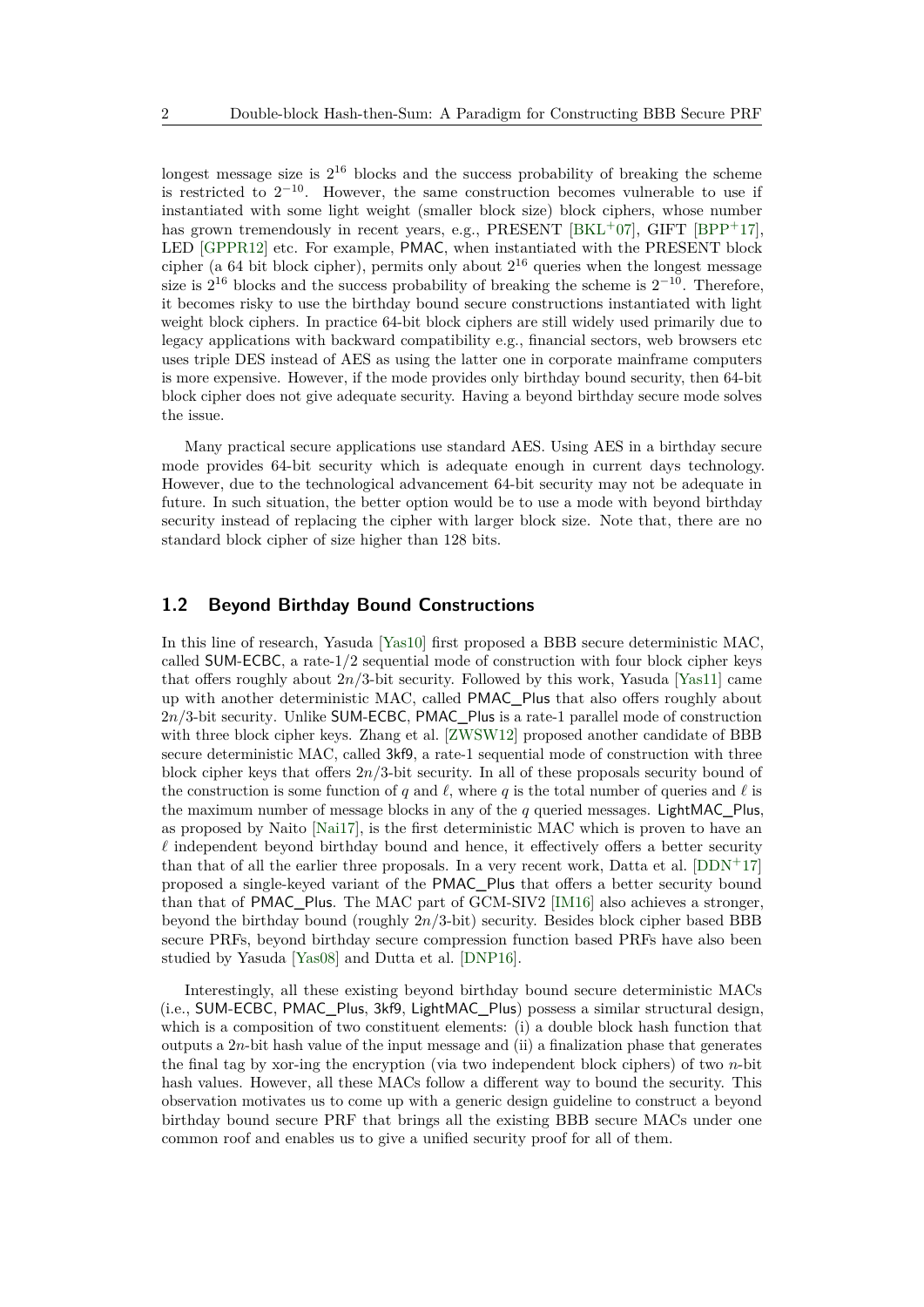longest message size is $2^{16}$ blocks and the success probability of breaking the scheme is restricted to $2^{-10}$. However, the same construction becomes vulnerable to use if instantiated with some light weight (smaller block size) block ciphers, whose number has grown tremendously in recent years, e.g., PRESENT [BKL+07], GIFT [BPP+17], LED [GPPR12] etc. For example, PMAC, when instantiated with the PRESENT block cipher (a 64 bit block cipher), permits only about $2^{16}$ queries when the longest message size is $2^{16}$ blocks and the success probability of breaking the scheme is $2^{-10}$. Therefore, it becomes risky to use the birthday bound secure constructions instantiated with light weight block ciphers. In practice 64-bit block ciphers are still widely used primarily due to legacy applications with backward compatibility e.g., financial sectors, web browsers etc uses triple DES instead of AES as using the latter one in corporate mainframe computers is more expensive. However, if the mode provides only birthday bound security, then 64-bit block cipher does not give adequate security. Having a beyond birthday secure mode solves the issue.

Many practical secure applications use standard AES. Using AES in a birthday secure mode provides 64-bit security which is adequate enough in current days technology. However, due to the technological advancement 64-bit security may not be adequate in future. In such situation, the better option would be to use a mode with beyond birthday security instead of replacing the cipher with larger block size. Note that, there are no standard block cipher of size higher than 128 bits.

## 1.2 Beyond Birthday Bound Constructions

In this line of research, Yasuda [Yas10] first proposed a BBB secure deterministic MAC, called SUM-ECBC, a rate-1/2 sequential mode of construction with four block cipher keys that offers roughly about $2n/3$-bit security. Followed by this work, Yasuda [Yas11] came up with another deterministic MAC, called PMAC_Plus that also offers roughly about $2n/3$-bit security. Unlike SUM-ECBC, PMAC_Plus is a rate-1 parallel mode of construction with three block cipher keys. Zhang et al. [ZWSW12] proposed another candidate of BBB secure deterministic MAC, called 3kf9, a rate-1 sequential mode of construction with three block cipher keys that offers $2n/3$-bit security. In all of these proposals security bound of the construction is some function of $q$ and $\ell$, where $q$ is the total number of queries and $\ell$ is the maximum number of message blocks in any of the $q$ queried messages. LightMAC_Plus, as proposed by Naito [Nai17], is the first deterministic MAC which is proven to have an $\ell$ independent beyond birthday bound and hence, it effectively offers a better security than that of all the earlier three proposals. In a very recent work, Datta et al. [DDN+17] proposed a single-keyed variant of the PMAC_Plus that offers a better security bound than that of PMAC_Plus. The MAC part of GCM-SIV2 [IM16] also achieves a stronger, beyond the birthday bound (roughly $2n/3$-bit) security. Besides block cipher based BBB secure PRFs, beyond birthday secure compression function based PRFs have also been studied by Yasuda [Yas08] and Dutta et al. [DNP16].

Interestingly, all these existing beyond birthday bound secure deterministic MACs (i.e., SUM-ECBC, PMAC_Plus, 3kf9, LightMAC_Plus) possess a similar structural design, which is a composition of two constituent elements: (i) a double block hash function that outputs a $2n$-bit hash value of the input message and (ii) a finalization phase that generates the final tag by xor-ing the encryption (via two independent block ciphers) of two $n$-bit hash values. However, all these MACs follow a different way to bound the security. This observation motivates us to come up with a generic design guideline to construct a beyond birthday bound secure PRF that brings all the existing BBB secure MACs under one common roof and enables us to give a unified security proof for all of them.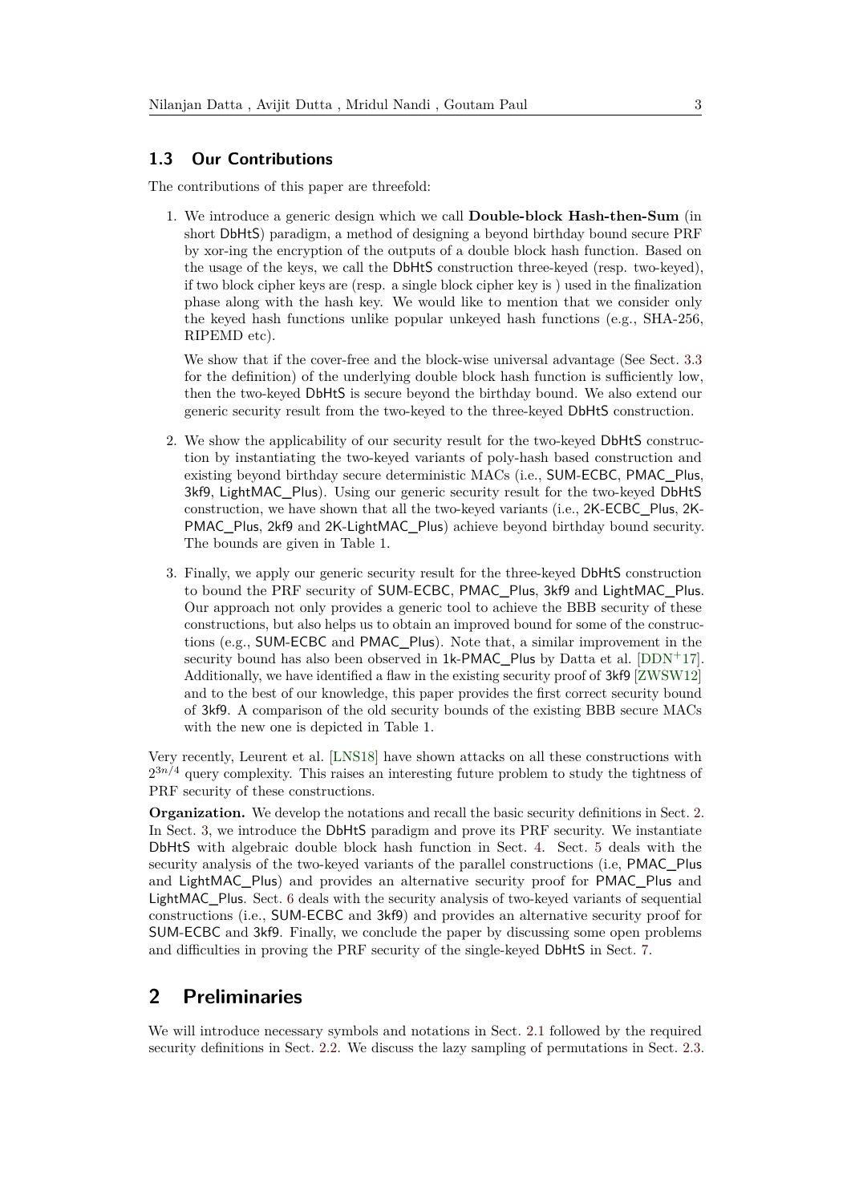### 1.3 Our Contributions

The contributions of this paper are threefold:

1. We introduce a generic design which we call **Double-block Hash-then-Sum** (in short DbHtS) paradigm, a method of designing a beyond birthday bound secure PRF by xor-ing the encryption of the outputs of a double block hash function. Based on the usage of the keys, we call the DbHtS construction three-keyed (resp. two-keyed), if two block cipher keys are (resp. a single block cipher key is ) used in the finalization phase along with the hash key. We would like to mention that we consider only the keyed hash functions unlike popular unkeyed hash functions (e.g., SHA-256, RIPEMD etc).

   We show that if the cover-free and the block-wise universal advantage (See Sect. 3.3 for the definition) of the underlying double block hash function is sufficiently low, then the two-keyed DbHtS is secure beyond the birthday bound. We also extend our generic security result from the two-keyed to the three-keyed DbHtS construction.

2. We show the applicability of our security result for the two-keyed DbHtS construction by instantiating the two-keyed variants of poly-hash based construction and existing beyond birthday secure deterministic MACs (i.e., SUM-ECBC, PMAC_Plus, 3kf9, LightMAC_Plus). Using our generic security result for the two-keyed DbHtS construction, we have shown that all the two-keyed variants (i.e., 2K-ECBC_Plus, 2K-PMAC_Plus, 2kf9 and 2K-LightMAC_Plus) achieve beyond birthday bound security. The bounds are given in Table 1.

3. Finally, we apply our generic security result for the three-keyed DbHtS construction to bound the PRF security of SUM-ECBC, PMAC_Plus, 3kf9 and LightMAC_Plus. Our approach not only provides a generic tool to achieve the BBB security of these constructions, but also helps us to obtain an improved bound for some of the constructions (e.g., SUM-ECBC and PMAC_Plus). Note that, a similar improvement in the security bound has also been observed in 1k-PMAC_Plus by Datta et al. [DDN+17]. Additionally, we have identified a flaw in the existing security proof of 3kf9 [ZWSW12] and to the best of our knowledge, this paper provides the first correct security bound of 3kf9. A comparison of the old security bounds of the existing BBB secure MACs with the new one is depicted in Table 1.

Very recently, Leurent et al. [LNS18] have shown attacks on all these constructions with $2^{3n/4}$ query complexity. This raises an interesting future problem to study the tightness of PRF security of these constructions.

**Organization.** We develop the notations and recall the basic security definitions in Sect. 2. In Sect. 3, we introduce the DbHtS paradigm and prove its PRF security. We instantiate DbHtS with algebraic double block hash function in Sect. 4. Sect. 5 deals with the security analysis of the two-keyed variants of the parallel constructions (i.e, PMAC_Plus and LightMAC_Plus) and provides an alternative security proof for PMAC_Plus and LightMAC_Plus. Sect. 6 deals with the security analysis of two-keyed variants of sequential constructions (i.e., SUM-ECBC and 3kf9) and provides an alternative security proof for SUM-ECBC and 3kf9. Finally, we conclude the paper by discussing some open problems and difficulties in proving the PRF security of the single-keyed DbHtS in Sect. 7.

## 2 Preliminaries

We will introduce necessary symbols and notations in Sect. 2.1 followed by the required security definitions in Sect. 2.2. We discuss the lazy sampling of permutations in Sect. 2.3.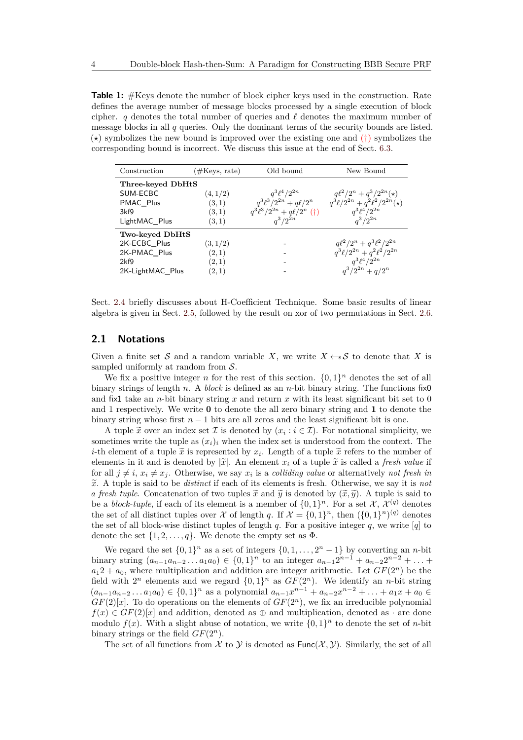**Table 1:** #Keys denote the number of block cipher keys used in the construction. Rate defines the average number of message blocks processed by a single execution of block cipher. $q$ denotes the total number of queries and $\ell$ denotes the maximum number of message blocks in all $q$ queries. Only the dominant terms of the security bounds are listed. ($\star$) symbolizes the new bound is improved over the existing one and ($\dagger$) symbolizes the corresponding bound is incorrect. We discuss this issue at the end of Sect. 6.3.

| Construction | (#Keys, rate) | Old bound | New Bound |
|---|---|---|---|
| **Three-keyed DbHtS** | | | |
| SUM-ECBC | $(4, 1/2)$ | $q^3\ell^4/2^{2n}$ | $q\ell^2/2^n + q^3/2^{2n}(\star)$ |
| PMAC_Plus | $(3, 1)$ | $q^3\ell^3/2^{2n} + q\ell/2^n$ | $q^3\ell/2^{2n} + q^2\ell^2/2^{2n}(\star)$ |
| 3kf9 | $(3, 1)$ | $q^3\ell^3/2^{2n} + q\ell/2^n$ ($\dagger$) | $q^3\ell^4/2^{2n}$ |
| LightMAC_Plus | $(3, 1)$ | $q^3/2^{2n}$ | $q^3/2^{2n}$ |
| **Two-keyed DbHtS** | | | |
| 2K-ECBC_Plus | $(3, 1/2)$ | - | $q\ell^2/2^n + q^3\ell^2/2^{2n}$ |
| 2K-PMAC_Plus | $(2, 1)$ | - | $q^3\ell/2^{2n} + q^2\ell^2/2^{2n}$ |
| 2kf9 | $(2, 1)$ | - | $q^3\ell^4/2^{2n}$ |
| 2K-LightMAC_Plus | $(2, 1)$ | - | $q^3/2^{2n} + q/2^n$ |

Sect. 2.4 briefly discusses about H-Coefficient Technique. Some basic results of linear algebra is given in Sect. 2.5, followed by the result on xor of two permutations in Sect. 2.6.

## 2.1 Notations

Given a finite set $\mathcal{S}$ and a random variable $X$, we write $X \leftarrow\!\!\$\, \mathcal{S}$ to denote that $X$ is sampled uniformly at random from $\mathcal{S}$.

We fix a positive integer $n$ for the rest of this section. $\{0,1\}^n$ denotes the set of all binary strings of length $n$. A *block* is defined as an $n$-bit binary string. The functions $\mathsf{fix0}$ and $\mathsf{fix1}$ take an $n$-bit binary string $x$ and return $x$ with its least significant bit set to 0 and 1 respectively. We write $\mathbf{0}$ to denote the all zero binary string and $\mathbf{1}$ to denote the binary string whose first $n-1$ bits are all zeros and the least significant bit is one.

A tuple $\widetilde{x}$ over an index set $\mathcal{I}$ is denoted by $(x_i : i \in \mathcal{I})$. For notational simplicity, we sometimes write the tuple as $(x_i)_i$ when the index set is understood from the context. The $i$-th element of a tuple $\widetilde{x}$ is represented by $x_i$. Length of a tuple $\widetilde{x}$ refers to the number of elements in it and is denoted by $|\widetilde{x}|$. An element $x_i$ of a tuple $\widetilde{x}$ is called a *fresh value* if for all $j \neq i$, $x_i \neq x_j$. Otherwise, we say $x_i$ is a *colliding value* or alternatively *not fresh in* $\widetilde{x}$. A tuple is said to be *distinct* if each of its elements is fresh. Otherwise, we say it is *not a fresh tuple*. Concatenation of two tuples $\widetilde{x}$ and $\widetilde{y}$ is denoted by $(\widetilde{x}, \widetilde{y})$. A tuple is said to be a *block-tuple*, if each of its element is a member of $\{0,1\}^n$. For a set $\mathcal{X}$, $\mathcal{X}^{(q)}$ denotes the set of all distinct tuples over $\mathcal{X}$ of length $q$. If $\mathcal{X} = \{0,1\}^n$, then $(\{0,1\}^n)^{(q)}$ denotes the set of all block-wise distinct tuples of length $q$. For a positive integer $q$, we write $[q]$ to denote the set $\{1, 2, \ldots, q\}$. We denote the empty set as $\Phi$.

We regard the set $\{0,1\}^n$ as a set of integers $\{0, 1, \ldots, 2^n - 1\}$ by converting an $n$-bit binary string $(a_{n-1}a_{n-2}\ldots a_1a_0) \in \{0,1\}^n$ to an integer $a_{n-1}2^{n-1} + a_{n-2}2^{n-2} + \ldots + a_1 2 + a_0$, where multiplication and addition are integer arithmetic. Let $GF(2^n)$ be the field with $2^n$ elements and we regard $\{0,1\}^n$ as $GF(2^n)$. We identify an $n$-bit string $(a_{n-1}a_{n-2}\ldots a_1a_0) \in \{0,1\}^n$ as a polynomial $a_{n-1}x^{n-1} + a_{n-2}x^{n-2} + \ldots + a_1x + a_0 \in GF(2)[x]$. To do operations on the elements of $GF(2^n)$, we fix an irreducible polynomial $f(x) \in GF(2)[x]$ and addition, denoted as $\oplus$ and multiplication, denoted as $\cdot$ are done modulo $f(x)$. With a slight abuse of notation, we write $\{0,1\}^n$ to denote the set of $n$-bit binary strings or the field $GF(2^n)$.

The set of all functions from $\mathcal{X}$ to $\mathcal{Y}$ is denoted as $\mathsf{Func}(\mathcal{X}, \mathcal{Y})$. Similarly, the set of all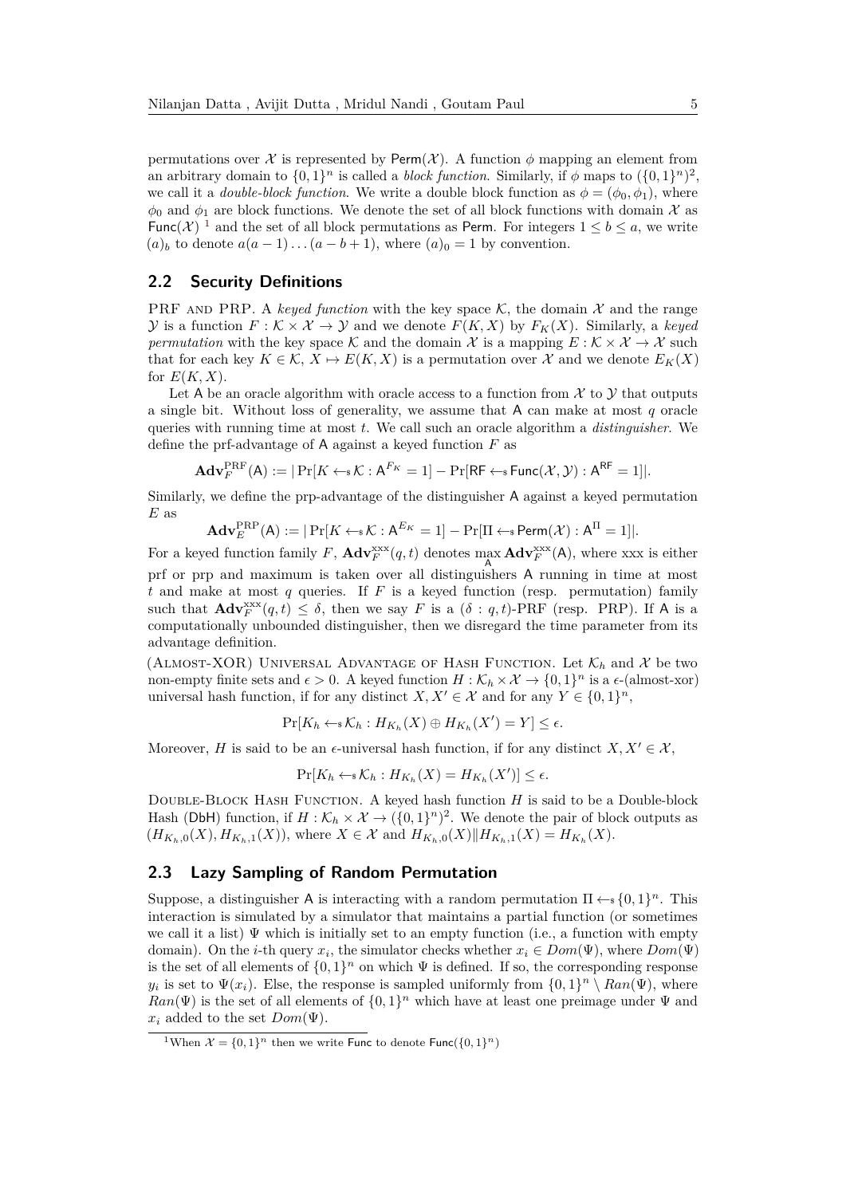permutations over $\mathcal{X}$ is represented by $\mathsf{Perm}(\mathcal{X})$. A function $\phi$ mapping an element from an arbitrary domain to $\{0,1\}^n$ is called a *block function*. Similarly, if $\phi$ maps to $(\{0,1\}^n)^2$, we call it a *double-block function*. We write a double block function as $\phi = (\phi_0, \phi_1)$, where $\phi_0$ and $\phi_1$ are block functions. We denote the set of all block functions with domain $\mathcal{X}$ as $\mathsf{Func}(\mathcal{X})$ [1] and the set of all block permutations as $\mathsf{Perm}$. For integers $1 \leq b \leq a$, we write $(a)_b$ to denote $a(a-1)\dots(a-b+1)$, where $(a)_0 = 1$ by convention.

## 2.2 Security Definitions

PRF AND PRP. A *keyed function* with the key space $\mathcal{K}$, the domain $\mathcal{X}$ and the range $\mathcal{Y}$ is a function $F : \mathcal{K} \times \mathcal{X} \to \mathcal{Y}$ and we denote $F(K, X)$ by $F_K(X)$. Similarly, a *keyed permutation* with the key space $\mathcal{K}$ and the domain $\mathcal{X}$ is a mapping $E : \mathcal{K} \times \mathcal{X} \to \mathcal{X}$ such that for each key $K \in \mathcal{K}$, $X \mapsto E(K, X)$ is a permutation over $\mathcal{X}$ and we denote $E_K(X)$ for $E(K, X)$.

Let $\mathsf{A}$ be an oracle algorithm with oracle access to a function from $\mathcal{X}$ to $\mathcal{Y}$ that outputs a single bit. Without loss of generality, we assume that $\mathsf{A}$ can make at most $q$ oracle queries with running time at most $t$. We call such an oracle algorithm a *distinguisher*. We define the prf-advantage of $\mathsf{A}$ against a keyed function $F$ as

$$\mathbf{Adv}_F^{\mathrm{PRF}}(\mathsf{A}) := |\Pr[K \leftarrow\!\!\$\, \mathcal{K} : \mathsf{A}^{F_K} = 1] - \Pr[\mathsf{RF} \leftarrow\!\!\$\, \mathsf{Func}(\mathcal{X}, \mathcal{Y}) : \mathsf{A}^{\mathsf{RF}} = 1]|.$$

Similarly, we define the prp-advantage of the distinguisher $\mathsf{A}$ against a keyed permutation $E$ as

$$\mathbf{Adv}_E^{\mathrm{PRP}}(\mathsf{A}) := |\Pr[K \leftarrow\!\!\$\, \mathcal{K} : \mathsf{A}^{E_K} = 1] - \Pr[\Pi \leftarrow\!\!\$\, \mathsf{Perm}(\mathcal{X}) : \mathsf{A}^{\Pi} = 1]|.$$

For a keyed function family $F$, $\mathbf{Adv}_F^{\mathrm{xxx}}(q, t)$ denotes $\max_{\mathsf{A}} \mathbf{Adv}_F^{\mathrm{xxx}}(\mathsf{A})$, where xxx is either prf or prp and maximum is taken over all distinguishers $\mathsf{A}$ running in time at most $t$ and make at most $q$ queries. If $F$ is a keyed function (resp. permutation) family such that $\mathbf{Adv}_F^{\mathrm{xxx}}(q, t) \leq \delta$, then we say $F$ is a $(\delta : q, t)$-PRF (resp. PRP). If $\mathsf{A}$ is a computationally unbounded distinguisher, then we disregard the time parameter from its advantage definition.

(ALMOST-XOR) UNIVERSAL ADVANTAGE OF HASH FUNCTION. Let $\mathcal{K}_h$ and $\mathcal{X}$ be two non-empty finite sets and $\epsilon > 0$. A keyed function $H : \mathcal{K}_h \times \mathcal{X} \to \{0,1\}^n$ is a $\epsilon$-(almost-xor) universal hash function, if for any distinct $X, X' \in \mathcal{X}$ and for any $Y \in \{0,1\}^n$,

$$\Pr[K_h \leftarrow\!\!\$\, \mathcal{K}_h : H_{K_h}(X) \oplus H_{K_h}(X') = Y] \leq \epsilon.$$

Moreover, $H$ is said to be an $\epsilon$-universal hash function, if for any distinct $X, X' \in \mathcal{X}$,

$$\Pr[K_h \leftarrow\!\!\$\, \mathcal{K}_h : H_{K_h}(X) = H_{K_h}(X')] \leq \epsilon.$$

DOUBLE-BLOCK HASH FUNCTION. A keyed hash function $H$ is said to be a Double-block Hash ($\mathsf{DbH}$) function, if $H : \mathcal{K}_h \times \mathcal{X} \to (\{0,1\}^n)^2$. We denote the pair of block outputs as $(H_{K_h,0}(X), H_{K_h,1}(X))$, where $X \in \mathcal{X}$ and $H_{K_h,0}(X) \| H_{K_h,1}(X) = H_{K_h}(X)$.

## 2.3 Lazy Sampling of Random Permutation

Suppose, a distinguisher $\mathsf{A}$ is interacting with a random permutation $\Pi \leftarrow\!\!\$\, \{0,1\}^n$. This interaction is simulated by a simulator that maintains a partial function (or sometimes we call it a list) $\Psi$ which is initially set to an empty function (i.e., a function with empty domain). On the $i$-th query $x_i$, the simulator checks whether $x_i \in Dom(\Psi)$, where $Dom(\Psi)$ is the set of all elements of $\{0,1\}^n$ on which $\Psi$ is defined. If so, the corresponding response $y_i$ is set to $\Psi(x_i)$. Else, the response is sampled uniformly from $\{0,1\}^n \setminus Ran(\Psi)$, where $Ran(\Psi)$ is the set of all elements of $\{0,1\}^n$ which have at least one preimage under $\Psi$ and $x_i$ added to the set $Dom(\Psi)$.

[1] When $\mathcal{X} = \{0,1\}^n$ then we write $\mathsf{Func}$ to denote $\mathsf{Func}(\{0,1\}^n)$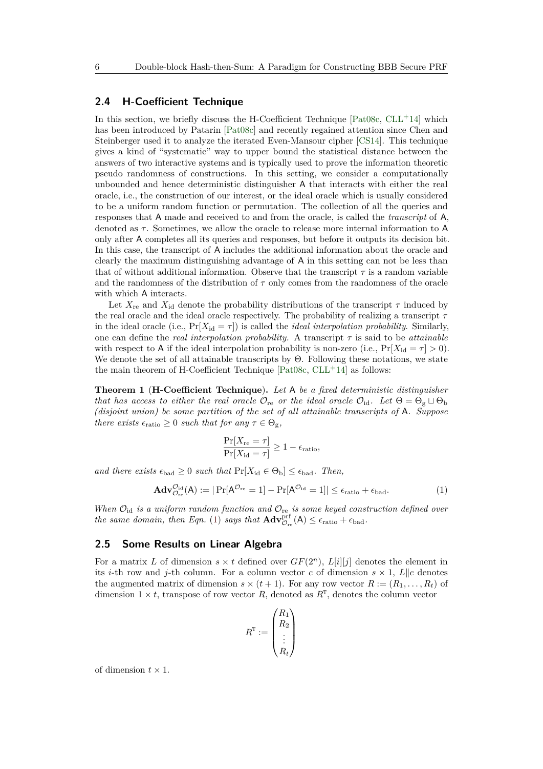## 2.4 H-Coefficient Technique

In this section, we briefly discuss the H-Coefficient Technique [Pat08c, CLL+14] which has been introduced by Patarin [Pat08c] and recently regained attention since Chen and Steinberger used it to analyze the iterated Even-Mansour cipher [CS14]. This technique gives a kind of "systematic" way to upper bound the statistical distance between the answers of two interactive systems and is typically used to prove the information theoretic pseudo randomness of constructions. In this setting, we consider a computationally unbounded and hence deterministic distinguisher $\mathsf{A}$ that interacts with either the real oracle, i.e., the construction of our interest, or the ideal oracle which is usually considered to be a uniform random function or permutation. The collection of all the queries and responses that $\mathsf{A}$ made and received to and from the oracle, is called the *transcript* of $\mathsf{A}$, denoted as $\tau$. Sometimes, we allow the oracle to release more internal information to $\mathsf{A}$ only after $\mathsf{A}$ completes all its queries and responses, but before it outputs its decision bit. In this case, the transcript of $\mathsf{A}$ includes the additional information about the oracle and clearly the maximum distinguishing advantage of $\mathsf{A}$ in this setting can not be less than that of without additional information. Observe that the transcript $\tau$ is a random variable and the randomness of the distribution of $\tau$ only comes from the randomness of the oracle with which $\mathsf{A}$ interacts.

Let $X_{\mathrm{re}}$ and $X_{\mathrm{id}}$ denote the probability distributions of the transcript $\tau$ induced by the real oracle and the ideal oracle respectively. The probability of realizing a transcript $\tau$ in the ideal oracle (i.e., $\Pr[X_{\mathrm{id}} = \tau]$) is called the *ideal interpolation probability*. Similarly, one can define the *real interpolation probability*. A transcript $\tau$ is said to be *attainable* with respect to $\mathsf{A}$ if the ideal interpolation probability is non-zero (i.e., $\Pr[X_{\mathrm{id}} = \tau] > 0$). We denote the set of all attainable transcripts by $\Theta$. Following these notations, we state the main theorem of H-Coefficient Technique [Pat08c, CLL+14] as follows:

**Theorem 1** (**H-Coefficient Technique**). *Let $\mathsf{A}$ be a fixed deterministic distinguisher that has access to either the real oracle $\mathcal{O}_{\mathrm{re}}$ or the ideal oracle $\mathcal{O}_{\mathrm{id}}$. Let $\Theta = \Theta_{\mathrm{g}} \sqcup \Theta_{\mathrm{b}}$ (disjoint union) be some partition of the set of all attainable transcripts of $\mathsf{A}$. Suppose there exists $\epsilon_{\mathrm{ratio}} \geq 0$ such that for any $\tau \in \Theta_{\mathrm{g}}$,*

$$\frac{\Pr[X_{\mathrm{re}} = \tau]}{\Pr[X_{\mathrm{id}} = \tau]} \geq 1 - \epsilon_{\mathrm{ratio}},$$

*and there exists $\epsilon_{\mathrm{bad}} \geq 0$ such that $\Pr[X_{\mathrm{id}} \in \Theta_{\mathrm{b}}] \leq \epsilon_{\mathrm{bad}}$. Then,*

$$\mathbf{Adv}_{\mathcal{O}_{\mathrm{re}}}^{\mathcal{O}_{\mathrm{id}}}(\mathsf{A}) := |\Pr[\mathsf{A}^{\mathcal{O}_{\mathrm{re}}} = 1] - \Pr[\mathsf{A}^{\mathcal{O}_{\mathrm{id}}} = 1]| \leq \epsilon_{\mathrm{ratio}} + \epsilon_{\mathrm{bad}}. \tag{1}$$

*When $\mathcal{O}_{\mathrm{id}}$ is a uniform random function and $\mathcal{O}_{\mathrm{re}}$ is some keyed construction defined over the same domain, then Eqn. (1) says that $\mathbf{Adv}_{\mathcal{O}_{\mathrm{re}}}^{\mathrm{prf}}(\mathsf{A}) \leq \epsilon_{\mathrm{ratio}} + \epsilon_{\mathrm{bad}}$.*

## 2.5 Some Results on Linear Algebra

For a matrix $L$ of dimension $s \times t$ defined over $GF(2^n)$, $L[i][j]$ denotes the element in its $i$-th row and $j$-th column. For a column vector $c$ of dimension $s \times 1$, $L \| c$ denotes the augmented matrix of dimension $s \times (t+1)$. For any row vector $R := (R_1, \ldots, R_t)$ of dimension $1 \times t$, transpose of row vector $R$, denoted as $R^{\mathsf{T}}$, denotes the column vector

$$R^{\mathsf{T}} := \begin{pmatrix} R_1 \\ R_2 \\ \vdots \\ R_t \end{pmatrix}$$

of dimension $t \times 1$.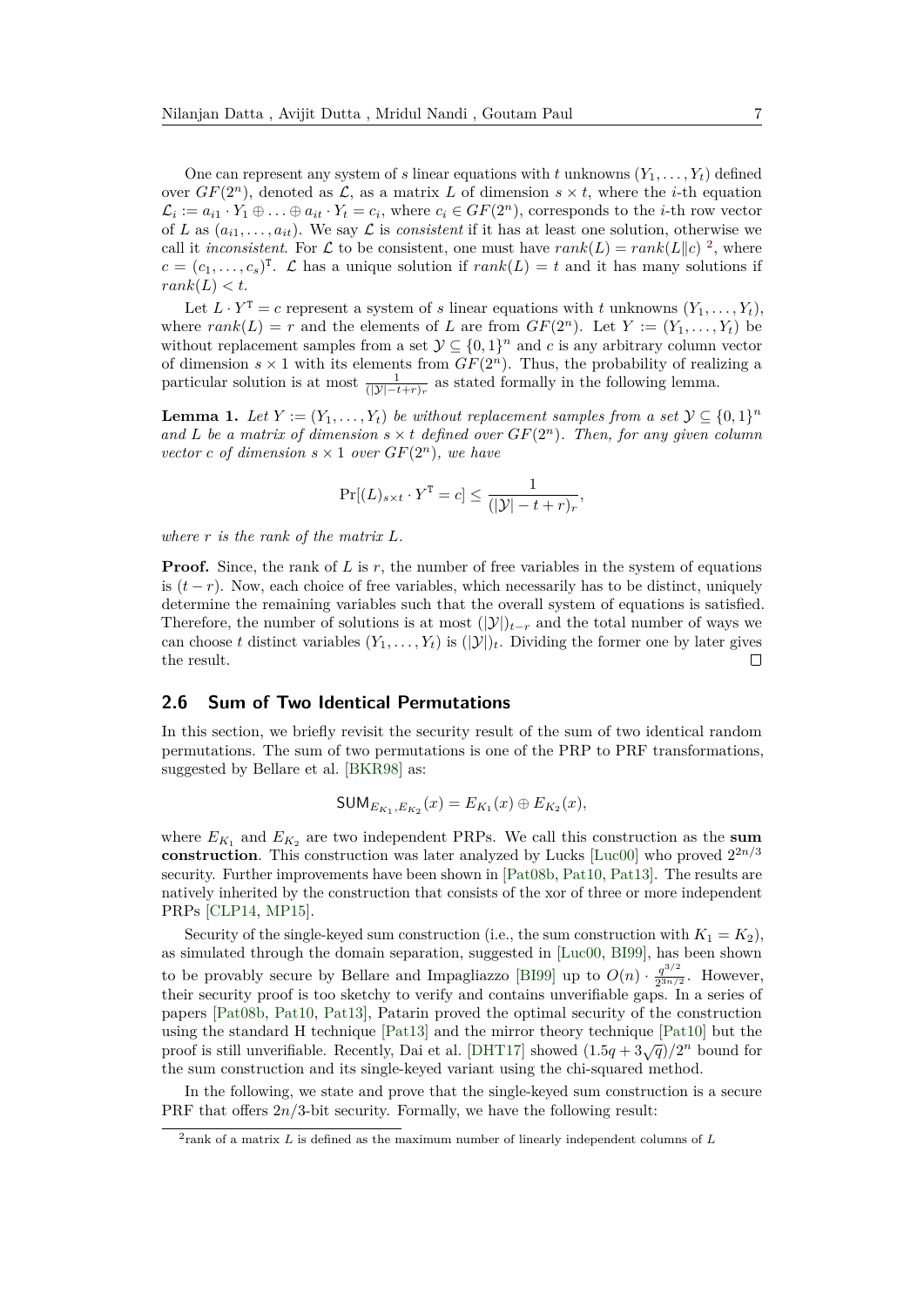One can represent any system of $s$ linear equations with $t$ unknowns $(Y_1, \ldots, Y_t)$ defined over $GF(2^n)$, denoted as $\mathcal{L}$, as a matrix $L$ of dimension $s \times t$, where the $i$-th equation $\mathcal{L}_i := a_{i1} \cdot Y_1 \oplus \ldots \oplus a_{it} \cdot Y_t = c_i$, where $c_i \in GF(2^n)$, corresponds to the $i$-th row vector of $L$ as $(a_{i1}, \ldots, a_{it})$. We say $\mathcal{L}$ is *consistent* if it has at least one solution, otherwise we call it *inconsistent*. For $\mathcal{L}$ to be consistent, one must have $rank(L) = rank(L \| c)$ [2], where $c = (c_1, \ldots, c_s)^{\mathsf{T}}$. $\mathcal{L}$ has a unique solution if $rank(L) = t$ and it has many solutions if $rank(L) < t$.

Let $L \cdot Y^{\mathsf{T}} = c$ represent a system of $s$ linear equations with $t$ unknowns $(Y_1, \ldots, Y_t)$, where $rank(L) = r$ and the elements of $L$ are from $GF(2^n)$. Let $Y := (Y_1, \ldots, Y_t)$ be without replacement samples from a set $\mathcal{Y} \subseteq \{0,1\}^n$ and $c$ is any arbitrary column vector of dimension $s \times 1$ with its elements from $GF(2^n)$. Thus, the probability of realizing a particular solution is at most $\frac{1}{(|\mathcal{Y}|-t+r)_r}$ as stated formally in the following lemma.

**Lemma 1.** *Let $Y := (Y_1, \ldots, Y_t)$ be without replacement samples from a set $\mathcal{Y} \subseteq \{0,1\}^n$ and $L$ be a matrix of dimension $s \times t$ defined over $GF(2^n)$. Then, for any given column vector $c$ of dimension $s \times 1$ over $GF(2^n)$, we have*

$$\Pr[(L)_{s \times t} \cdot Y^{\mathsf{T}} = c] \leq \frac{1}{(|\mathcal{Y}| - t + r)_r},$$

*where $r$ is the rank of the matrix $L$.*

**Proof.** Since, the rank of $L$ is $r$, the number of free variables in the system of equations is $(t - r)$. Now, each choice of free variables, which necessarily has to be distinct, uniquely determine the remaining variables such that the overall system of equations is satisfied. Therefore, the number of solutions is at most $(|\mathcal{Y}|)_{t-r}$ and the total number of ways we can choose $t$ distinct variables $(Y_1, \ldots, Y_t)$ is $(|\mathcal{Y}|)_t$. Dividing the former one by later gives the result. ◻

## 2.6 Sum of Two Identical Permutations

In this section, we briefly revisit the security result of the sum of two identical random permutations. The sum of two permutations is one of the PRP to PRF transformations, suggested by Bellare et al. [BKR98] as:

$$\mathsf{SUM}_{E_{K_1}, E_{K_2}}(x) = E_{K_1}(x) \oplus E_{K_2}(x),$$

where $E_{K_1}$ and $E_{K_2}$ are two independent PRPs. We call this construction as the **sum construction**. This construction was later analyzed by Lucks [Luc00] who proved $2^{2n/3}$ security. Further improvements have been shown in [Pat08b, Pat10, Pat13]. The results are natively inherited by the construction that consists of the xor of three or more independent PRPs [CLP14, MP15].

Security of the single-keyed sum construction (i.e., the sum construction with $K_1 = K_2$), as simulated through the domain separation, suggested in [Luc00, BI99], has been shown to be provably secure by Bellare and Impagliazzo [BI99] up to $O(n) \cdot \frac{q^{3/2}}{2^{3n/2}}$. However, their security proof is too sketchy to verify and contains unverifiable gaps. In a series of papers [Pat08b, Pat10, Pat13], Patarin proved the optimal security of the construction using the standard H technique [Pat13] and the mirror theory technique [Pat10] but the proof is still unverifiable. Recently, Dai et al. [DHT17] showed $(1.5q + 3\sqrt{q})/2^n$ bound for the sum construction and its single-keyed variant using the chi-squared method.

In the following, we state and prove that the single-keyed sum construction is a secure PRF that offers $2n/3$-bit security. Formally, we have the following result:

[2] rank of a matrix $L$ is defined as the maximum number of linearly independent columns of $L$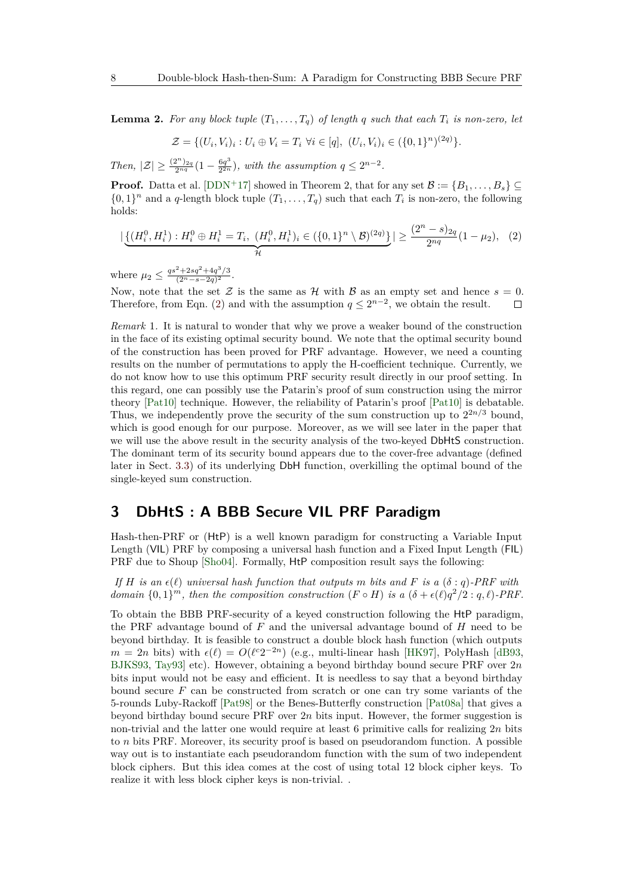**Lemma 2.** *For any block tuple $(T_1, \ldots, T_q)$ of length $q$ such that each $T_i$ is non-zero, let*

$$\mathcal{Z} = \{(U_i, V_i)_i : U_i \oplus V_i = T_i \ \forall i \in [q],\ (U_i, V_i)_i \in (\{0,1\}^n)^{(2q)}\}.$$

*Then, $|\mathcal{Z}| \geq \frac{(2^n)_{2q}}{2^{nq}}(1 - \frac{6q^3}{2^{2n}})$, with the assumption $q \leq 2^{n-2}$.*

**Proof.** Datta et al. [DDN+17] showed in Theorem 2, that for any set $\mathcal{B} := \{B_1, \ldots, B_s\} \subseteq \{0,1\}^n$ and a $q$-length block tuple $(T_1, \ldots, T_q)$ such that each $T_i$ is non-zero, the following holds:

$$|\underbrace{\{(H_i^0, H_i^1) : H_i^0 \oplus H_i^1 = T_i,\ (H_i^0, H_i^1)_i \in (\{0,1\}^n \setminus \mathcal{B})^{(2q)}\}}_{\mathcal{H}}| \geq \frac{(2^n - s)_{2q}}{2^{nq}}(1 - \mu_2), \quad (2)$$

where $\mu_2 \leq \frac{qs^2 + 2sq^2 + 4q^3/3}{(2^n - s - 2q)^2}$.

Now, note that the set $\mathcal{Z}$ is the same as $\mathcal{H}$ with $\mathcal{B}$ as an empty set and hence $s = 0$. Therefore, from Eqn. (2) and with the assumption $q \leq 2^{n-2}$, we obtain the result. ◻

*Remark* 1. It is natural to wonder that why we prove a weaker bound of the construction in the face of its existing optimal security bound. We note that the optimal security bound of the construction has been proved for PRF advantage. However, we need a counting results on the number of permutations to apply the H-coefficient technique. Currently, we do not know how to use this optimum PRF security result directly in our proof setting. In this regard, one can possibly use the Patarin's proof of sum construction using the mirror theory [Pat10] technique. However, the reliability of Patarin's proof [Pat10] is debatable. Thus, we independently prove the security of the sum construction up to $2^{2n/3}$ bound, which is good enough for our purpose. Moreover, as we will see later in the paper that we will use the above result in the security analysis of the two-keyed DbHtS construction. The dominant term of its security bound appears due to the cover-free advantage (defined later in Sect. 3.3) of its underlying DbH function, overkilling the optimal bound of the single-keyed sum construction.

# 3 DbHtS : A BBB Secure VIL PRF Paradigm

Hash-then-PRF or (HtP) is a well known paradigm for constructing a Variable Input Length (VIL) PRF by composing a universal hash function and a Fixed Input Length (FIL) PRF due to Shoup [Sho04]. Formally, HtP composition result says the following:

*If $H$ is an $\epsilon(\ell)$ universal hash function that outputs $m$ bits and $F$ is a $(\delta : q)$-PRF with domain $\{0,1\}^m$, then the composition construction $(F \circ H)$ is a $(\delta + \epsilon(\ell)q^2/2 : q, \ell)$-PRF.*

To obtain the BBB PRF-security of a keyed construction following the HtP paradigm, the PRF advantage bound of $F$ and the universal advantage bound of $H$ need to be beyond birthday. It is feasible to construct a double block hash function (which outputs $m = 2n$ bits) with $\epsilon(\ell) = O(\ell^c 2^{-2n})$ (e.g., multi-linear hash [HK97], PolyHash [dB93, BJKS93, Tay93] etc). However, obtaining a beyond birthday bound secure PRF over $2n$ bits input would not be easy and efficient. It is needless to say that a beyond birthday bound secure $F$ can be constructed from scratch or one can try some variants of the 5-rounds Luby-Rackoff [Pat98] or the Benes-Butterfly construction [Pat08a] that gives a beyond birthday bound secure PRF over $2n$ bits input. However, the former suggestion is non-trivial and the latter one would require at least 6 primitive calls for realizing $2n$ bits to $n$ bits PRF. Moreover, its security proof is based on pseudorandom function. A possible way out is to instantiate each pseudorandom function with the sum of two independent block ciphers. But this idea comes at the cost of using total 12 block cipher keys. To realize it with less block cipher keys is non-trivial. .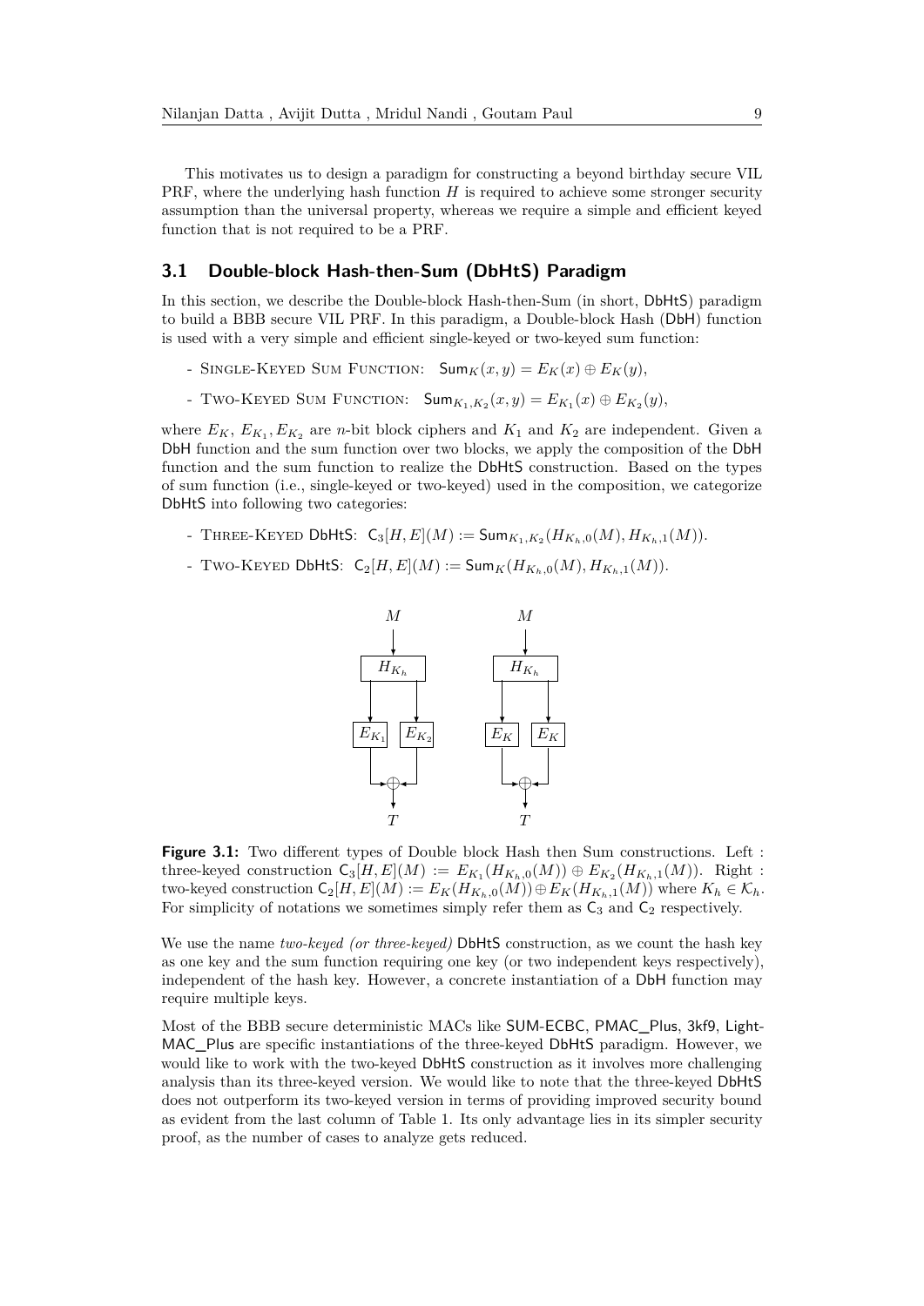This motivates us to design a paradigm for constructing a beyond birthday secure VIL PRF, where the underlying hash function $H$ is required to achieve some stronger security assumption than the universal property, whereas we require a simple and efficient keyed function that is not required to be a PRF.

## 3.1 Double-block Hash-then-Sum (DbHtS) Paradigm

In this section, we describe the Double-block Hash-then-Sum (in short, DbHtS) paradigm to build a BBB secure VIL PRF. In this paradigm, a Double-block Hash (DbH) function is used with a very simple and efficient single-keyed or two-keyed sum function:

- Single-Keyed Sum Function: $\mathsf{Sum}_K(x, y) = E_K(x) \oplus E_K(y)$,
- Two-Keyed Sum Function: $\mathsf{Sum}_{K_1,K_2}(x, y) = E_{K_1}(x) \oplus E_{K_2}(y)$,

where $E_K$, $E_{K_1}, E_{K_2}$ are $n$-bit block ciphers and $K_1$ and $K_2$ are independent. Given a DbH function and the sum function over two blocks, we apply the composition of the DbH function and the sum function to realize the DbHtS construction. Based on the types of sum function (i.e., single-keyed or two-keyed) used in the composition, we categorize DbHtS into following two categories:

- Three-Keyed DbHtS: $\mathsf{C}_3[H, E](M) := \mathsf{Sum}_{K_1,K_2}(H_{K_h,0}(M), H_{K_h,1}(M))$.
- Two-Keyed DbHtS: $\mathsf{C}_2[H, E](M) := \mathsf{Sum}_K(H_{K_h,0}(M), H_{K_h,1}(M))$.

**Figure 3.1:** Two different types of Double block Hash then Sum constructions. Left : three-keyed construction $\mathsf{C}_3[H, E](M) := E_{K_1}(H_{K_h,0}(M)) \oplus E_{K_2}(H_{K_h,1}(M))$. Right : two-keyed construction $\mathsf{C}_2[H, E](M) := E_K(H_{K_h,0}(M)) \oplus E_K(H_{K_h,1}(M))$ where $K_h \in \mathcal{K}_h$. For simplicity of notations we sometimes simply refer them as $\mathsf{C}_3$ and $\mathsf{C}_2$ respectively.

We use the name *two-keyed (or three-keyed)* DbHtS construction, as we count the hash key as one key and the sum function requiring one key (or two independent keys respectively), independent of the hash key. However, a concrete instantiation of a DbH function may require multiple keys.

Most of the BBB secure deterministic MACs like SUM-ECBC, PMAC_Plus, 3kf9, LightMAC_Plus are specific instantiations of the three-keyed DbHtS paradigm. However, we would like to work with the two-keyed DbHtS construction as it involves more challenging analysis than its three-keyed version. We would like to note that the three-keyed DbHtS does not outperform its two-keyed version in terms of providing improved security bound as evident from the last column of Table 1. Its only advantage lies in its simpler security proof, as the number of cases to analyze gets reduced.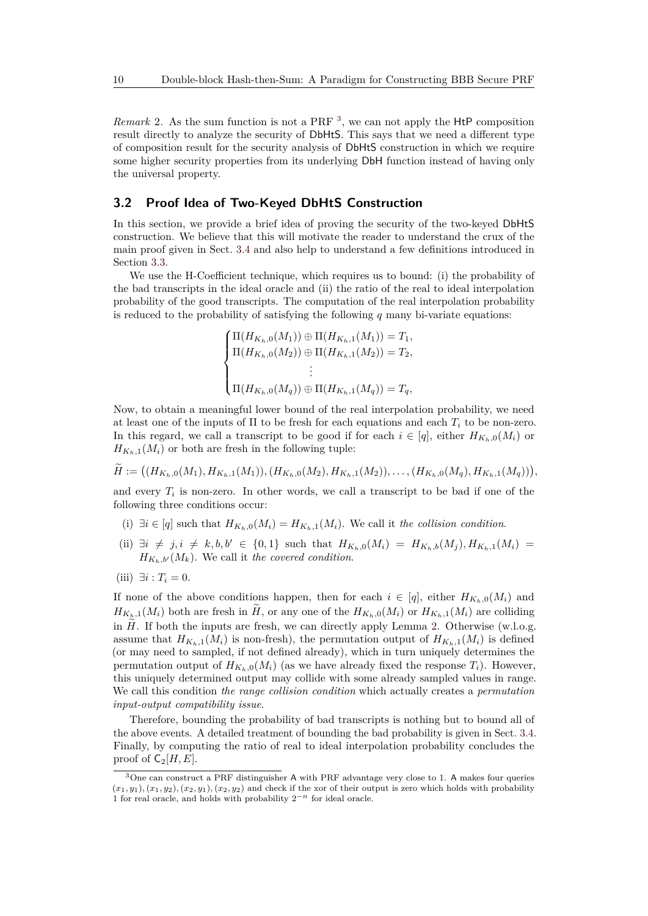*Remark* 2. As the sum function is not a PRF [3], we can not apply the HtP composition result directly to analyze the security of DbHtS. This says that we need a different type of composition result for the security analysis of DbHtS construction in which we require some higher security properties from its underlying DbH function instead of having only the universal property.

### 3.2 Proof Idea of Two-Keyed DbHtS Construction

In this section, we provide a brief idea of proving the security of the two-keyed DbHtS construction. We believe that this will motivate the reader to understand the crux of the main proof given in Sect. 3.4 and also help to understand a few definitions introduced in Section 3.3.

We use the H-Coefficient technique, which requires us to bound: (i) the probability of the bad transcripts in the ideal oracle and (ii) the ratio of the real to ideal interpolation probability of the good transcripts. The computation of the real interpolation probability is reduced to the probability of satisfying the following $q$ many bi-variate equations:

$$\begin{cases} \Pi(H_{K_h,0}(M_1)) \oplus \Pi(H_{K_h,1}(M_1)) = T_1, \\ \Pi(H_{K_h,0}(M_2)) \oplus \Pi(H_{K_h,1}(M_2)) = T_2, \\ \qquad\qquad\qquad \vdots \\ \Pi(H_{K_h,0}(M_q)) \oplus \Pi(H_{K_h,1}(M_q)) = T_q, \end{cases}$$

Now, to obtain a meaningful lower bound of the real interpolation probability, we need at least one of the inputs of $\Pi$ to be fresh for each equations and each $T_i$ to be non-zero. In this regard, we call a transcript to be good if for each $i \in [q]$, either $H_{K_h,0}(M_i)$ or $H_{K_h,1}(M_i)$ or both are fresh in the following tuple:

$$\widetilde{H} := \big((H_{K_h,0}(M_1), H_{K_h,1}(M_1)), (H_{K_h,0}(M_2), H_{K_h,1}(M_2)), \ldots, (H_{K_h,0}(M_q), H_{K_h,1}(M_q))\big),$$

and every $T_i$ is non-zero. In other words, we call a transcript to be bad if one of the following three conditions occur:

(i) $\exists i \in [q]$ such that $H_{K_h,0}(M_i) = H_{K_h,1}(M_i)$. We call it *the collision condition*.

(ii) $\exists i \neq j, i \neq k, b, b' \in \{0,1\}$ such that $H_{K_h,0}(M_i) = H_{K_h,b}(M_j), H_{K_h,1}(M_i) = H_{K_h,b'}(M_k)$. We call it *the covered condition*.

(iii) $\exists i : T_i = 0$.

If none of the above conditions happen, then for each $i \in [q]$, either $H_{K_h,0}(M_i)$ and $H_{K_h,1}(M_i)$ both are fresh in $\widetilde{H}$, or any one of the $H_{K_h,0}(M_i)$ or $H_{K_h,1}(M_i)$ are colliding in $\widetilde{H}$. If both the inputs are fresh, we can directly apply Lemma 2. Otherwise (w.l.o.g. assume that $H_{K_h,1}(M_i)$ is non-fresh), the permutation output of $H_{K_h,1}(M_i)$ is defined (or may need to sampled, if not defined already), which in turn uniquely determines the permutation output of $H_{K_h,0}(M_i)$ (as we have already fixed the response $T_i$). However, this uniquely determined output may collide with some already sampled values in range. We call this condition *the range collision condition* which actually creates a *permutation input-output compatibility issue*.

Therefore, bounding the probability of bad transcripts is nothing but to bound all of the above events. A detailed treatment of bounding the bad probability is given in Sect. 3.4. Finally, by computing the ratio of real to ideal interpolation probability concludes the proof of $\mathsf{C}_2[H, E]$.

[3] One can construct a PRF distinguisher A with PRF advantage very close to 1. A makes four queries $(x_1, y_1), (x_1, y_2), (x_2, y_1), (x_2, y_2)$ and check if the xor of their output is zero which holds with probability 1 for real oracle, and holds with probability $2^{-n}$ for ideal oracle.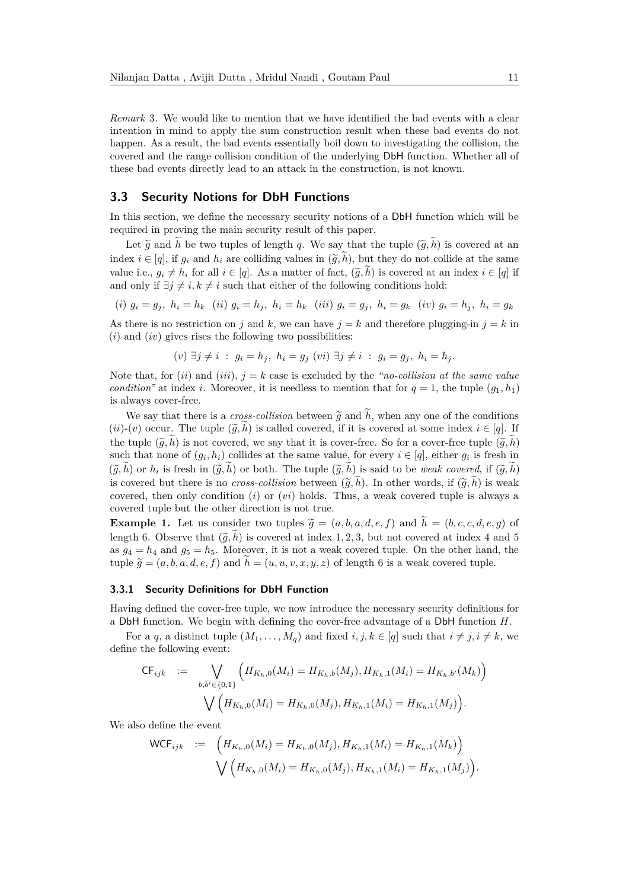*Remark* 3. We would like to mention that we have identified the bad events with a clear intention in mind to apply the sum construction result when these bad events do not happen. As a result, the bad events essentially boil down to investigating the collision, the covered and the range collision condition of the underlying DbH function. Whether all of these bad events directly lead to an attack in the construction, is not known.

## 3.3 Security Notions for DbH Functions

In this section, we define the necessary security notions of a DbH function which will be required in proving the main security result of this paper.

Let $\widetilde{g}$ and $\widetilde{h}$ be two tuples of length $q$. We say that the tuple $(\widetilde{g}, \widetilde{h})$ is covered at an index $i \in [q]$, if $g_i$ and $h_i$ are colliding values in $(\widetilde{g}, \widetilde{h})$, but they do not collide at the same value i.e., $g_i \neq h_i$ for all $i \in [q]$. As a matter of fact, $(\widetilde{g}, \widetilde{h})$ is covered at an index $i \in [q]$ if and only if $\exists j \neq i, k \neq i$ such that either of the following conditions hold:

$$(i)\ g_i = g_j,\ h_i = h_k \quad (ii)\ g_i = h_j,\ h_i = h_k \quad (iii)\ g_i = g_j,\ h_i = g_k \quad (iv)\ g_i = h_j,\ h_i = g_k$$

As there is no restriction on $j$ and $k$, we can have $j = k$ and therefore plugging-in $j = k$ in $(i)$ and $(iv)$ gives rises the following two possibilities:

$$(v)\ \exists j \neq i\ :\ g_i = h_j,\ h_i = g_j \ (vi)\ \exists j \neq i\ :\ g_i = g_j,\ h_i = h_j.$$

Note that, for $(ii)$ and $(iii)$, $j = k$ case is excluded by the *"no-collision at the same value condition"* at index $i$. Moreover, it is needless to mention that for $q = 1$, the tuple $(g_1, h_1)$ is always cover-free.

We say that there is a *cross-collision* between $\widetilde{g}$ and $\widetilde{h}$, when any one of the conditions $(ii)$-$(v)$ occur. The tuple $(\widetilde{g}, \widetilde{h})$ is called covered, if it is covered at some index $i \in [q]$. If the tuple $(\widetilde{g}, \widetilde{h})$ is not covered, we say that it is cover-free. So for a cover-free tuple $(\widetilde{g}, \widetilde{h})$ such that none of $(g_i, h_i)$ collides at the same value, for every $i \in [q]$, either $g_i$ is fresh in $(\widetilde{g}, \widetilde{h})$ or $h_i$ is fresh in $(\widetilde{g}, \widetilde{h})$ or both. The tuple $(\widetilde{g}, \widetilde{h})$ is said to be *weak covered*, if $(\widetilde{g}, \widetilde{h})$ is covered but there is no *cross-collision* between $(\widetilde{g}, \widetilde{h})$. In other words, if $(\widetilde{g}, \widetilde{h})$ is weak covered, then only condition $(i)$ or $(vi)$ holds. Thus, a weak covered tuple is always a covered tuple but the other direction is not true.

**Example 1.** Let us consider two tuples $\widetilde{g} = (a, b, a, d, e, f)$ and $\widetilde{h} = (b, c, c, d, e, g)$ of length 6. Observe that $(\widetilde{g}, \widetilde{h})$ is covered at index $1, 2, 3$, but not covered at index 4 and 5 as $g_4 = h_4$ and $g_5 = h_5$. Moreover, it is not a weak covered tuple. On the other hand, the tuple $\widetilde{g} = (a, b, a, d, e, f)$ and $\widetilde{h} = (u, u, v, x, y, z)$ of length 6 is a weak covered tuple.

### 3.3.1 Security Definitions for DbH Function

Having defined the cover-free tuple, we now introduce the necessary security definitions for a DbH function. We begin with defining the cover-free advantage of a DbH function $H$.

For a $q$, a distinct tuple $(M_1, \ldots, M_q)$ and fixed $i, j, k \in [q]$ such that $i \neq j, i \neq k$, we define the following event:

$$\begin{aligned}
\mathsf{CF}_{ijk} \ :=\ & \bigvee_{b,b' \in \{0,1\}} \Big( H_{K_h,0}(M_i) = H_{K_h,b}(M_j), H_{K_h,1}(M_i) = H_{K_h,b'}(M_k) \Big) \\
& \bigvee \Big( H_{K_h,0}(M_i) = H_{K_h,0}(M_j), H_{K_h,1}(M_i) = H_{K_h,1}(M_j) \Big).
\end{aligned}$$

We also define the event

$$\begin{aligned}
\mathsf{WCF}_{ijk} \ :=\ & \Big( H_{K_h,0}(M_i) = H_{K_h,0}(M_j), H_{K_h,1}(M_i) = H_{K_h,1}(M_k) \Big) \\
& \bigvee \Big( H_{K_h,0}(M_i) = H_{K_h,0}(M_j), H_{K_h,1}(M_i) = H_{K_h,1}(M_j) \Big).
\end{aligned}$$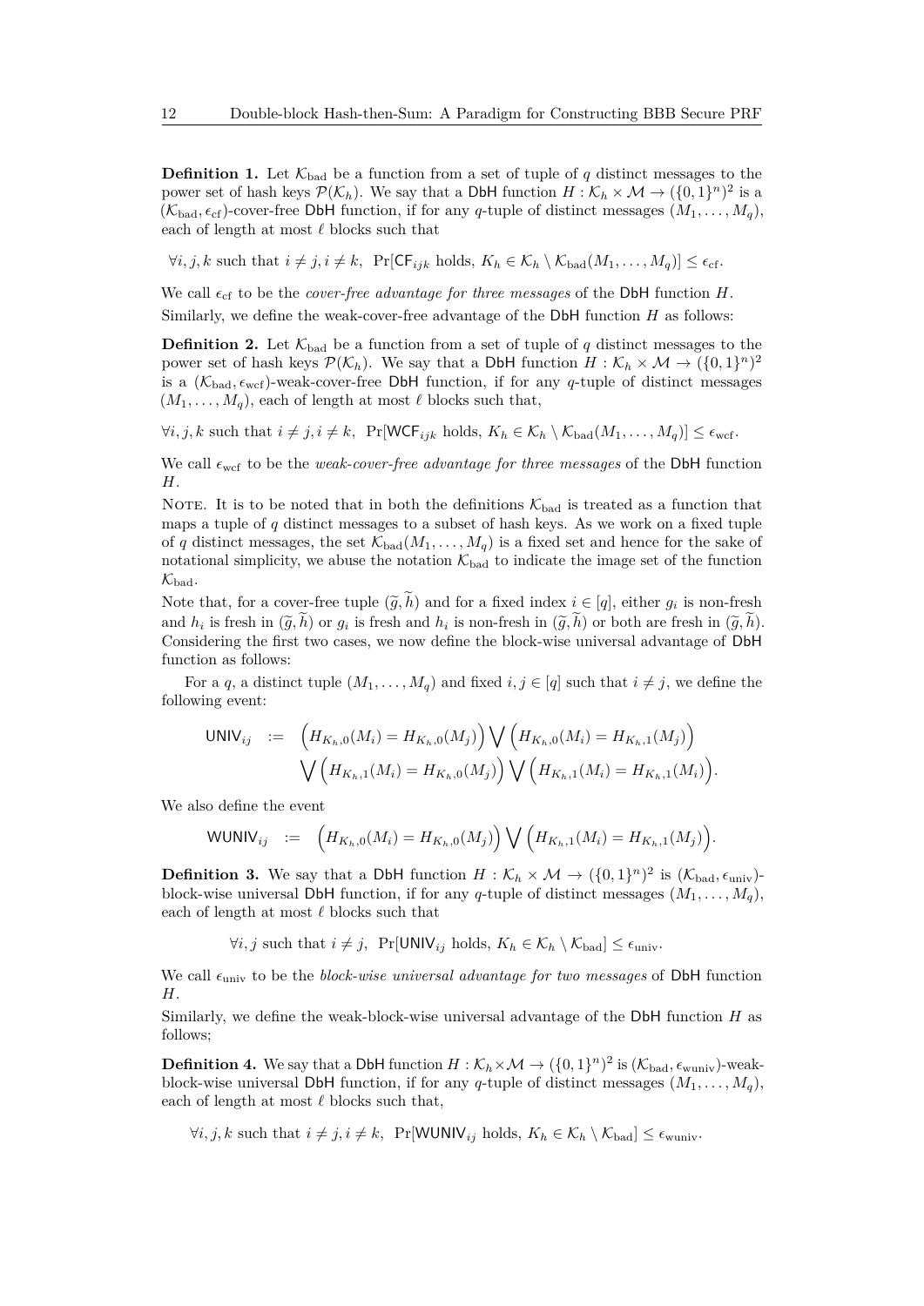**Definition 1.** Let $\mathcal{K}_{\mathrm{bad}}$ be a function from a set of tuple of $q$ distinct messages to the power set of hash keys $\mathcal{P}(\mathcal{K}_h)$. We say that a $\mathsf{DbH}$ function $H : \mathcal{K}_h \times \mathcal{M} \to (\{0,1\}^n)^2$ is a $(\mathcal{K}_{\mathrm{bad}}, \epsilon_{\mathrm{cf}})$-cover-free $\mathsf{DbH}$ function, if for any $q$-tuple of distinct messages $(M_1, \ldots, M_q)$, each of length at most $\ell$ blocks such that

$$\forall i,j,k \text{ such that } i \neq j, i \neq k,\;\; \Pr[\mathsf{CF}_{ijk} \text{ holds}, K_h \in \mathcal{K}_h \setminus \mathcal{K}_{\mathrm{bad}}(M_1, \ldots, M_q)] \leq \epsilon_{\mathrm{cf}}.$$

We call $\epsilon_{\mathrm{cf}}$ to be the *cover-free advantage for three messages* of the $\mathsf{DbH}$ function $H$.

Similarly, we define the weak-cover-free advantage of the $\mathsf{DbH}$ function $H$ as follows:

**Definition 2.** Let $\mathcal{K}_{\mathrm{bad}}$ be a function from a set of tuple of $q$ distinct messages to the power set of hash keys $\mathcal{P}(\mathcal{K}_h)$. We say that a $\mathsf{DbH}$ function $H : \mathcal{K}_h \times \mathcal{M} \to (\{0,1\}^n)^2$ is a $(\mathcal{K}_{\mathrm{bad}}, \epsilon_{\mathrm{wcf}})$-weak-cover-free $\mathsf{DbH}$ function, if for any $q$-tuple of distinct messages $(M_1, \ldots, M_q)$, each of length at most $\ell$ blocks such that,

$$\forall i,j,k \text{ such that } i \neq j, i \neq k,\;\; \Pr[\mathsf{WCF}_{ijk} \text{ holds}, K_h \in \mathcal{K}_h \setminus \mathcal{K}_{\mathrm{bad}}(M_1, \ldots, M_q)] \leq \epsilon_{\mathrm{wcf}}.$$

We call $\epsilon_{\mathrm{wcf}}$ to be the *weak-cover-free advantage for three messages* of the $\mathsf{DbH}$ function $H$.

Note. It is to be noted that in both the definitions $\mathcal{K}_{\mathrm{bad}}$ is treated as a function that maps a tuple of $q$ distinct messages to a subset of hash keys. As we work on a fixed tuple of $q$ distinct messages, the set $\mathcal{K}_{\mathrm{bad}}(M_1, \ldots, M_q)$ is a fixed set and hence for the sake of notational simplicity, we abuse the notation $\mathcal{K}_{\mathrm{bad}}$ to indicate the image set of the function $\mathcal{K}_{\mathrm{bad}}$.

Note that, for a cover-free tuple $(\widetilde{g}, \widetilde{h})$ and for a fixed index $i \in [q]$, either $g_i$ is non-fresh and $h_i$ is fresh in $(\widetilde{g}, \widetilde{h})$ or $g_i$ is fresh and $h_i$ is non-fresh in $(\widetilde{g}, \widetilde{h})$ or both are fresh in $(\widetilde{g}, \widetilde{h})$. Considering the first two cases, we now define the block-wise universal advantage of $\mathsf{DbH}$ function as follows:

For a $q$, a distinct tuple $(M_1, \ldots, M_q)$ and fixed $i, j \in [q]$ such that $i \neq j$, we define the following event:

$$\begin{aligned}
\mathsf{UNIV}_{ij} \;\; := \;\; & \Big(H_{K_h,0}(M_i) = H_{K_h,0}(M_j)\Big) \bigvee \Big(H_{K_h,0}(M_i) = H_{K_h,1}(M_j)\Big) \\
& \bigvee \Big(H_{K_h,1}(M_i) = H_{K_h,0}(M_j)\Big) \bigvee \Big(H_{K_h,1}(M_i) = H_{K_h,1}(M_i)\Big).
\end{aligned}$$

We also define the event

$$\mathsf{WUNIV}_{ij} \;\; := \;\; \Big(H_{K_h,0}(M_i) = H_{K_h,0}(M_j)\Big) \bigvee \Big(H_{K_h,1}(M_i) = H_{K_h,1}(M_j)\Big).$$

**Definition 3.** We say that a $\mathsf{DbH}$ function $H : \mathcal{K}_h \times \mathcal{M} \to (\{0,1\}^n)^2$ is $(\mathcal{K}_{\mathrm{bad}}, \epsilon_{\mathrm{univ}})$-block-wise universal $\mathsf{DbH}$ function, if for any $q$-tuple of distinct messages $(M_1, \ldots, M_q)$, each of length at most $\ell$ blocks such that

$$\forall i,j \text{ such that } i \neq j,\;\; \Pr[\mathsf{UNIV}_{ij} \text{ holds}, K_h \in \mathcal{K}_h \setminus \mathcal{K}_{\mathrm{bad}}] \leq \epsilon_{\mathrm{univ}}.$$

We call $\epsilon_{\mathrm{univ}}$ to be the *block-wise universal advantage for two messages* of $\mathsf{DbH}$ function $H$.

Similarly, we define the weak-block-wise universal advantage of the $\mathsf{DbH}$ function $H$ as follows;

**Definition 4.** We say that a $\mathsf{DbH}$ function $H : \mathcal{K}_h \times \mathcal{M} \to (\{0,1\}^n)^2$ is $(\mathcal{K}_{\mathrm{bad}}, \epsilon_{\mathrm{wuniv}})$-weak-block-wise universal $\mathsf{DbH}$ function, if for any $q$-tuple of distinct messages $(M_1, \ldots, M_q)$, each of length at most $\ell$ blocks such that,

$$\forall i,j,k \text{ such that } i \neq j, i \neq k,\;\; \Pr[\mathsf{WUNIV}_{ij} \text{ holds}, K_h \in \mathcal{K}_h \setminus \mathcal{K}_{\mathrm{bad}}] \leq \epsilon_{\mathrm{wuniv}}.$$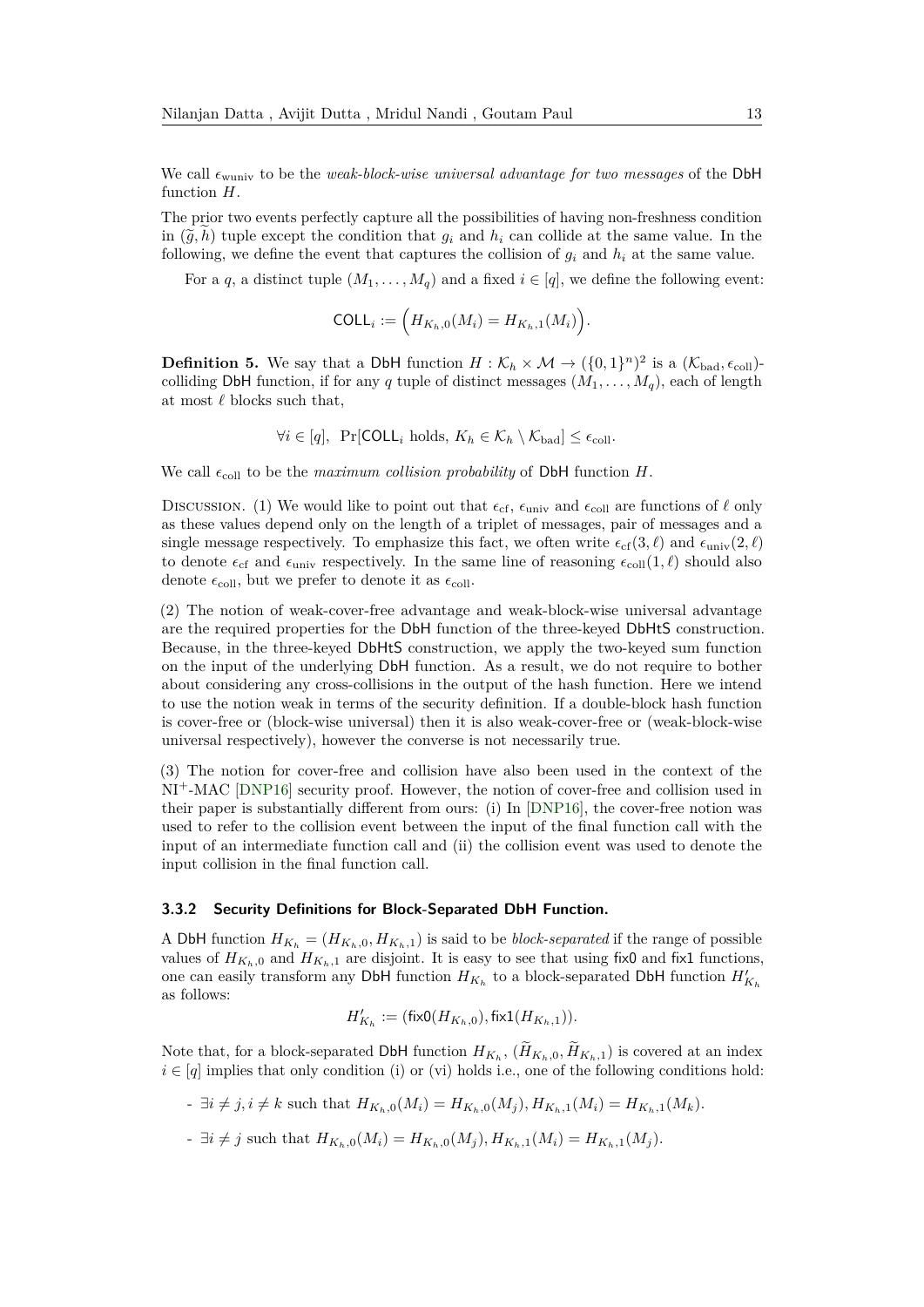We call $\epsilon_{\text{wuniv}}$ to be the *weak-block-wise universal advantage for two messages* of the $\mathsf{DbH}$ function $H$.

The prior two events perfectly capture all the possibilities of having non-freshness condition in $(\widetilde{g}, \widetilde{h})$ tuple except the condition that $g_i$ and $h_i$ can collide at the same value. In the following, we define the event that captures the collision of $g_i$ and $h_i$ at the same value.

For a $q$, a distinct tuple $(M_1, \ldots, M_q)$ and a fixed $i \in [q]$, we define the following event:

$$\mathsf{COLL}_i := \Big(H_{K_h,0}(M_i) = H_{K_h,1}(M_i)\Big).$$

**Definition 5.** We say that a $\mathsf{DbH}$ function $H : \mathcal{K}_h \times \mathcal{M} \to (\{0,1\}^n)^2$ is a $(\mathcal{K}_{\text{bad}}, \epsilon_{\text{coll}})$-colliding $\mathsf{DbH}$ function, if for any $q$ tuple of distinct messages $(M_1, \ldots, M_q)$, each of length at most $\ell$ blocks such that,

$$\forall i \in [q], \;\; \Pr[\mathsf{COLL}_i \text{ holds}, \, K_h \in \mathcal{K}_h \setminus \mathcal{K}_{\text{bad}}] \leq \epsilon_{\text{coll}}.$$

We call $\epsilon_{\text{coll}}$ to be the *maximum collision probability* of $\mathsf{DbH}$ function $H$.

Discussion. (1) We would like to point out that $\epsilon_{\text{cf}}$, $\epsilon_{\text{univ}}$ and $\epsilon_{\text{coll}}$ are functions of $\ell$ only as these values depend only on the length of a triplet of messages, pair of messages and a single message respectively. To emphasize this fact, we often write $\epsilon_{\text{cf}}(3, \ell)$ and $\epsilon_{\text{univ}}(2, \ell)$ to denote $\epsilon_{\text{cf}}$ and $\epsilon_{\text{univ}}$ respectively. In the same line of reasoning $\epsilon_{\text{coll}}(1, \ell)$ should also denote $\epsilon_{\text{coll}}$, but we prefer to denote it as $\epsilon_{\text{coll}}$.

(2) The notion of weak-cover-free advantage and weak-block-wise universal advantage are the required properties for the $\mathsf{DbH}$ function of the three-keyed $\mathsf{DbHtS}$ construction. Because, in the three-keyed $\mathsf{DbHtS}$ construction, we apply the two-keyed sum function on the input of the underlying $\mathsf{DbH}$ function. As a result, we do not require to bother about considering any cross-collisions in the output of the hash function. Here we intend to use the notion weak in terms of the security definition. If a double-block hash function is cover-free or (block-wise universal) then it is also weak-cover-free or (weak-block-wise universal respectively), however the converse is not necessarily true.

(3) The notion for cover-free and collision have also been used in the context of the NI$^+$-MAC [DNP16] security proof. However, the notion of cover-free and collision used in their paper is substantially different from ours: (i) In [DNP16], the cover-free notion was used to refer to the collision event between the input of the final function call with the input of an intermediate function call and (ii) the collision event was used to denote the input collision in the final function call.

### 3.3.2 Security Definitions for Block-Separated DbH Function.

A $\mathsf{DbH}$ function $H_{K_h} = (H_{K_h,0}, H_{K_h,1})$ is said to be *block-separated* if the range of possible values of $H_{K_h,0}$ and $H_{K_h,1}$ are disjoint. It is easy to see that using $\mathsf{fix0}$ and $\mathsf{fix1}$ functions, one can easily transform any $\mathsf{DbH}$ function $H_{K_h}$ to a block-separated $\mathsf{DbH}$ function $H'_{K_h}$ as follows:

$$H'_{K_h} := (\mathsf{fix0}(H_{K_h,0}), \mathsf{fix1}(H_{K_h,1})).$$

Note that, for a block-separated $\mathsf{DbH}$ function $H_{K_h}$, $(\widetilde{H}_{K_h,0}, \widetilde{H}_{K_h,1})$ is covered at an index $i \in [q]$ implies that only condition (i) or (vi) holds i.e., one of the following conditions hold:

- $\exists i \neq j, i \neq k$ such that $H_{K_h,0}(M_i) = H_{K_h,0}(M_j), H_{K_h,1}(M_i) = H_{K_h,1}(M_k)$.
- $\exists i \neq j$ such that $H_{K_h,0}(M_i) = H_{K_h,0}(M_j), H_{K_h,1}(M_i) = H_{K_h,1}(M_j)$.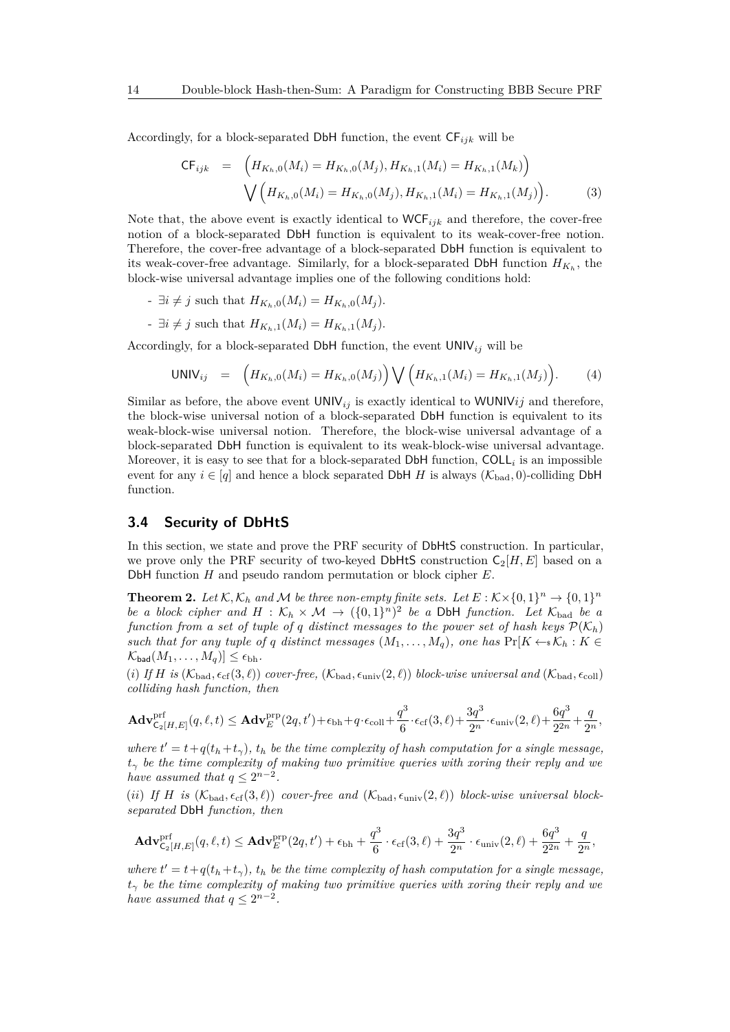Accordingly, for a block-separated DbH function, the event $\mathsf{CF}_{ijk}$ will be

$$\mathsf{CF}_{ijk} = \Big(H_{K_h,0}(M_i) = H_{K_h,0}(M_j), H_{K_h,1}(M_i) = H_{K_h,1}(M_k)\Big) \bigvee \Big(H_{K_h,0}(M_i) = H_{K_h,0}(M_j), H_{K_h,1}(M_i) = H_{K_h,1}(M_j)\Big). \quad (3)$$

Note that, the above event is exactly identical to $\mathsf{WCF}_{ijk}$ and therefore, the cover-free notion of a block-separated DbH function is equivalent to its weak-cover-free notion. Therefore, the cover-free advantage of a block-separated DbH function is equivalent to its weak-cover-free advantage. Similarly, for a block-separated DbH function $H_{K_h}$, the block-wise universal advantage implies one of the following conditions hold:

- $\exists i \neq j$ such that $H_{K_h,0}(M_i) = H_{K_h,0}(M_j)$.
- $\exists i \neq j$ such that $H_{K_h,1}(M_i) = H_{K_h,1}(M_j)$.

Accordingly, for a block-separated DbH function, the event $\mathsf{UNIV}_{ij}$ will be

$$\mathsf{UNIV}_{ij} = \Big(H_{K_h,0}(M_i) = H_{K_h,0}(M_j)\Big) \bigvee \Big(H_{K_h,1}(M_i) = H_{K_h,1}(M_j)\Big). \quad (4)$$

Similar as before, the above event $\mathsf{UNIV}_{ij}$ is exactly identical to $\mathsf{WUNIV}ij$ and therefore, the block-wise universal notion of a block-separated DbH function is equivalent to its weak-block-wise universal notion. Therefore, the block-wise universal advantage of a block-separated DbH function is equivalent to its weak-block-wise universal advantage. Moreover, it is easy to see that for a block-separated DbH function, $\mathsf{COLL}_i$ is an impossible event for any $i \in [q]$ and hence a block separated DbH $H$ is always $(\mathcal{K}_{\mathrm{bad}}, 0)$-colliding DbH function.

### 3.4 Security of DbHtS

In this section, we state and prove the PRF security of DbHtS construction. In particular, we prove only the PRF security of two-keyed DbHtS construction $\mathsf{C}_2[H, E]$ based on a DbH function $H$ and pseudo random permutation or block cipher $E$.

**Theorem 2.** *Let $\mathcal{K}, \mathcal{K}_h$ and $\mathcal{M}$ be three non-empty finite sets. Let $E : \mathcal{K} \times \{0,1\}^n \to \{0,1\}^n$ be a block cipher and $H : \mathcal{K}_h \times \mathcal{M} \to (\{0,1\}^n)^2$ be a DbH function. Let $\mathcal{K}_{\mathrm{bad}}$ be a function from a set of tuple of $q$ distinct messages to the power set of hash keys $\mathcal{P}(\mathcal{K}_h)$ such that for any tuple of $q$ distinct messages $(M_1, \ldots, M_q)$, one has $\Pr[K \leftarrow\!\!\$\, \mathcal{K}_h : K \in \mathcal{K}_{\mathsf{bad}}(M_1, \ldots, M_q)] \leq \epsilon_{\mathrm{bh}}$.*

(*i*) *If $H$ is $(\mathcal{K}_{\mathrm{bad}}, \epsilon_{\mathrm{cf}}(3, \ell))$ cover-free, $(\mathcal{K}_{\mathrm{bad}}, \epsilon_{\mathrm{univ}}(2, \ell))$ block-wise universal and $(\mathcal{K}_{\mathrm{bad}}, \epsilon_{\mathrm{coll}})$ colliding hash function, then*

$$\mathbf{Adv}^{\mathrm{prf}}_{\mathsf{C}_2[H,E]}(q, \ell, t) \leq \mathbf{Adv}^{\mathrm{prp}}_E(2q, t') + \epsilon_{\mathrm{bh}} + q \cdot \epsilon_{\mathrm{coll}} + \frac{q^3}{6} \cdot \epsilon_{\mathrm{cf}}(3, \ell) + \frac{3q^3}{2^n} \cdot \epsilon_{\mathrm{univ}}(2, \ell) + \frac{6q^3}{2^{2n}} + \frac{q}{2^n},$$

*where $t' = t + q(t_h + t_\gamma)$, $t_h$ be the time complexity of hash computation for a single message, $t_\gamma$ be the time complexity of making two primitive queries with xoring their reply and we have assumed that $q \leq 2^{n-2}$.*

(*ii*) *If $H$ is $(\mathcal{K}_{\mathrm{bad}}, \epsilon_{\mathrm{cf}}(3, \ell))$ cover-free and $(\mathcal{K}_{\mathrm{bad}}, \epsilon_{\mathrm{univ}}(2, \ell))$ block-wise universal block-separated DbH function, then*

$$\mathbf{Adv}^{\mathrm{prf}}_{\mathsf{C}_2[H,E]}(q, \ell, t) \leq \mathbf{Adv}^{\mathrm{prp}}_E(2q, t') + \epsilon_{\mathrm{bh}} + \frac{q^3}{6} \cdot \epsilon_{\mathrm{cf}}(3, \ell) + \frac{3q^3}{2^n} \cdot \epsilon_{\mathrm{univ}}(2, \ell) + \frac{6q^3}{2^{2n}} + \frac{q}{2^n},$$

*where $t' = t + q(t_h + t_\gamma)$, $t_h$ be the time complexity of hash computation for a single message, $t_\gamma$ be the time complexity of making two primitive queries with xoring their reply and we have assumed that $q \leq 2^{n-2}$.*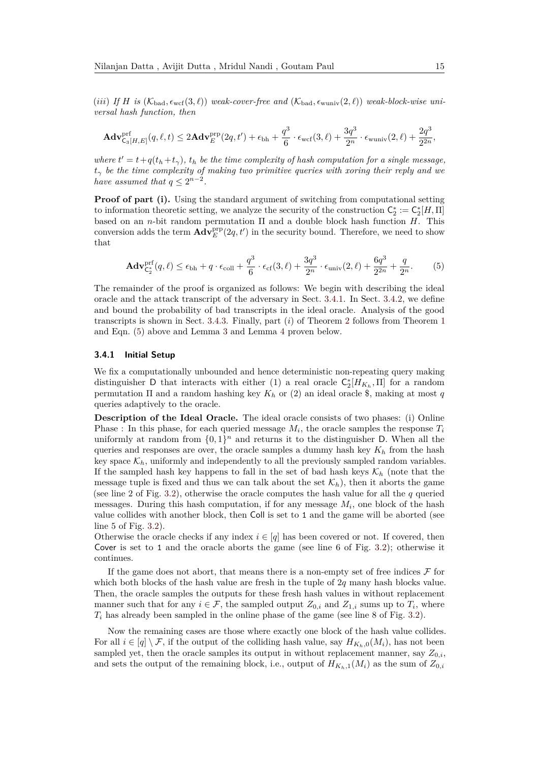*(iii) If $H$ is $(\mathcal{K}_{\mathrm{bad}}, \epsilon_{\mathrm{wcf}}(3,\ell))$ weak-cover-free and $(\mathcal{K}_{\mathrm{bad}}, \epsilon_{\mathrm{wuniv}}(2,\ell))$ weak-block-wise universal hash function, then*

$$\mathbf{Adv}^{\mathrm{prf}}_{\mathsf{C}_3[H,E]}(q,\ell,t) \leq 2\mathbf{Adv}^{\mathrm{prp}}_{E}(2q,t') + \epsilon_{\mathrm{bh}} + \frac{q^3}{6}\cdot \epsilon_{\mathrm{wcf}}(3,\ell) + \frac{3q^3}{2^n}\cdot \epsilon_{\mathrm{wuniv}}(2,\ell) + \frac{2q^3}{2^{2n}},$$

*where $t' = t + q(t_h + t_\gamma)$, $t_h$ be the time complexity of hash computation for a single message, $t_\gamma$ be the time complexity of making two primitive queries with xoring their reply and we have assumed that $q \leq 2^{n-2}$.*

**Proof of part (i).** Using the standard argument of switching from computational setting to information theoretic setting, we analyze the security of the construction $\mathsf{C}_2^* := \mathsf{C}_2^*[H,\Pi]$ based on an $n$-bit random permutation $\Pi$ and a double block hash function $H$. This conversion adds the term $\mathbf{Adv}^{\mathrm{prp}}_{E}(2q,t')$ in the security bound. Therefore, we need to show that

$$\mathbf{Adv}^{\mathrm{prf}}_{\mathsf{C}_2^*}(q,\ell) \leq \epsilon_{\mathrm{bh}} + q\cdot\epsilon_{\mathrm{coll}} + \frac{q^3}{6}\cdot\epsilon_{\mathrm{cf}}(3,\ell) + \frac{3q^3}{2^n}\cdot\epsilon_{\mathrm{univ}}(2,\ell) + \frac{6q^3}{2^{2n}} + \frac{q}{2^n}. \qquad (5)$$

The remainder of the proof is organized as follows: We begin with describing the ideal oracle and the attack transcript of the adversary in Sect. 3.4.1. In Sect. 3.4.2, we define and bound the probability of bad transcripts in the ideal oracle. Analysis of the good transcripts is shown in Sect. 3.4.3. Finally, part $(i)$ of Theorem 2 follows from Theorem 1 and Eqn. (5) above and Lemma 3 and Lemma 4 proven below.

### 3.4.1 Initial Setup

We fix a computationally unbounded and hence deterministic non-repeating query making distinguisher $\mathsf{D}$ that interacts with either (1) a real oracle $\mathsf{C}_2^*[H_{K_h},\Pi]$ for a random permutation $\Pi$ and a random hashing key $K_h$ or (2) an ideal oracle \$, making at most $q$ queries adaptively to the oracle.

**Description of the Ideal Oracle.** The ideal oracle consists of two phases: (i) Online Phase : In this phase, for each queried message $M_i$, the oracle samples the response $T_i$ uniformly at random from $\{0,1\}^n$ and returns it to the distinguisher $\mathsf{D}$. When all the queries and responses are over, the oracle samples a dummy hash key $K_h$ from the hash key space $\mathcal{K}_h$, uniformly and independently to all the previously sampled random variables. If the sampled hash key happens to fall in the set of bad hash keys $\mathcal{K}_h$ (note that the message tuple is fixed and thus we can talk about the set $\mathcal{K}_h$), then it aborts the game (see line 2 of Fig. 3.2), otherwise the oracle computes the hash value for all the $q$ queried messages. During this hash computation, if for any message $M_i$, one block of the hash value collides with another block, then $\mathsf{Coll}$ is set to $\mathtt{1}$ and the game will be aborted (see line 5 of Fig. 3.2).
Otherwise the oracle checks if any index $i \in [q]$ has been covered or not. If covered, then $\mathsf{Cover}$ is set to $\mathtt{1}$ and the oracle aborts the game (see line 6 of Fig. 3.2); otherwise it continues.

If the game does not abort, that means there is a non-empty set of free indices $\mathcal{F}$ for which both blocks of the hash value are fresh in the tuple of $2q$ many hash blocks value. Then, the oracle samples the outputs for these fresh hash values in without replacement manner such that for any $i \in \mathcal{F}$, the sampled output $Z_{0,i}$ and $Z_{1,i}$ sums up to $T_i$, where $T_i$ has already been sampled in the online phase of the game (see line 8 of Fig. 3.2).

Now the remaining cases are those where exactly one block of the hash value collides. For all $i \in [q] \setminus \mathcal{F}$, if the output of the colliding hash value, say $H_{K_h,0}(M_i)$, has not been sampled yet, then the oracle samples its output in without replacement manner, say $Z_{0,i}$, and sets the output of the remaining block, i.e., output of $H_{K_h,1}(M_i)$ as the sum of $Z_{0,i}$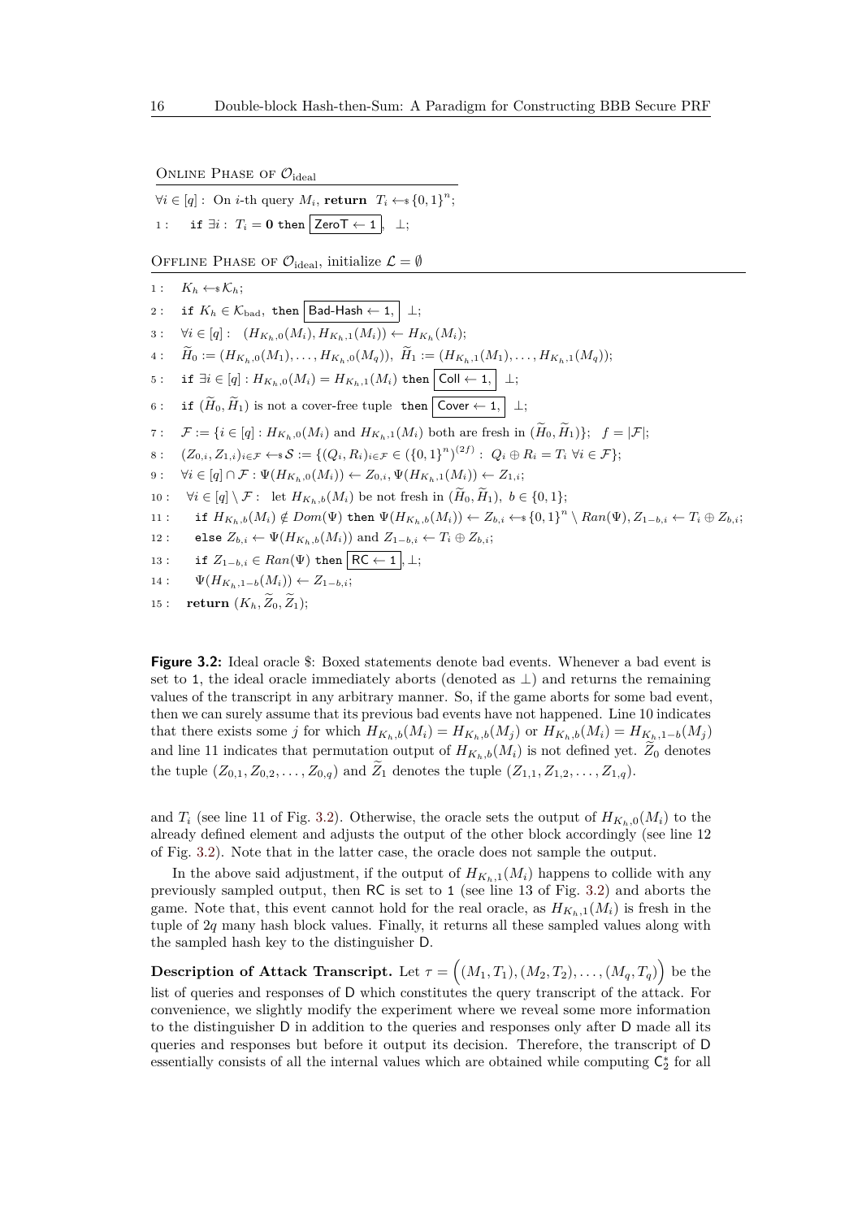ONLINE PHASE OF $\mathcal{O}_{\text{ideal}}$

```
∀i ∈ [q] : On i-th query M_i, return T_i ←$ {0,1}^n;
1 :   if ∃i : T_i = 0 then [ZeroT ← 1], ⊥;
```

OFFLINE PHASE OF $\mathcal{O}_{\text{ideal}}$, initialize $\mathcal{L} = \emptyset$

```
1 :   K_h ←$ 𝒦_h;
2 :   if K_h ∈ 𝒦_bad, then [Bad-Hash ← 1,] ⊥;
3 :   ∀i ∈ [q] :  (H_{K_h,0}(M_i), H_{K_h,1}(M_i)) ← H_{K_h}(M_i);
4 :   H̃_0 := (H_{K_h,0}(M_1), ..., H_{K_h,0}(M_q)),  H̃_1 := (H_{K_h,1}(M_1), ..., H_{K_h,1}(M_q));
5 :   if ∃i ∈ [q] : H_{K_h,0}(M_i) = H_{K_h,1}(M_i) then [Coll ← 1,] ⊥;
6 :   if (H̃_0, H̃_1) is not a cover-free tuple then [Cover ← 1,] ⊥;
7 :   𝓕 := {i ∈ [q] : H_{K_h,0}(M_i) and H_{K_h,1}(M_i) both are fresh in (H̃_0, H̃_1)};  f = |𝓕|;
8 :   (Z_{0,i}, Z_{1,i})_{i∈𝓕} ←$ 𝒮 := {(Q_i, R_i)_{i∈𝓕} ∈ ({0,1}^n)^(2f) : Q_i ⊕ R_i = T_i ∀i ∈ 𝓕};
9 :   ∀i ∈ [q] ∩ 𝓕 : Ψ(H_{K_h,0}(M_i)) ← Z_{0,i}, Ψ(H_{K_h,1}(M_i)) ← Z_{1,i};
10 :  ∀i ∈ [q] \ 𝓕 :  let H_{K_h,b}(M_i) be not fresh in (H̃_0, H̃_1), b ∈ {0,1};
11 :    if H_{K_h,b}(M_i) ∉ Dom(Ψ) then Ψ(H_{K_h,b}(M_i)) ← Z_{b,i} ←$ {0,1}^n \ Ran(Ψ), Z_{1-b,i} ← T_i ⊕ Z_{b,i};
12 :    else Z_{b,i} ← Ψ(H_{K_h,b}(M_i)) and Z_{1-b,i} ← T_i ⊕ Z_{b,i};
13 :    if Z_{1-b,i} ∈ Ran(Ψ) then [RC ← 1], ⊥;
14 :    Ψ(H_{K_h,1-b}(M_i)) ← Z_{1-b,i};
15 :  return (K_h, Z̃_0, Z̃_1);
```

**Figure 3.2:** Ideal oracle \$: Boxed statements denote bad events. Whenever a bad event is set to 1, the ideal oracle immediately aborts (denoted as $\perp$) and returns the remaining values of the transcript in any arbitrary manner. So, if the game aborts for some bad event, then we can surely assume that its previous bad events have not happened. Line 10 indicates that there exists some $j$ for which $H_{K_h,b}(M_i) = H_{K_h,b}(M_j)$ or $H_{K_h,b}(M_i) = H_{K_h,1-b}(M_j)$ and line 11 indicates that permutation output of $H_{K_h,b}(M_i)$ is not defined yet. $\widetilde{Z}_0$ denotes the tuple $(Z_{0,1}, Z_{0,2}, \ldots, Z_{0,q})$ and $\widetilde{Z}_1$ denotes the tuple $(Z_{1,1}, Z_{1,2}, \ldots, Z_{1,q})$.

and $T_i$ (see line 11 of Fig. 3.2). Otherwise, the oracle sets the output of $H_{K_h,0}(M_i)$ to the already defined element and adjusts the output of the other block accordingly (see line 12 of Fig. 3.2). Note that in the latter case, the oracle does not sample the output.

In the above said adjustment, if the output of $H_{K_h,1}(M_i)$ happens to collide with any previously sampled output, then RC is set to 1 (see line 13 of Fig. 3.2) and aborts the game. Note that, this event cannot hold for the real oracle, as $H_{K_h,1}(M_i)$ is fresh in the tuple of $2q$ many hash block values. Finally, it returns all these sampled values along with the sampled hash key to the distinguisher D.

**Description of Attack Transcript.** Let $\tau = \Big((M_1, T_1), (M_2, T_2), \ldots, (M_q, T_q)\Big)$ be the list of queries and responses of D which constitutes the query transcript of the attack. For convenience, we slightly modify the experiment where we reveal some more information to the distinguisher D in addition to the queries and responses only after D made all its queries and responses but before it output its decision. Therefore, the transcript of D essentially consists of all the internal values which are obtained while computing $\mathsf{C}_2^*$ for all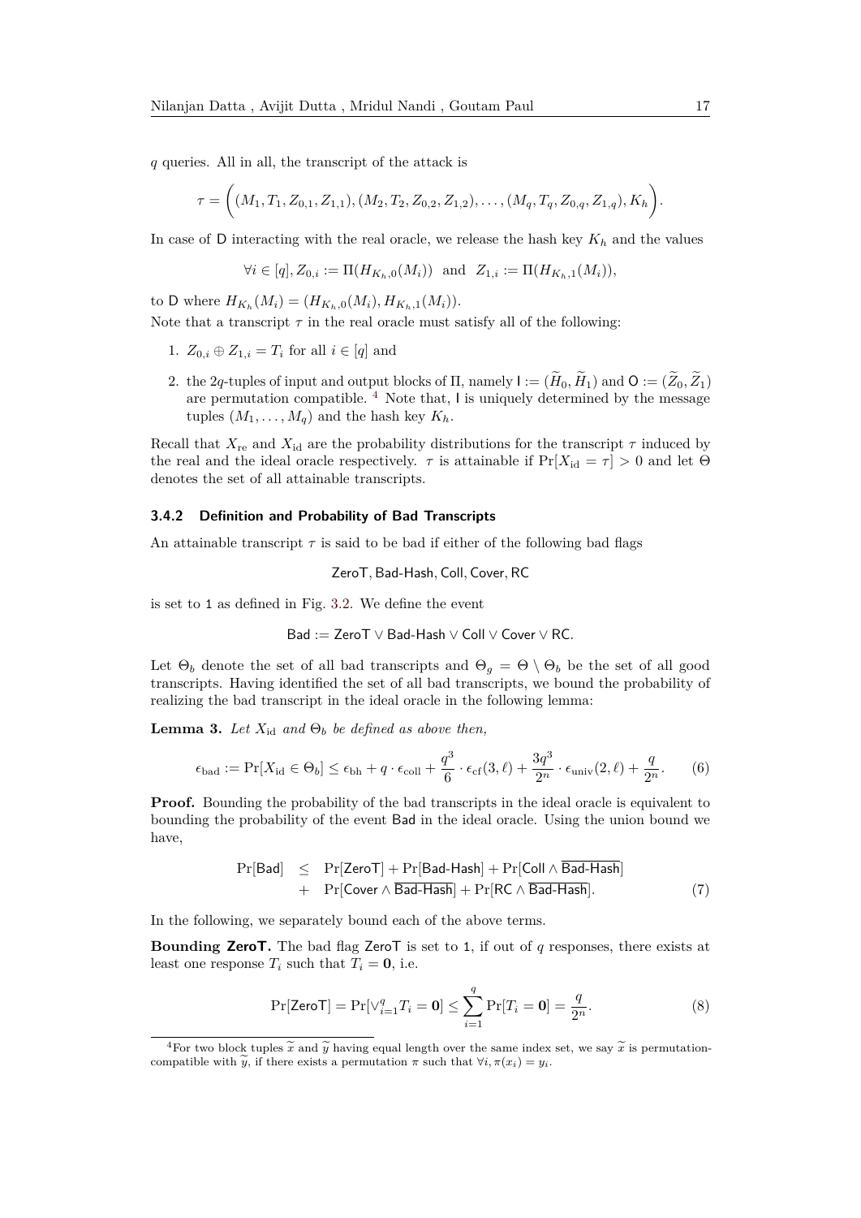$q$ queries. All in all, the transcript of the attack is

$$\tau = \bigg( (M_1, T_1, Z_{0,1}, Z_{1,1}), (M_2, T_2, Z_{0,2}, Z_{1,2}), \ldots, (M_q, T_q, Z_{0,q}, Z_{1,q}), K_h \bigg).$$

In case of $\mathsf{D}$ interacting with the real oracle, we release the hash key $K_h$ and the values

$$\forall i \in [q], Z_{0,i} := \Pi(H_{K_h,0}(M_i)) \text{ and } Z_{1,i} := \Pi(H_{K_h,1}(M_i)),$$

to $\mathsf{D}$ where $H_{K_h}(M_i) = (H_{K_h,0}(M_i), H_{K_h,1}(M_i))$.

Note that a transcript $\tau$ in the real oracle must satisfy all of the following:

1. $Z_{0,i} \oplus Z_{1,i} = T_i$ for all $i \in [q]$ and
2. the $2q$-tuples of input and output blocks of $\Pi$, namely $\mathsf{I} := (\widetilde{H}_0, \widetilde{H}_1)$ and $\mathsf{O} := (\widetilde{Z}_0, \widetilde{Z}_1)$ are permutation compatible. [4] Note that, $\mathsf{I}$ is uniquely determined by the message tuples $(M_1, \ldots, M_q)$ and the hash key $K_h$.

Recall that $X_{\mathrm{re}}$ and $X_{\mathrm{id}}$ are the probability distributions for the transcript $\tau$ induced by the real and the ideal oracle respectively. $\tau$ is attainable if $\Pr[X_{\mathrm{id}} = \tau] > 0$ and let $\Theta$ denotes the set of all attainable transcripts.

### 3.4.2 Definition and Probability of Bad Transcripts

An attainable transcript $\tau$ is said to be bad if either of the following bad flags

$$\mathsf{ZeroT}, \mathsf{Bad\text{-}Hash}, \mathsf{Coll}, \mathsf{Cover}, \mathsf{RC}$$

is set to 1 as defined in Fig. 3.2. We define the event

$$\mathsf{Bad} := \mathsf{ZeroT} \vee \mathsf{Bad\text{-}Hash} \vee \mathsf{Coll} \vee \mathsf{Cover} \vee \mathsf{RC}.$$

Let $\Theta_b$ denote the set of all bad transcripts and $\Theta_g = \Theta \setminus \Theta_b$ be the set of all good transcripts. Having identified the set of all bad transcripts, we bound the probability of realizing the bad transcript in the ideal oracle in the following lemma:

**Lemma 3.** *Let $X_{\mathrm{id}}$ and $\Theta_b$ be defined as above then,*

$$\epsilon_{\mathrm{bad}} := \Pr[X_{\mathrm{id}} \in \Theta_b] \leq \epsilon_{\mathrm{bh}} + q \cdot \epsilon_{\mathrm{coll}} + \frac{q^3}{6} \cdot \epsilon_{\mathrm{cf}}(3, \ell) + \frac{3q^3}{2^n} \cdot \epsilon_{\mathrm{univ}}(2, \ell) + \frac{q}{2^n}. \tag{6}$$

**Proof.** Bounding the probability of the bad transcripts in the ideal oracle is equivalent to bounding the probability of the event $\mathsf{Bad}$ in the ideal oracle. Using the union bound we have,

$$\begin{aligned} \Pr[\mathsf{Bad}] \quad &\leq \quad \Pr[\mathsf{ZeroT}] + \Pr[\mathsf{Bad\text{-}Hash}] + \Pr[\mathsf{Coll} \wedge \overline{\mathsf{Bad\text{-}Hash}}] \\ &\quad + \quad \Pr[\mathsf{Cover} \wedge \overline{\mathsf{Bad\text{-}Hash}}] + \Pr[\mathsf{RC} \wedge \overline{\mathsf{Bad\text{-}Hash}}]. \end{aligned} \tag{7}$$

In the following, we separately bound each of the above terms.

**Bounding ZeroT.** The bad flag $\mathsf{ZeroT}$ is set to 1, if out of $q$ responses, there exists at least one response $T_i$ such that $T_i = \mathbf{0}$, i.e.

$$\Pr[\mathsf{ZeroT}] = \Pr[\vee_{i=1}^{q} T_i = \mathbf{0}] \leq \sum_{i=1}^{q} \Pr[T_i = \mathbf{0}] = \frac{q}{2^n}. \tag{8}$$

[4] For two block tuples $\widetilde{x}$ and $\widetilde{y}$ having equal length over the same index set, we say $\widetilde{x}$ is permutation-compatible with $\widetilde{y}$, if there exists a permutation $\pi$ such that $\forall i, \pi(x_i) = y_i$.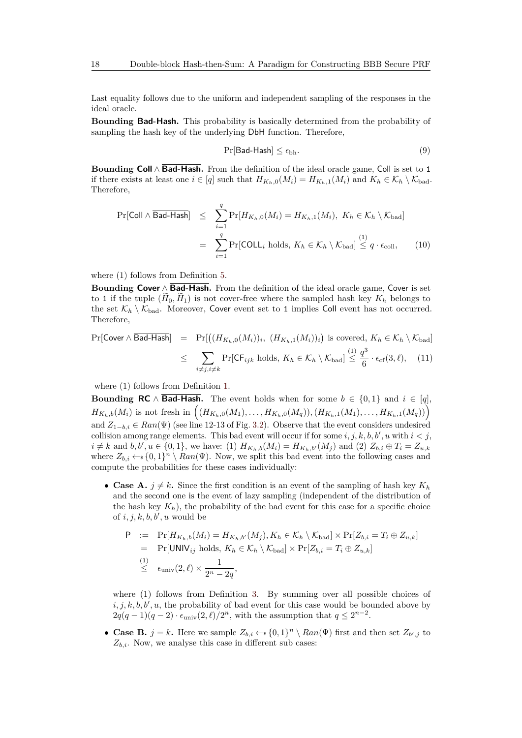Last equality follows due to the uniform and independent sampling of the responses in the ideal oracle.

**Bounding $\mathsf{Bad\text{-}Hash}$.** This probability is basically determined from the probability of sampling the hash key of the underlying $\mathsf{DbH}$ function. Therefore,

$$\Pr[\mathsf{Bad\text{-}Hash}] \leq \epsilon_{\mathrm{bh}}. \tag{9}$$

**Bounding $\mathsf{Coll} \wedge \overline{\mathsf{Bad\text{-}Hash}}$.** From the definition of the ideal oracle game, $\mathsf{Coll}$ is set to $\mathtt{1}$ if there exists at least one $i \in [q]$ such that $H_{K_h,0}(M_i) = H_{K_h,1}(M_i)$ and $K_h \in \mathcal{K}_h \setminus \mathcal{K}_{\mathrm{bad}}$. Therefore,

$$\begin{aligned}
\Pr[\mathsf{Coll} \wedge \overline{\mathsf{Bad\text{-}Hash}}] &\leq \sum_{i=1}^{q} \Pr[H_{K_h,0}(M_i) = H_{K_h,1}(M_i),\ K_h \in \mathcal{K}_h \setminus \mathcal{K}_{\mathrm{bad}}] \\
&= \sum_{i=1}^{q} \Pr[\mathsf{COLL}_i \text{ holds},\ K_h \in \mathcal{K}_h \setminus \mathcal{K}_{\mathrm{bad}}] \overset{(1)}{\leq} q \cdot \epsilon_{\mathrm{coll}},
\end{aligned} \tag{10}$$

where (1) follows from Definition 5.

**Bounding $\mathsf{Cover} \wedge \overline{\mathsf{Bad\text{-}Hash}}$.** From the definition of the ideal oracle game, $\mathsf{Cover}$ is set to $\mathtt{1}$ if the tuple $(\widetilde{H}_0, \widetilde{H}_1)$ is not cover-free where the sampled hash key $K_h$ belongs to the set $\mathcal{K}_h \setminus \mathcal{K}_{\mathrm{bad}}$. Moreover, $\mathsf{Cover}$ event set to $\mathtt{1}$ implies $\mathsf{Coll}$ event has not occurred. Therefore,

$$\begin{aligned}
\Pr[\mathsf{Cover} \wedge \overline{\mathsf{Bad\text{-}Hash}}] &= \Pr[\big((H_{K_h,0}(M_i))_i,\ (H_{K_h,1}(M_i))_i\big) \text{ is covered},\ K_h \in \mathcal{K}_h \setminus \mathcal{K}_{\mathrm{bad}}] \\
&\leq \sum_{i \neq j, i \neq k} \Pr[\mathsf{CF}_{ijk} \text{ holds},\ K_h \in \mathcal{K}_h \setminus \mathcal{K}_{\mathrm{bad}}] \overset{(1)}{\leq} \frac{q^3}{6} \cdot \epsilon_{\mathrm{cf}}(3, \ell),
\end{aligned} \tag{11}$$

where (1) follows from Definition 1.

**Bounding $\mathsf{RC} \wedge \overline{\mathsf{Bad\text{-}Hash}}$.** The event holds when for some $b \in \{0,1\}$ and $i \in [q]$, $H_{K_h,b}(M_i)$ is not fresh in $\Big((H_{K_h,0}(M_1), \ldots, H_{K_h,0}(M_q)), (H_{K_h,1}(M_1), \ldots, H_{K_h,1}(M_q))\Big)$ and $Z_{1-b,i} \in Ran(\Psi)$ (see line 12-13 of Fig. 3.2). Observe that the event considers undesired collision among range elements. This bad event will occur if for some $i, j, k, b, b', u$ with $i < j$, $i \neq k$ and $b, b', u \in \{0,1\}$, we have: (1) $H_{K_h,b}(M_i) = H_{K_h,b'}(M_j)$ and (2) $Z_{b,i} \oplus T_i = Z_{u,k}$ where $Z_{b,i} \leftarrow\!\!\$\ \{0,1\}^n \setminus Ran(\Psi)$. Now, we split this bad event into the following cases and compute the probabilities for these cases individually:

- **Case A.** $j \neq k$**.** Since the first condition is an event of the sampling of hash key $K_h$ and the second one is the event of lazy sampling (independent of the distribution of the hash key $K_h$), the probability of the bad event for this case for a specific choice of $i, j, k, b, b', u$ would be

$$\begin{aligned}
\mathsf{P} &:= \Pr[H_{K_h,b}(M_i) = H_{K_h,b'}(M_j), K_h \in \mathcal{K}_h \setminus \mathcal{K}_{\mathrm{bad}}] \times \Pr[Z_{b,i} = T_i \oplus Z_{u,k}] \\
&= \Pr[\mathsf{UNIV}_{ij} \text{ holds},\ K_h \in \mathcal{K}_h \setminus \mathcal{K}_{\mathrm{bad}}] \times \Pr[Z_{b,i} = T_i \oplus Z_{u,k}] \\
&\overset{(1)}{\leq} \epsilon_{\mathrm{univ}}(2, \ell) \times \frac{1}{2^n - 2q},
\end{aligned}$$

  where (1) follows from Definition 3. By summing over all possible choices of $i, j, k, b, b', u$, the probability of bad event for this case would be bounded above by $2q(q-1)(q-2) \cdot \epsilon_{\mathrm{univ}}(2, \ell)/2^n$, with the assumption that $q \leq 2^{n-2}$.

- **Case B.** $j = k$**.** Here we sample $Z_{b,i} \leftarrow\!\!\$\ \{0,1\}^n \setminus Ran(\Psi)$ first and then set $Z_{b',j}$ to $Z_{b,i}$. Now, we analyse this case in different sub cases: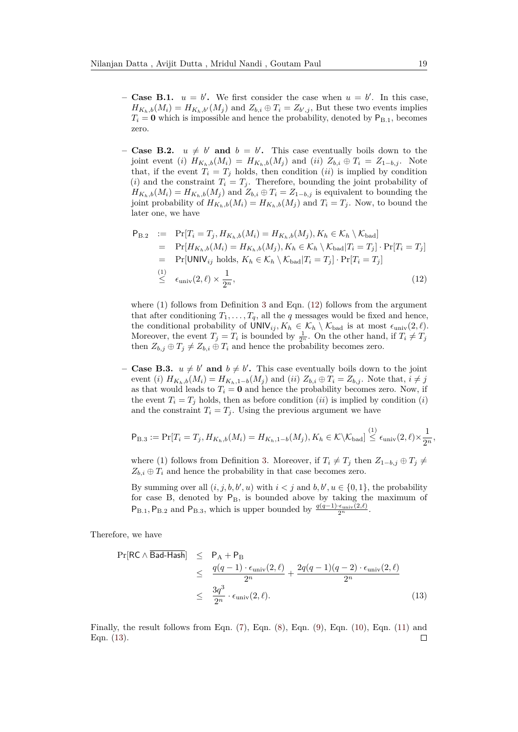– **Case B.1.** $u = b'$**.** We first consider the case when $u = b'$. In this case, $H_{K_h,b}(M_i) = H_{K_h,b'}(M_j)$ and $Z_{b,i} \oplus T_i = Z_{b',j}$, But these two events implies $T_i = \mathbf{0}$ which is impossible and hence the probability, denoted by $\mathsf{P}_{\text{B.1}}$, becomes zero.

– **Case B.2.** $u \neq b'$ **and** $b = b'$**.** This case eventually boils down to the joint event $(i)$ $H_{K_h,b}(M_i) = H_{K_h,b}(M_j)$ and $(ii)$ $Z_{b,i} \oplus T_i = Z_{1-b,j}$. Note that, if the event $T_i = T_j$ holds, then condition $(ii)$ is implied by condition $(i)$ and the constraint $T_i = T_j$. Therefore, bounding the joint probability of $H_{K_h,b}(M_i) = H_{K_h,b}(M_j)$ and $Z_{b,i} \oplus T_i = Z_{1-b,j}$ is equivalent to bounding the joint probability of $H_{K_h,b}(M_i) = H_{K_h,b}(M_j)$ and $T_i = T_j$. Now, to bound the later one, we have

$$
\begin{aligned}
\mathsf{P}_{\text{B.2}} &:= \Pr[T_i = T_j, H_{K_h,b}(M_i) = H_{K_h,b}(M_j), K_h \in \mathcal{K}_h \setminus \mathcal{K}_{\text{bad}}] \\
&= \Pr[H_{K_h,b}(M_i) = H_{K_h,b}(M_j), K_h \in \mathcal{K}_h \setminus \mathcal{K}_{\text{bad}} | T_i = T_j] \cdot \Pr[T_i = T_j] \\
&= \Pr[\mathsf{UNIV}_{ij} \text{ holds}, K_h \in \mathcal{K}_h \setminus \mathcal{K}_{\text{bad}} | T_i = T_j] \cdot \Pr[T_i = T_j] \\
&\overset{(1)}{\leq} \epsilon_{\text{univ}}(2, \ell) \times \frac{1}{2^n},
\end{aligned} \tag{12}
$$

where (1) follows from Definition 3 and Eqn. (12) follows from the argument that after conditioning $T_1, \ldots, T_q$, all the $q$ messages would be fixed and hence, the conditional probability of $\mathsf{UNIV}_{ij}, K_h \in \mathcal{K}_h \setminus \mathcal{K}_{\text{bad}}$ is at most $\epsilon_{\text{univ}}(2, \ell)$. Moreover, the event $T_j = T_i$ is bounded by $\frac{1}{2^n}$. On the other hand, if $T_i \neq T_j$ then $Z_{b,j} \oplus T_j \neq Z_{b,i} \oplus T_i$ and hence the probability becomes zero.

– **Case B.3.** $u \neq b'$ **and** $b \neq b'$**.** This case eventually boils down to the joint event $(i)$ $H_{K_h,b}(M_i) = H_{K_h,1-b}(M_j)$ and $(ii)$ $Z_{b,i} \oplus T_i = Z_{b,j}$. Note that, $i \neq j$ as that would leads to $T_i = \mathbf{0}$ and hence the probability becomes zero. Now, if the event $T_i = T_j$ holds, then as before condition $(ii)$ is implied by condition $(i)$ and the constraint $T_i = T_j$. Using the previous argument we have

$$
\mathsf{P}_{\text{B.3}} := \Pr[T_i = T_j, H_{K_h,b}(M_i) = H_{K_h,1-b}(M_j), K_h \in \mathcal{K} \backslash \mathcal{K}_{\text{bad}}] \overset{(1)}{\leq} \epsilon_{\text{univ}}(2, \ell) \times \frac{1}{2^n},
$$

where (1) follows from Definition 3. Moreover, if $T_i \neq T_j$ then $Z_{1-b,j} \oplus T_j \neq Z_{b,i} \oplus T_i$ and hence the probability in that case becomes zero.

By summing over all $(i, j, b, b', u)$ with $i < j$ and $b, b', u \in \{0, 1\}$, the probability for case B, denoted by $\mathsf{P}_{\text{B}}$, is bounded above by taking the maximum of $\mathsf{P}_{\text{B.1}}, \mathsf{P}_{\text{B.2}}$ and $\mathsf{P}_{\text{B.3}}$, which is upper bounded by $\frac{q(q-1) \cdot \epsilon_{\text{univ}}(2,\ell)}{2^n}$.

Therefore, we have

$$
\begin{aligned}
\Pr[\mathsf{RC} \wedge \overline{\mathsf{Bad\text{-}Hash}}] &\leq \mathsf{P}_{\text{A}} + \mathsf{P}_{\text{B}} \\
&\leq \frac{q(q-1) \cdot \epsilon_{\text{univ}}(2, \ell)}{2^n} + \frac{2q(q-1)(q-2) \cdot \epsilon_{\text{univ}}(2, \ell)}{2^n} \\
&\leq \frac{3q^3}{2^n} \cdot \epsilon_{\text{univ}}(2, \ell).
\end{aligned} \tag{13}
$$

Finally, the result follows from Eqn. (7), Eqn. (8), Eqn. (9), Eqn. (10), Eqn. (11) and Eqn. (13). $\square$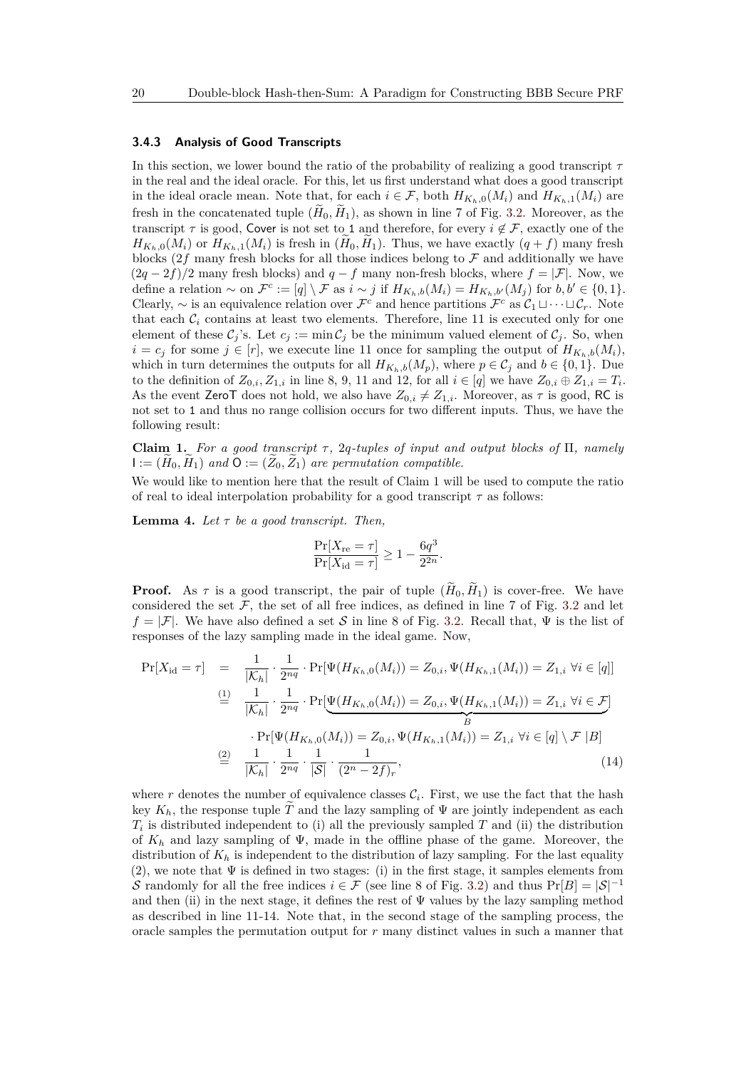### 3.4.3 Analysis of Good Transcripts

In this section, we lower bound the ratio of the probability of realizing a good transcript $\tau$ in the real and the ideal oracle. For this, let us first understand what does a good transcript in the ideal oracle mean. Note that, for each $i \in \mathcal{F}$, both $H_{K_h,0}(M_i)$ and $H_{K_h,1}(M_i)$ are fresh in the concatenated tuple $(\widetilde{H}_0, \widetilde{H}_1)$, as shown in line 7 of Fig. 3.2. Moreover, as the transcript $\tau$ is good, $\mathsf{Cover}$ is not set to 1 and therefore, for every $i \notin \mathcal{F}$, exactly one of the $H_{K_h,0}(M_i)$ or $H_{K_h,1}(M_i)$ is fresh in $(\widetilde{H}_0, \widetilde{H}_1)$. Thus, we have exactly $(q+f)$ many fresh blocks ($2f$ many fresh blocks for all those indices belong to $\mathcal{F}$ and additionally we have $(2q-2f)/2$ many fresh blocks) and $q-f$ many non-fresh blocks, where $f = |\mathcal{F}|$. Now, we define a relation $\sim$ on $\mathcal{F}^c := [q] \setminus \mathcal{F}$ as $i \sim j$ if $H_{K_h,b}(M_i) = H_{K_h,b'}(M_j)$ for $b, b' \in \{0,1\}$. Clearly, $\sim$ is an equivalence relation over $\mathcal{F}^c$ and hence partitions $\mathcal{F}^c$ as $\mathcal{C}_1 \sqcup \cdots \sqcup \mathcal{C}_r$. Note that each $\mathcal{C}_i$ contains at least two elements. Therefore, line 11 is executed only for one element of these $\mathcal{C}_j$'s. Let $c_j := \min \mathcal{C}_j$ be the minimum valued element of $\mathcal{C}_j$. So, when $i = c_j$ for some $j \in [r]$, we execute line 11 once for sampling the output of $H_{K_h,b}(M_i)$, which in turn determines the outputs for all $H_{K_h,b}(M_p)$, where $p \in \mathcal{C}_j$ and $b \in \{0,1\}$. Due to the definition of $Z_{0,i}, Z_{1,i}$ in line 8, 9, 11 and 12, for all $i \in [q]$ we have $Z_{0,i} \oplus Z_{1,i} = T_i$. As the event $\mathsf{ZeroT}$ does not hold, we also have $Z_{0,i} \neq Z_{1,i}$. Moreover, as $\tau$ is good, $\mathsf{RC}$ is not set to 1 and thus no range collision occurs for two different inputs. Thus, we have the following result:

**Claim 1.** *For a good transcript $\tau$, $2q$-tuples of input and output blocks of $\Pi$, namely $\mathsf{I} := (\widetilde{H}_0, \widetilde{H}_1)$ and $\mathsf{O} := (\widetilde{Z}_0, \widetilde{Z}_1)$ are permutation compatible.*

We would like to mention here that the result of Claim 1 will be used to compute the ratio of real to ideal interpolation probability for a good transcript $\tau$ as follows:

**Lemma 4.** *Let $\tau$ be a good transcript. Then,*

$$\frac{\Pr[X_{\mathrm{re}} = \tau]}{\Pr[X_{\mathrm{id}} = \tau]} \geq 1 - \frac{6q^3}{2^{2n}}.$$

**Proof.** As $\tau$ is a good transcript, the pair of tuple $(\widetilde{H}_0, \widetilde{H}_1)$ is cover-free. We have considered the set $\mathcal{F}$, the set of all free indices, as defined in line 7 of Fig. 3.2 and let $f = |\mathcal{F}|$. We have also defined a set $\mathcal{S}$ in line 8 of Fig. 3.2. Recall that, $\Psi$ is the list of responses of the lazy sampling made in the ideal game. Now,

$$\begin{aligned}
\Pr[X_{\mathrm{id}} = \tau] &= \frac{1}{|\mathcal{K}_h|} \cdot \frac{1}{2^{nq}} \cdot \Pr[\Psi(H_{K_h,0}(M_i)) = Z_{0,i}, \Psi(H_{K_h,1}(M_i)) = Z_{1,i}\ \forall i \in [q]] \\
&\overset{(1)}{=} \frac{1}{|\mathcal{K}_h|} \cdot \frac{1}{2^{nq}} \cdot \Pr[\underbrace{\Psi(H_{K_h,0}(M_i)) = Z_{0,i}, \Psi(H_{K_h,1}(M_i)) = Z_{1,i}\ \forall i \in \mathcal{F}}_{B}] \\
&\quad \cdot \Pr[\Psi(H_{K_h,0}(M_i)) = Z_{0,i}, \Psi(H_{K_h,1}(M_i)) = Z_{1,i}\ \forall i \in [q] \setminus \mathcal{F}\ |B] \\
&\overset{(2)}{=} \frac{1}{|\mathcal{K}_h|} \cdot \frac{1}{2^{nq}} \cdot \frac{1}{|\mathcal{S}|} \cdot \frac{1}{(2^n - 2f)_r},
\end{aligned} \tag{14}$$

where $r$ denotes the number of equivalence classes $\mathcal{C}_i$. First, we use the fact that the hash key $K_h$, the response tuple $\widetilde{T}$ and the lazy sampling of $\Psi$ are jointly independent as each $T_i$ is distributed independent to (i) all the previously sampled $T$ and (ii) the distribution of $K_h$ and lazy sampling of $\Psi$, made in the offline phase of the game. Moreover, the distribution of $K_h$ is independent to the distribution of lazy sampling. For the last equality (2), we note that $\Psi$ is defined in two stages: (i) in the first stage, it samples elements from $\mathcal{S}$ randomly for all the free indices $i \in \mathcal{F}$ (see line 8 of Fig. 3.2) and thus $\Pr[B] = |\mathcal{S}|^{-1}$ and then (ii) in the next stage, it defines the rest of $\Psi$ values by the lazy sampling method as described in line 11-14. Note that, in the second stage of the sampling process, the oracle samples the permutation output for $r$ many distinct values in such a manner that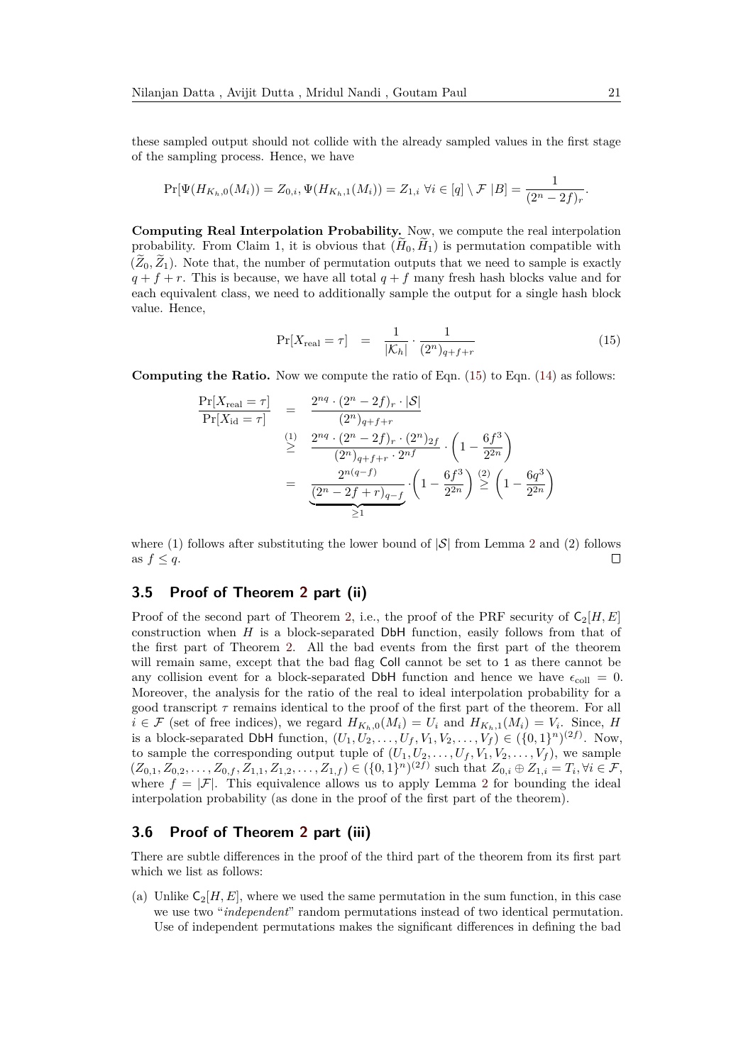these sampled output should not collide with the already sampled values in the first stage of the sampling process. Hence, we have

$$\Pr[\Psi(H_{K_h,0}(M_i)) = Z_{0,i}, \Psi(H_{K_h,1}(M_i)) = Z_{1,i}\ \forall i \in [q] \setminus \mathcal{F}\ |B] = \frac{1}{(2^n - 2f)_r}.$$

**Computing Real Interpolation Probability.** Now, we compute the real interpolation probability. From Claim 1, it is obvious that $(\widetilde{H}_0, \widetilde{H}_1)$ is permutation compatible with $(\widetilde{Z}_0, \widetilde{Z}_1)$. Note that, the number of permutation outputs that we need to sample is exactly $q + f + r$. This is because, we have all total $q + f$ many fresh hash blocks value and for each equivalent class, we need to additionally sample the output for a single hash block value. Hence,

$$\Pr[X_{\text{real}} = \tau] \quad = \quad \frac{1}{|\mathcal{K}_h|} \cdot \frac{1}{(2^n)_{q+f+r}} \tag{15}$$

**Computing the Ratio.** Now we compute the ratio of Eqn. (15) to Eqn. (14) as follows:

$$\begin{aligned}
\frac{\Pr[X_{\text{real}} = \tau]}{\Pr[X_{\text{id}} = \tau]} &= \frac{2^{nq} \cdot (2^n - 2f)_r \cdot |\mathcal{S}|}{(2^n)_{q+f+r}} \\
&\overset{(1)}{\geq} \frac{2^{nq} \cdot (2^n - 2f)_r \cdot (2^n)_{2f}}{(2^n)_{q+f+r} \cdot 2^{nf}} \cdot \left(1 - \frac{6f^3}{2^{2n}}\right) \\
&= \underbrace{\frac{2^{n(q-f)}}{(2^n - 2f + r)_{q-f}}}_{\geq 1} \cdot \left(1 - \frac{6f^3}{2^{2n}}\right) \overset{(2)}{\geq} \left(1 - \frac{6q^3}{2^{2n}}\right)
\end{aligned}$$

where (1) follows after substituting the lower bound of $|\mathcal{S}|$ from Lemma 2 and (2) follows as $f \leq q$. □

### 3.5 Proof of Theorem 2 part (ii)

Proof of the second part of Theorem 2, i.e., the proof of the PRF security of $\mathsf{C}_2[H, E]$ construction when $H$ is a block-separated $\mathsf{DbH}$ function, easily follows from that of the first part of Theorem 2. All the bad events from the first part of the theorem will remain same, except that the bad flag $\mathsf{Coll}$ cannot be set to $\mathtt{1}$ as there cannot be any collision event for a block-separated $\mathsf{DbH}$ function and hence we have $\epsilon_{\text{coll}} = 0$. Moreover, the analysis for the ratio of the real to ideal interpolation probability for a good transcript $\tau$ remains identical to the proof of the first part of the theorem. For all $i \in \mathcal{F}$ (set of free indices), we regard $H_{K_h,0}(M_i) = U_i$ and $H_{K_h,1}(M_i) = V_i$. Since, $H$ is a block-separated $\mathsf{DbH}$ function, $(U_1, U_2, \ldots, U_f, V_1, V_2, \ldots, V_f) \in (\{0,1\}^n)^{(2f)}$. Now, to sample the corresponding output tuple of $(U_1, U_2, \ldots, U_f, V_1, V_2, \ldots, V_f)$, we sample $(Z_{0,1}, Z_{0,2}, \ldots, Z_{0,f}, Z_{1,1}, Z_{1,2}, \ldots, Z_{1,f}) \in (\{0,1\}^n)^{(2f)}$ such that $Z_{0,i} \oplus Z_{1,i} = T_i, \forall i \in \mathcal{F}$, where $f = |\mathcal{F}|$. This equivalence allows us to apply Lemma 2 for bounding the ideal interpolation probability (as done in the proof of the first part of the theorem).

### 3.6 Proof of Theorem 2 part (iii)

There are subtle differences in the proof of the third part of the theorem from its first part which we list as follows:

(a) Unlike $\mathsf{C}_2[H, E]$, where we used the same permutation in the sum function, in this case we use two "*independent*" random permutations instead of two identical permutation. Use of independent permutations makes the significant differences in defining the bad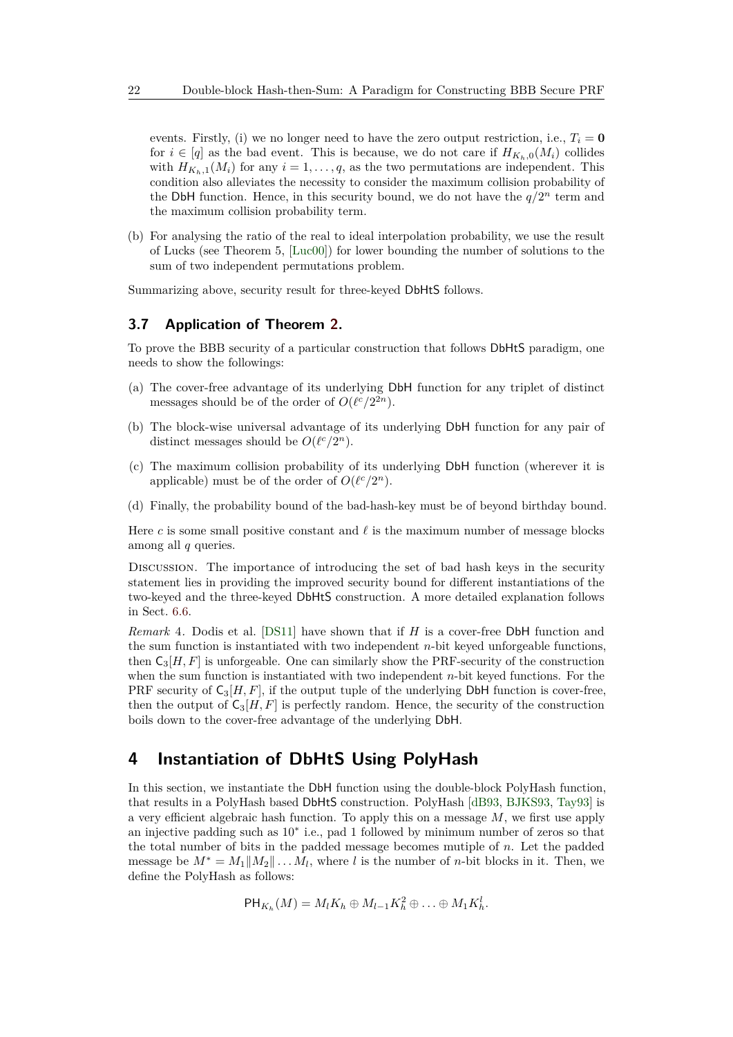events. Firstly, (i) we no longer need to have the zero output restriction, i.e., $T_i = \mathbf{0}$ for $i \in [q]$ as the bad event. This is because, we do not care if $H_{K_h,0}(M_i)$ collides with $H_{K_h,1}(M_i)$ for any $i = 1, \ldots, q$, as the two permutations are independent. This condition also alleviates the necessity to consider the maximum collision probability of the DbH function. Hence, in this security bound, we do not have the $q/2^n$ term and the maximum collision probability term.

(b) For analysing the ratio of the real to ideal interpolation probability, we use the result of Lucks (see Theorem 5, [Luc00]) for lower bounding the number of solutions to the sum of two independent permutations problem.

Summarizing above, security result for three-keyed DbHtS follows.

### 3.7 Application of Theorem 2.

To prove the BBB security of a particular construction that follows DbHtS paradigm, one needs to show the followings:

(a) The cover-free advantage of its underlying DbH function for any triplet of distinct messages should be of the order of $O(\ell^c/2^{2n})$.

(b) The block-wise universal advantage of its underlying DbH function for any pair of distinct messages should be $O(\ell^c/2^n)$.

(c) The maximum collision probability of its underlying DbH function (wherever it is applicable) must be of the order of $O(\ell^c/2^n)$.

(d) Finally, the probability bound of the bad-hash-key must be of beyond birthday bound.

Here $c$ is some small positive constant and $\ell$ is the maximum number of message blocks among all $q$ queries.

Discussion. The importance of introducing the set of bad hash keys in the security statement lies in providing the improved security bound for different instantiations of the two-keyed and the three-keyed DbHtS construction. A more detailed explanation follows in Sect. 6.6.

*Remark* 4. Dodis et al. [DS11] have shown that if $H$ is a cover-free DbH function and the sum function is instantiated with two independent $n$-bit keyed unforgeable functions, then $\mathsf{C}_3[H, F]$ is unforgeable. One can similarly show the PRF-security of the construction when the sum function is instantiated with two independent $n$-bit keyed functions. For the PRF security of $\mathsf{C}_3[H, F]$, if the output tuple of the underlying DbH function is cover-free, then the output of $\mathsf{C}_3[H, F]$ is perfectly random. Hence, the security of the construction boils down to the cover-free advantage of the underlying DbH.

## 4 Instantiation of DbHtS Using PolyHash

In this section, we instantiate the DbH function using the double-block PolyHash function, that results in a PolyHash based DbHtS construction. PolyHash [dB93, BJKS93, Tay93] is a very efficient algebraic hash function. To apply this on a message $M$, we first use apply an injective padding such as $10^*$ i.e., pad 1 followed by minimum number of zeros so that the total number of bits in the padded message becomes mutiple of $n$. Let the padded message be $M^* = M_1 \| M_2 \| \ldots M_l$, where $l$ is the number of $n$-bit blocks in it. Then, we define the PolyHash as follows:

$$\mathsf{PH}_{K_h}(M) = M_l K_h \oplus M_{l-1} K_h^2 \oplus \ldots \oplus M_1 K_h^l.$$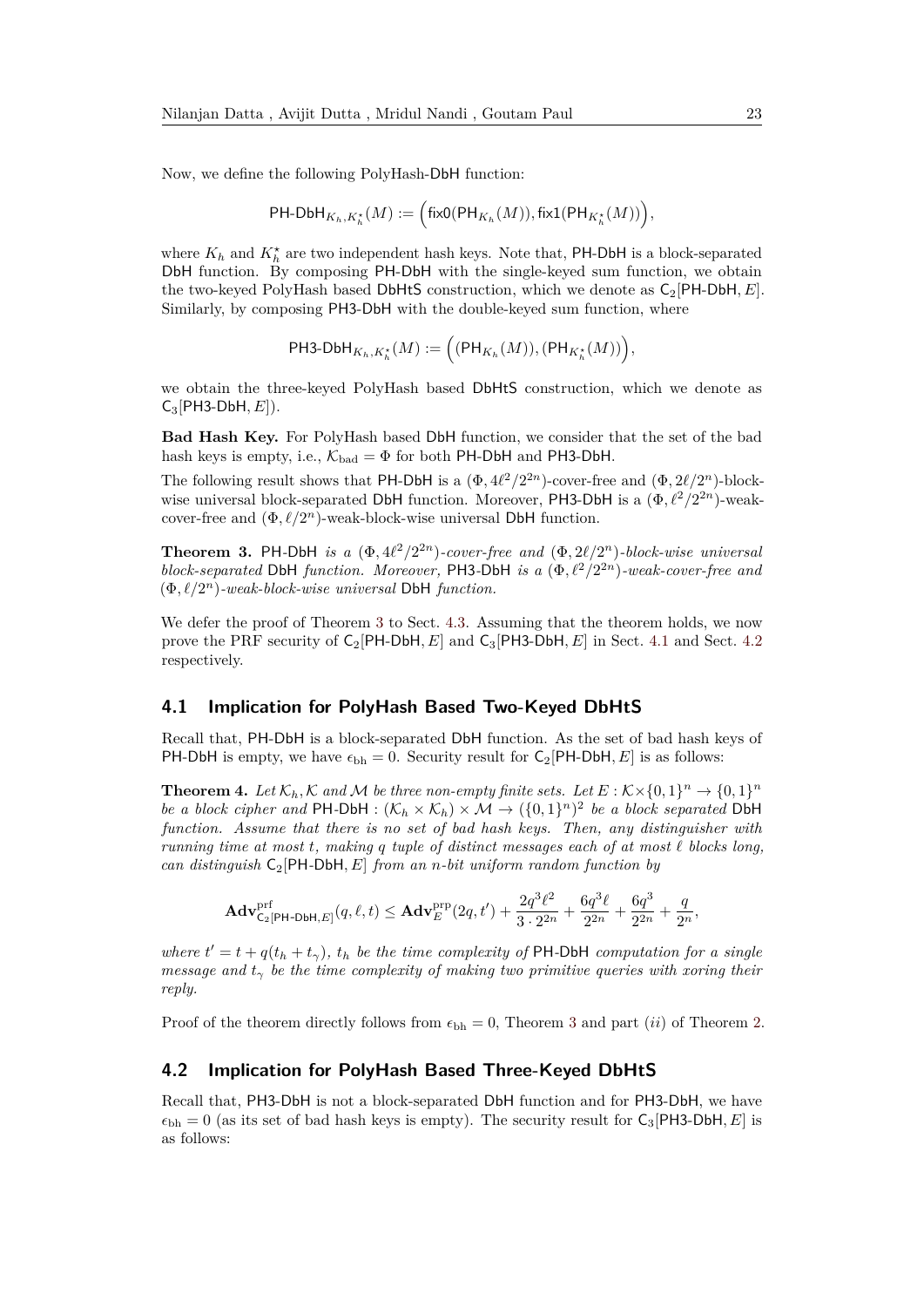Now, we define the following PolyHash-DbH function:

$$\mathsf{PH\text{-}DbH}_{K_h, K_h^\star}(M) := \Big(\mathsf{fix0}(\mathsf{PH}_{K_h}(M)), \mathsf{fix1}(\mathsf{PH}_{K_h^\star}(M))\Big),$$

where $K_h$ and $K_h^\star$ are two independent hash keys. Note that, PH-DbH is a block-separated DbH function. By composing PH-DbH with the single-keyed sum function, we obtain the two-keyed PolyHash based DbHtS construction, which we denote as $\mathsf{C}_2[\mathsf{PH\text{-}DbH}, E]$. Similarly, by composing PH3-DbH with the double-keyed sum function, where

$$\mathsf{PH3\text{-}DbH}_{K_h, K_h^\star}(M) := \Big((\mathsf{PH}_{K_h}(M)), (\mathsf{PH}_{K_h^\star}(M))\Big),$$

we obtain the three-keyed PolyHash based DbHtS construction, which we denote as $\mathsf{C}_3[\mathsf{PH3\text{-}DbH}, E]$).

**Bad Hash Key.** For PolyHash based DbH function, we consider that the set of the bad hash keys is empty, i.e., $\mathcal{K}_{\mathrm{bad}} = \Phi$ for both PH-DbH and PH3-DbH.

The following result shows that PH-DbH is a $(\Phi, 4\ell^2/2^{2n})$-cover-free and $(\Phi, 2\ell/2^n)$-block-wise universal block-separated DbH function. Moreover, PH3-DbH is a $(\Phi, \ell^2/2^{2n})$-weak-cover-free and $(\Phi, \ell/2^n)$-weak-block-wise universal DbH function.

**Theorem 3.** PH-DbH *is a $(\Phi, 4\ell^2/2^{2n})$-cover-free and $(\Phi, 2\ell/2^n)$-block-wise universal block-separated* DbH *function. Moreover,* PH3-DbH *is a $(\Phi, \ell^2/2^{2n})$-weak-cover-free and $(\Phi, \ell/2^n)$-weak-block-wise universal* DbH *function.*

We defer the proof of Theorem 3 to Sect. 4.3. Assuming that the theorem holds, we now prove the PRF security of $\mathsf{C}_2[\mathsf{PH\text{-}DbH}, E]$ and $\mathsf{C}_3[\mathsf{PH3\text{-}DbH}, E]$ in Sect. 4.1 and Sect. 4.2 respectively.

## 4.1 Implication for PolyHash Based Two-Keyed DbHtS

Recall that, PH-DbH is a block-separated DbH function. As the set of bad hash keys of PH-DbH is empty, we have $\epsilon_{\mathrm{bh}} = 0$. Security result for $\mathsf{C}_2[\mathsf{PH\text{-}DbH}, E]$ is as follows:

**Theorem 4.** *Let $\mathcal{K}_h, \mathcal{K}$ and $\mathcal{M}$ be three non-empty finite sets. Let $E : \mathcal{K} \times \{0,1\}^n \to \{0,1\}^n$ be a block cipher and $\mathsf{PH\text{-}DbH} : (\mathcal{K}_h \times \mathcal{K}_h) \times \mathcal{M} \to (\{0,1\}^n)^2$ be a block separated* DbH *function. Assume that there is no set of bad hash keys. Then, any distinguisher with running time at most $t$, making $q$ tuple of distinct messages each of at most $\ell$ blocks long, can distinguish $\mathsf{C}_2[\mathsf{PH\text{-}DbH}, E]$ from an $n$-bit uniform random function by*

$$\mathbf{Adv}^{\mathrm{prf}}_{\mathsf{C}_2[\mathsf{PH\text{-}DbH}, E]}(q, \ell, t) \leq \mathbf{Adv}^{\mathrm{prp}}_E(2q, t') + \frac{2q^3\ell^2}{3 \cdot 2^{2n}} + \frac{6q^3\ell}{2^{2n}} + \frac{6q^3}{2^{2n}} + \frac{q}{2^n},$$

*where $t' = t + q(t_h + t_\gamma)$, $t_h$ be the time complexity of* PH-DbH *computation for a single message and $t_\gamma$ be the time complexity of making two primitive queries with xoring their reply.*

Proof of the theorem directly follows from $\epsilon_{\mathrm{bh}} = 0$, Theorem 3 and part $(ii)$ of Theorem 2.

## 4.2 Implication for PolyHash Based Three-Keyed DbHtS

Recall that, PH3-DbH is not a block-separated DbH function and for PH3-DbH, we have $\epsilon_{\mathrm{bh}} = 0$ (as its set of bad hash keys is empty). The security result for $\mathsf{C}_3[\mathsf{PH3\text{-}DbH}, E]$ is as follows: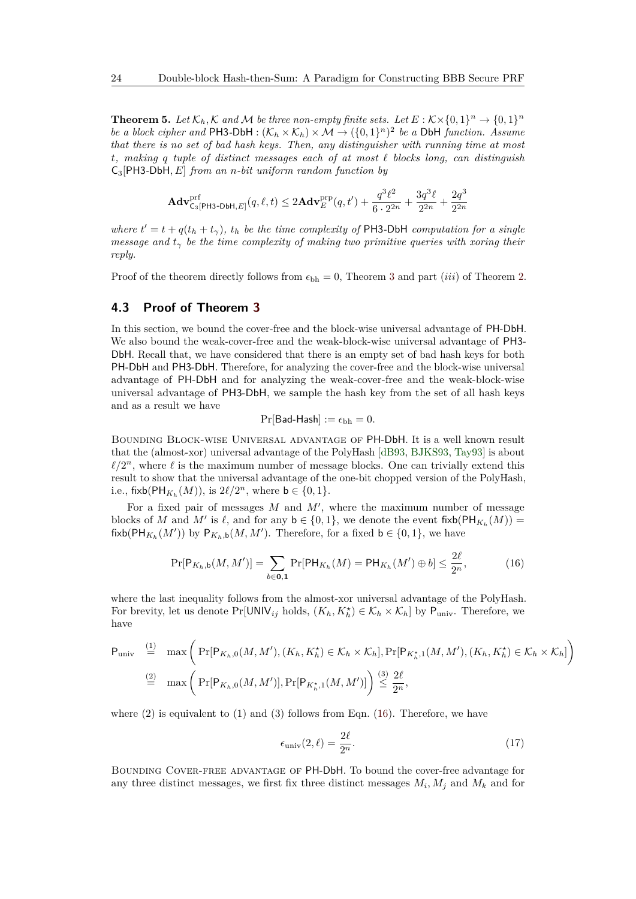**Theorem 5.** *Let $\mathcal{K}_h, \mathcal{K}$ and $\mathcal{M}$ be three non-empty finite sets. Let $E : \mathcal{K}\times\{0,1\}^n \to \{0,1\}^n$ be a block cipher and $\mathsf{PH3\text{-}DbH} : (\mathcal{K}_h \times \mathcal{K}_h) \times \mathcal{M} \to (\{0,1\}^n)^2$ be a* DbH *function. Assume that there is no set of bad hash keys. Then, any distinguisher with running time at most $t$, making $q$ tuple of distinct messages each of at most $\ell$ blocks long, can distinguish $\mathsf{C}_3[\mathsf{PH3\text{-}DbH}, E]$ from an $n$-bit uniform random function by*

$$\mathbf{Adv}^{\mathrm{prf}}_{\mathsf{C}_3[\mathsf{PH3\text{-}DbH},E]}(q, \ell, t) \leq 2\mathbf{Adv}^{\mathrm{prp}}_{E}(q, t') + \frac{q^3\ell^2}{6 \cdot 2^{2n}} + \frac{3q^3\ell}{2^{2n}} + \frac{2q^3}{2^{2n}}$$

*where $t' = t + q(t_h + t_\gamma)$, $t_h$ be the time complexity of* PH3-DbH *computation for a single message and $t_\gamma$ be the time complexity of making two primitive queries with xoring their reply.*

Proof of the theorem directly follows from $\epsilon_{\mathrm{bh}} = 0$, Theorem 3 and part (*iii*) of Theorem 2.

### 4.3 Proof of Theorem 3

In this section, we bound the cover-free and the block-wise universal advantage of PH-DbH. We also bound the weak-cover-free and the weak-block-wise universal advantage of PH3-DbH. Recall that, we have considered that there is an empty set of bad hash keys for both PH-DbH and PH3-DbH. Therefore, for analyzing the cover-free and the block-wise universal advantage of PH-DbH and for analyzing the weak-cover-free and the weak-block-wise universal advantage of PH3-DbH, we sample the hash key from the set of all hash keys and as a result we have

$$\Pr[\mathsf{Bad\text{-}Hash}] := \epsilon_{\mathrm{bh}} = 0.$$

Bounding Block-wise Universal advantage of PH-DbH. It is a well known result that the (almost-xor) universal advantage of the PolyHash [dB93, BJKS93, Tay93] is about $\ell/2^n$, where $\ell$ is the maximum number of message blocks. One can trivially extend this result to show that the universal advantage of the one-bit chopped version of the PolyHash, i.e., $\mathsf{fixb}(\mathsf{PH}_{K_h}(M))$, is $2\ell/2^n$, where $\mathsf{b} \in \{0,1\}$.

For a fixed pair of messages $M$ and $M'$, where the maximum number of message blocks of $M$ and $M'$ is $\ell$, and for any $\mathsf{b} \in \{0,1\}$, we denote the event $\mathsf{fixb}(\mathsf{PH}_{K_h}(M)) = \mathsf{fixb}(\mathsf{PH}_{K_h}(M'))$ by $\mathsf{P}_{K_h,\mathsf{b}}(M, M')$. Therefore, for a fixed $\mathsf{b} \in \{0,1\}$, we have

$$\Pr[\mathsf{P}_{K_h,\mathsf{b}}(M, M')] = \sum_{b \in \mathbf{0},\mathbf{1}} \Pr[\mathsf{PH}_{K_h}(M) = \mathsf{PH}_{K_h}(M') \oplus b] \leq \frac{2\ell}{2^n}, \tag{16}$$

where the last inequality follows from the almost-xor universal advantage of the PolyHash. For brevity, let us denote $\Pr[\mathsf{UNIV}_{ij} \text{ holds}, (K_h, K_h^\star) \in \mathcal{K}_h \times \mathcal{K}_h]$ by $\mathsf{P}_{\mathrm{univ}}$. Therefore, we have

$$\begin{aligned}
\mathsf{P}_{\mathrm{univ}} &\overset{(1)}{=} \max\bigg(\Pr[\mathsf{P}_{K_h,0}(M, M'), (K_h, K_h^\star) \in \mathcal{K}_h \times \mathcal{K}_h], \Pr[\mathsf{P}_{K_h^\star,1}(M, M'), (K_h, K_h^\star) \in \mathcal{K}_h \times \mathcal{K}_h]\bigg) \\
&\overset{(2)}{=} \max\bigg(\Pr[\mathsf{P}_{K_h,0}(M, M')], \Pr[\mathsf{P}_{K_h^\star,1}(M, M')]\bigg) \overset{(3)}{\leq} \frac{2\ell}{2^n},
\end{aligned}$$

where (2) is equivalent to (1) and (3) follows from Eqn. (16). Therefore, we have

$$\epsilon_{\mathrm{univ}}(2, \ell) = \frac{2\ell}{2^n}. \tag{17}$$

Bounding Cover-free advantage of PH-DbH. To bound the cover-free advantage for any three distinct messages, we first fix three distinct messages $M_i, M_j$ and $M_k$ and for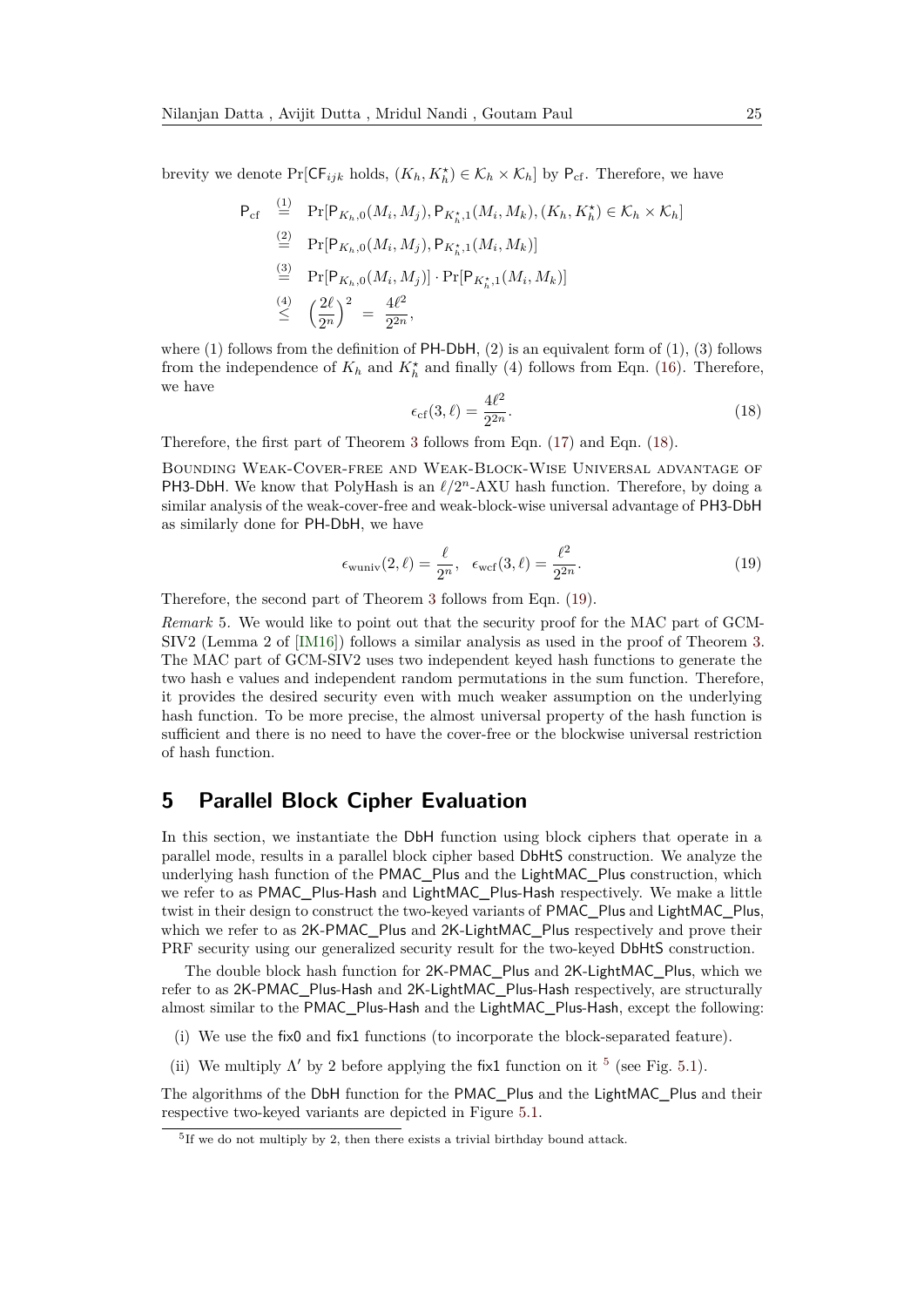brevity we denote $\Pr[\mathsf{CF}_{ijk} \text{ holds}, (K_h, K_h^\star) \in \mathcal{K}_h \times \mathcal{K}_h]$ by $\mathsf{P}_{\text{cf}}$. Therefore, we have

$$
\begin{aligned}
\mathsf{P}_{\text{cf}} &\overset{(1)}{=} \Pr[\mathsf{P}_{K_h,0}(M_i, M_j), \mathsf{P}_{K_h^\star,1}(M_i, M_k), (K_h, K_h^\star) \in \mathcal{K}_h \times \mathcal{K}_h] \\
&\overset{(2)}{=} \Pr[\mathsf{P}_{K_h,0}(M_i, M_j), \mathsf{P}_{K_h^\star,1}(M_i, M_k)] \\
&\overset{(3)}{=} \Pr[\mathsf{P}_{K_h,0}(M_i, M_j)] \cdot \Pr[\mathsf{P}_{K_h^\star,1}(M_i, M_k)] \\
&\overset{(4)}{\leq} \left(\frac{2\ell}{2^n}\right)^2 = \frac{4\ell^2}{2^{2n}},
\end{aligned}
$$

where (1) follows from the definition of $\mathsf{PH\text{-}DbH}$, (2) is an equivalent form of (1), (3) follows from the independence of $K_h$ and $K_h^\star$ and finally (4) follows from Eqn. (16). Therefore, we have

$$\epsilon_{\text{cf}}(3, \ell) = \frac{4\ell^2}{2^{2n}}. \tag{18}$$

Therefore, the first part of Theorem 3 follows from Eqn. (17) and Eqn. (18).

Bounding Weak-Cover-free and Weak-Block-Wise Universal advantage of $\mathsf{PH3\text{-}DbH}$. We know that PolyHash is an $\ell/2^n$-AXU hash function. Therefore, by doing a similar analysis of the weak-cover-free and weak-block-wise universal advantage of $\mathsf{PH3\text{-}DbH}$ as similarly done for $\mathsf{PH\text{-}DbH}$, we have

$$\epsilon_{\text{wuniv}}(2, \ell) = \frac{\ell}{2^n}, \quad \epsilon_{\text{wcf}}(3, \ell) = \frac{\ell^2}{2^{2n}}. \tag{19}$$

Therefore, the second part of Theorem 3 follows from Eqn. (19).

*Remark* 5. We would like to point out that the security proof for the MAC part of GCM-SIV2 (Lemma 2 of [IM16]) follows a similar analysis as used in the proof of Theorem 3. The MAC part of GCM-SIV2 uses two independent keyed hash functions to generate the two hash e values and independent random permutations in the sum function. Therefore, it provides the desired security even with much weaker assumption on the underlying hash function. To be more precise, the almost universal property of the hash function is sufficient and there is no need to have the cover-free or the blockwise universal restriction of hash function.

## 5 Parallel Block Cipher Evaluation

In this section, we instantiate the DbH function using block ciphers that operate in a parallel mode, results in a parallel block cipher based DbHtS construction. We analyze the underlying hash function of the PMAC_Plus and the LightMAC_Plus construction, which we refer to as PMAC_Plus-Hash and LightMAC_Plus-Hash respectively. We make a little twist in their design to construct the two-keyed variants of PMAC_Plus and LightMAC_Plus, which we refer to as 2K-PMAC_Plus and 2K-LightMAC_Plus respectively and prove their PRF security using our generalized security result for the two-keyed DbHtS construction.

The double block hash function for 2K-PMAC_Plus and 2K-LightMAC_Plus, which we refer to as 2K-PMAC_Plus-Hash and 2K-LightMAC_Plus-Hash respectively, are structurally almost similar to the PMAC_Plus-Hash and the LightMAC_Plus-Hash, except the following:

(i) We use the fix0 and fix1 functions (to incorporate the block-separated feature).

(ii) We multiply $\Lambda'$ by 2 before applying the fix1 function on it [5] (see Fig. 5.1).

The algorithms of the DbH function for the PMAC_Plus and the LightMAC_Plus and their respective two-keyed variants are depicted in Figure 5.1.

[5] If we do not multiply by 2, then there exists a trivial birthday bound attack.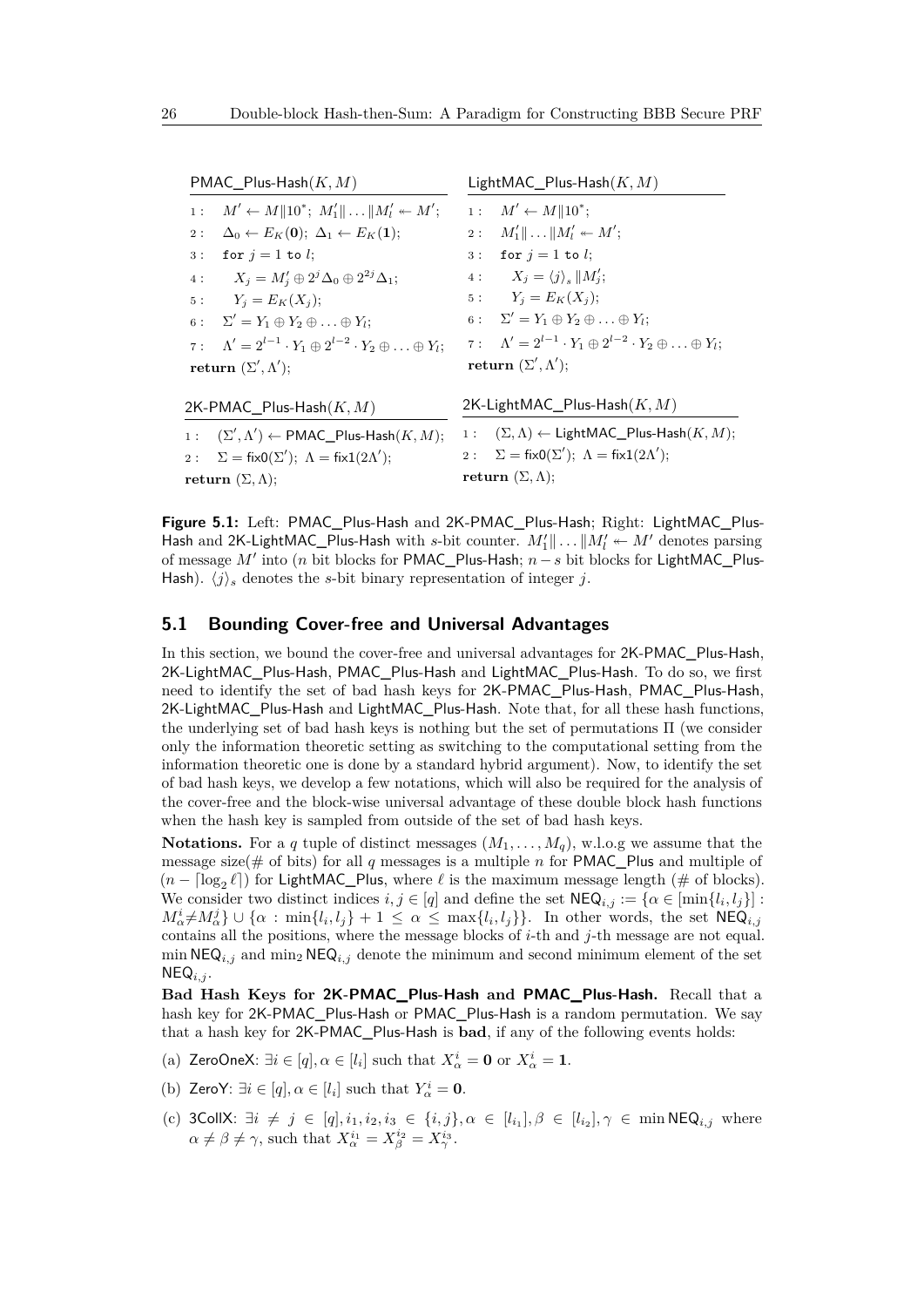```
PMAC_Plus-Hash(K, M)
1 :  M' ← M‖10*;  M'_1‖ ... ‖M'_l ↞ M';
2 :  Δ_0 ← E_K(0);  Δ_1 ← E_K(1);
3 :  for j = 1 to l;
4 :      X_j = M'_j ⊕ 2^j Δ_0 ⊕ 2^{2j} Δ_1;
5 :      Y_j = E_K(X_j);
6 :  Σ' = Y_1 ⊕ Y_2 ⊕ ... ⊕ Y_l;
7 :  Λ' = 2^{l-1} · Y_1 ⊕ 2^{l-2} · Y_2 ⊕ ... ⊕ Y_l;
return (Σ', Λ');
```

```
LightMAC_Plus-Hash(K, M)
1 :  M' ← M‖10*;
2 :  M'_1‖ ... ‖M'_l ↞ M';
3 :  for j = 1 to l;
4 :      X_j = ⟨j⟩_s ‖M'_j;
5 :      Y_j = E_K(X_j);
6 :  Σ' = Y_1 ⊕ Y_2 ⊕ ... ⊕ Y_l;
7 :  Λ' = 2^{l-1} · Y_1 ⊕ 2^{l-2} · Y_2 ⊕ ... ⊕ Y_l;
return (Σ', Λ');
```

```
2K-PMAC_Plus-Hash(K, M)
1 :  (Σ', Λ') ← PMAC_Plus-Hash(K, M);
2 :  Σ = fix0(Σ');  Λ = fix1(2Λ');
return (Σ, Λ);
```

```
2K-LightMAC_Plus-Hash(K, M)
1 :  (Σ, Λ) ← LightMAC_Plus-Hash(K, M);
2 :  Σ = fix0(Σ');  Λ = fix1(2Λ');
return (Σ, Λ);
```

**Figure 5.1:** Left: PMAC_Plus-Hash and 2K-PMAC_Plus-Hash; Right: LightMAC_Plus-Hash and 2K-LightMAC_Plus-Hash with $s$-bit counter. $M'_1\| \dots \|M'_l \twoheadleftarrow M'$ denotes parsing of message $M'$ into ($n$ bit blocks for PMAC_Plus-Hash; $n-s$ bit blocks for LightMAC_Plus-Hash). $\langle j \rangle_s$ denotes the $s$-bit binary representation of integer $j$.

## 5.1 Bounding Cover-free and Universal Advantages

In this section, we bound the cover-free and universal advantages for 2K-PMAC_Plus-Hash, 2K-LightMAC_Plus-Hash, PMAC_Plus-Hash and LightMAC_Plus-Hash. To do so, we first need to identify the set of bad hash keys for 2K-PMAC_Plus-Hash, PMAC_Plus-Hash, 2K-LightMAC_Plus-Hash and LightMAC_Plus-Hash. Note that, for all these hash functions, the underlying set of bad hash keys is nothing but the set of permutations $\Pi$ (we consider only the information theoretic setting as switching to the computational setting from the information theoretic one is done by a standard hybrid argument). Now, to identify the set of bad hash keys, we develop a few notations, which will also be required for the analysis of the cover-free and the block-wise universal advantage of these double block hash functions when the hash key is sampled from outside of the set of bad hash keys.

**Notations.** For a $q$ tuple of distinct messages $(M_1, \dots, M_q)$, w.l.o.g we assume that the message size(# of bits) for all $q$ messages is a multiple $n$ for PMAC_Plus and multiple of $(n - \lceil \log_2 \ell \rceil)$ for LightMAC_Plus, where $\ell$ is the maximum message length (# of blocks). We consider two distinct indices $i, j \in [q]$ and define the set $\mathsf{NEQ}_{i,j} := \{\alpha \in [\min\{l_i, l_j\}] : M^i_\alpha \neq M^j_\alpha\} \cup \{\alpha : \min\{l_i, l_j\} + 1 \leq \alpha \leq \max\{l_i, l_j\}\}$. In other words, the set $\mathsf{NEQ}_{i,j}$ contains all the positions, where the message blocks of $i$-th and $j$-th message are not equal. $\min \mathsf{NEQ}_{i,j}$ and $\min_2 \mathsf{NEQ}_{i,j}$ denote the minimum and second minimum element of the set $\mathsf{NEQ}_{i,j}$.

**Bad Hash Keys for 2K-PMAC_Plus-Hash and PMAC_Plus-Hash.** Recall that a hash key for 2K-PMAC_Plus-Hash or PMAC_Plus-Hash is a random permutation. We say that a hash key for 2K-PMAC_Plus-Hash is **bad**, if any of the following events holds:

(a) ZeroOneX: $\exists i \in [q], \alpha \in [l_i]$ such that $X^i_\alpha = \mathbf{0}$ or $X^i_\alpha = \mathbf{1}$.

(b) ZeroY: $\exists i \in [q], \alpha \in [l_i]$ such that $Y^i_\alpha = \mathbf{0}$.

(c) 3CollX: $\exists i \neq j \in [q], i_1, i_2, i_3 \in \{i, j\}, \alpha \in [l_{i_1}], \beta \in [l_{i_2}], \gamma \in \min \mathsf{NEQ}_{i,j}$ where $\alpha \neq \beta \neq \gamma$, such that $X^{i_1}_\alpha = X^{i_2}_\beta = X^{i_3}_\gamma$.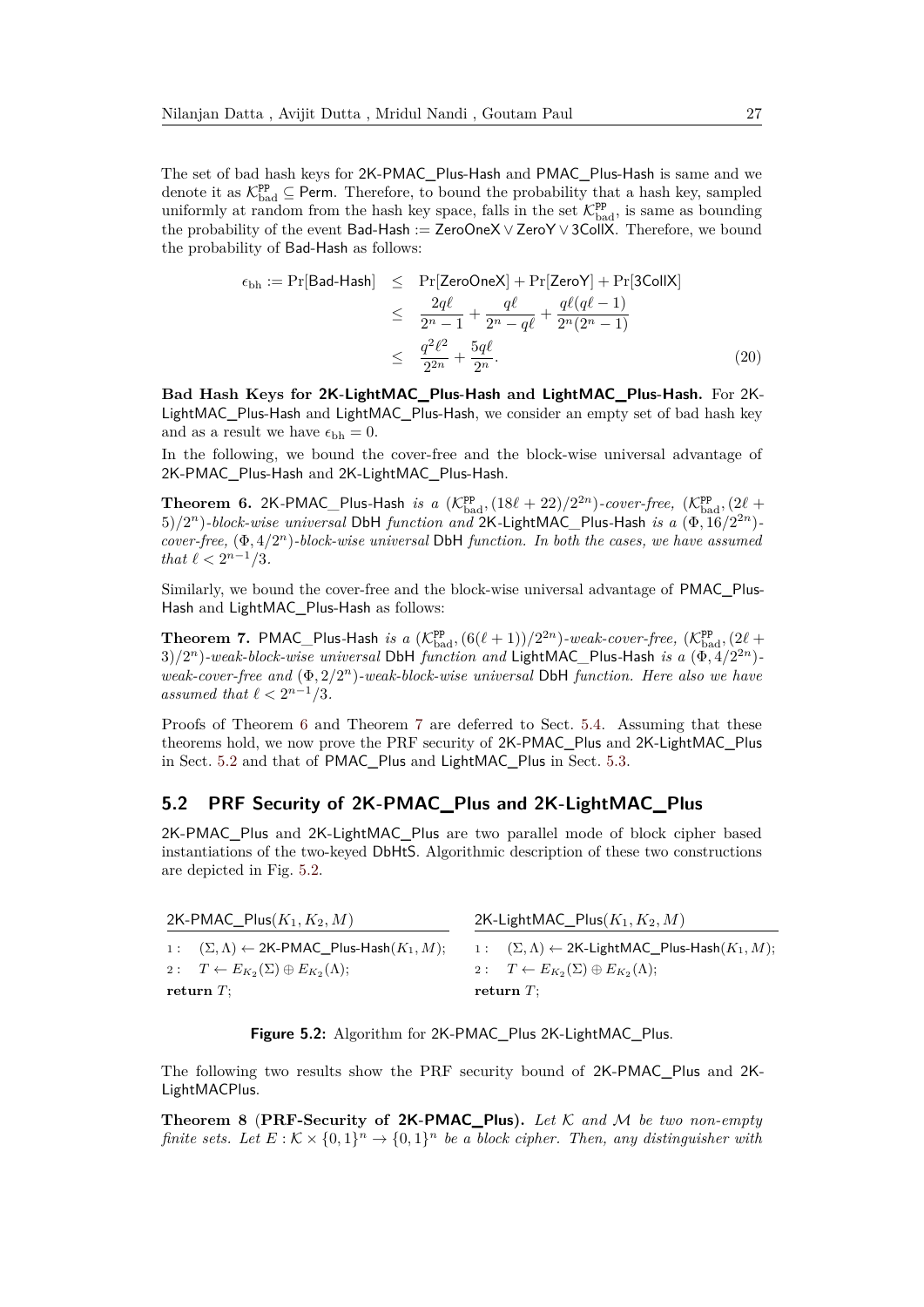The set of bad hash keys for 2K-PMAC_Plus-Hash and PMAC_Plus-Hash is same and we denote it as $\mathcal{K}^{\mathsf{pp}}_{\mathrm{bad}} \subseteq \mathsf{Perm}$. Therefore, to bound the probability that a hash key, sampled uniformly at random from the hash key space, falls in the set $\mathcal{K}^{\mathsf{pp}}_{\mathrm{bad}}$, is same as bounding the probability of the event $\mathsf{Bad\text{-}Hash} := \mathsf{ZeroOneX} \vee \mathsf{ZeroY} \vee \mathsf{3CollX}$. Therefore, we bound the probability of Bad-Hash as follows:

$$
\begin{aligned}
\epsilon_{\mathrm{bh}} := \Pr[\mathsf{Bad\text{-}Hash}] &\leq \Pr[\mathsf{ZeroOneX}] + \Pr[\mathsf{ZeroY}] + \Pr[\mathsf{3CollX}] \\
&\leq \frac{2q\ell}{2^n - 1} + \frac{q\ell}{2^n - q\ell} + \frac{q\ell(q\ell - 1)}{2^n(2^n - 1)} \\
&\leq \frac{q^2\ell^2}{2^{2n}} + \frac{5q\ell}{2^n}. 
\end{aligned} \tag{20}
$$

**Bad Hash Keys for 2K-LightMAC_Plus-Hash and LightMAC_Plus-Hash.** For 2K-LightMAC_Plus-Hash and LightMAC_Plus-Hash, we consider an empty set of bad hash key and as a result we have $\epsilon_{\mathrm{bh}} = 0$.

In the following, we bound the cover-free and the block-wise universal advantage of 2K-PMAC_Plus-Hash and 2K-LightMAC_Plus-Hash.

**Theorem 6.** *2K-PMAC_Plus-Hash is a $(\mathcal{K}^{\mathsf{pp}}_{\mathrm{bad}}, (18\ell + 22)/2^{2n})$-cover-free, $(\mathcal{K}^{\mathsf{pp}}_{\mathrm{bad}}, (2\ell + 5)/2^n)$-block-wise universal DbH function and 2K-LightMAC_Plus-Hash is a $(\Phi, 16/2^{2n})$-cover-free, $(\Phi, 4/2^n)$-block-wise universal DbH function. In both the cases, we have assumed that $\ell < 2^{n-1}/3$.*

Similarly, we bound the cover-free and the block-wise universal advantage of PMAC_Plus-Hash and LightMAC_Plus-Hash as follows:

**Theorem 7.** *PMAC_Plus-Hash is a $(\mathcal{K}^{\mathsf{pp}}_{\mathrm{bad}}, (6(\ell + 1))/2^{2n})$-weak-cover-free, $(\mathcal{K}^{\mathsf{pp}}_{\mathrm{bad}}, (2\ell + 3)/2^n)$-weak-block-wise universal DbH function and LightMAC_Plus-Hash is a $(\Phi, 4/2^{2n})$-weak-cover-free and $(\Phi, 2/2^n)$-weak-block-wise universal DbH function. Here also we have assumed that $\ell < 2^{n-1}/3$.*

Proofs of Theorem 6 and Theorem 7 are deferred to Sect. 5.4. Assuming that these theorems hold, we now prove the PRF security of 2K-PMAC_Plus and 2K-LightMAC_Plus in Sect. 5.2 and that of PMAC_Plus and LightMAC_Plus in Sect. 5.3.

## 5.2 PRF Security of 2K-PMAC_Plus and 2K-LightMAC_Plus

2K-PMAC_Plus and 2K-LightMAC_Plus are two parallel mode of block cipher based instantiations of the two-keyed DbHtS. Algorithmic description of these two constructions are depicted in Fig. 5.2.

```
2K-PMAC_Plus(K1, K2, M)
1 :  (Σ, Λ) ← 2K-PMAC_Plus-Hash(K1, M);
2 :  T ← E_K2(Σ) ⊕ E_K2(Λ);
return T;
```

```
2K-LightMAC_Plus(K1, K2, M)
1 :  (Σ, Λ) ← 2K-LightMAC_Plus-Hash(K1, M);
2 :  T ← E_K2(Σ) ⊕ E_K2(Λ);
return T;
```

**Figure 5.2:** Algorithm for 2K-PMAC_Plus 2K-LightMAC_Plus.

The following two results show the PRF security bound of 2K-PMAC_Plus and 2K-LightMACPlus.

**Theorem 8** (**PRF-Security of 2K-PMAC_Plus**)**.** *Let $\mathcal{K}$ and $\mathcal{M}$ be two non-empty finite sets. Let $E : \mathcal{K} \times \{0, 1\}^n \to \{0, 1\}^n$ be a block cipher. Then, any distinguisher with*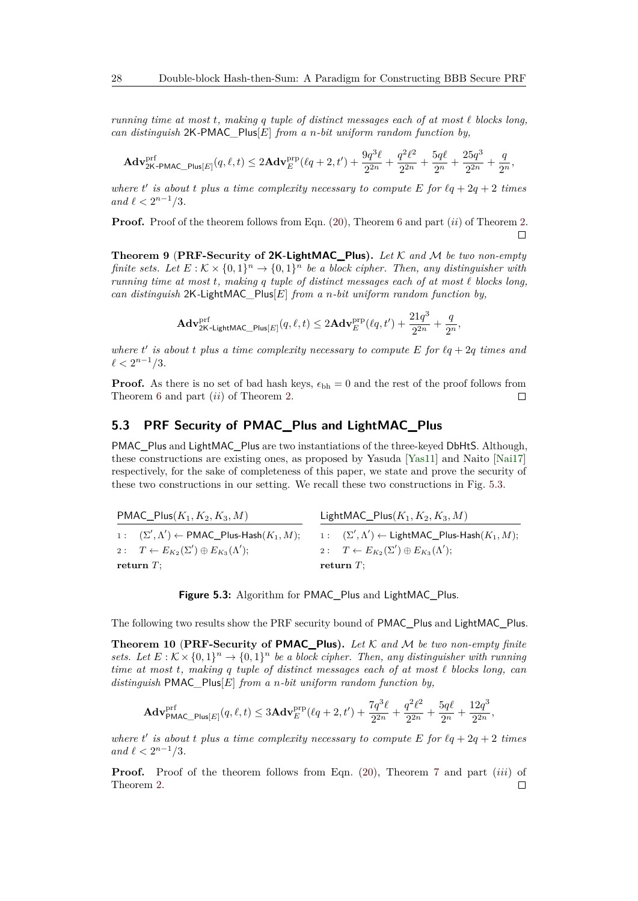*running time at most $t$, making $q$ tuple of distinct messages each of at most $\ell$ blocks long, can distinguish* 2K-PMAC_Plus$[E]$ *from a $n$-bit uniform random function by,*

$$\mathbf{Adv}^{\mathrm{prf}}_{\mathsf{2K\text{-}PMAC\_Plus}[E]}(q,\ell,t) \leq 2\mathbf{Adv}^{\mathrm{prp}}_{E}(\ell q+2,t') + \frac{9q^3\ell}{2^{2n}} + \frac{q^2\ell^2}{2^{2n}} + \frac{5q\ell}{2^n} + \frac{25q^3}{2^{2n}} + \frac{q}{2^n},$$

*where $t'$ is about $t$ plus a time complexity necessary to compute $E$ for $\ell q+2q+2$ times and $\ell < 2^{n-1}/3$.*

**Proof.** Proof of the theorem follows from Eqn. (20), Theorem 6 and part $(ii)$ of Theorem 2. □

**Theorem 9** (**PRF-Security of 2K-LightMAC_Plus**)**.** *Let $\mathcal{K}$ and $\mathcal{M}$ be two non-empty finite sets. Let $E : \mathcal{K} \times \{0,1\}^n \to \{0,1\}^n$ be a block cipher. Then, any distinguisher with running time at most $t$, making $q$ tuple of distinct messages each of at most $\ell$ blocks long, can distinguish* 2K-LightMAC_Plus$[E]$ *from a $n$-bit uniform random function by,*

$$\mathbf{Adv}^{\mathrm{prf}}_{\mathsf{2K\text{-}LightMAC\_Plus}[E]}(q,\ell,t) \leq 2\mathbf{Adv}^{\mathrm{prp}}_{E}(\ell q,t') + \frac{21q^3}{2^{2n}} + \frac{q}{2^n},$$

*where $t'$ is about $t$ plus a time complexity necessary to compute $E$ for $\ell q+2q$ times and $\ell < 2^{n-1}/3$.*

**Proof.** As there is no set of bad hash keys, $\epsilon_{\mathrm{bh}} = 0$ and the rest of the proof follows from Theorem 6 and part $(ii)$ of Theorem 2. □

## 5.3 PRF Security of PMAC_Plus and LightMAC_Plus

PMAC_Plus and LightMAC_Plus are two instantiations of the three-keyed DbHtS. Although, these constructions are existing ones, as proposed by Yasuda [Yas11] and Naito [Nai17] respectively, for the sake of completeness of this paper, we state and prove the security of these two constructions in our setting. We recall these two constructions in Fig. 5.3.

```
PMAC_Plus(K1, K2, K3, M)
1 :  (Σ', Λ') ← PMAC_Plus-Hash(K1, M);
2 :  T ← E_K2(Σ') ⊕ E_K3(Λ');
return T;

LightMAC_Plus(K1, K2, K3, M)
1 :  (Σ', Λ') ← LightMAC_Plus-Hash(K1, M);
2 :  T ← E_K2(Σ') ⊕ E_K3(Λ');
return T;
```

**Figure 5.3:** Algorithm for PMAC_Plus and LightMAC_Plus.

The following two results show the PRF security bound of PMAC_Plus and LightMAC_Plus.

**Theorem 10** (**PRF-Security of PMAC_Plus**)**.** *Let $\mathcal{K}$ and $\mathcal{M}$ be two non-empty finite sets. Let $E : \mathcal{K} \times \{0,1\}^n \to \{0,1\}^n$ be a block cipher. Then, any distinguisher with running time at most $t$, making $q$ tuple of distinct messages each of at most $\ell$ blocks long, can distinguish* PMAC_Plus$[E]$ *from a $n$-bit uniform random function by,*

$$\mathbf{Adv}^{\mathrm{prf}}_{\mathsf{PMAC\_Plus}[E]}(q,\ell,t) \leq 3\mathbf{Adv}^{\mathrm{prp}}_{E}(\ell q+2,t') + \frac{7q^3\ell}{2^{2n}} + \frac{q^2\ell^2}{2^{2n}} + \frac{5q\ell}{2^n} + \frac{12q^3}{2^{2n}},$$

*where $t'$ is about $t$ plus a time complexity necessary to compute $E$ for $\ell q+2q+2$ times and $\ell < 2^{n-1}/3$.*

**Proof.** Proof of the theorem follows from Eqn. (20), Theorem 7 and part $(iii)$ of Theorem 2. □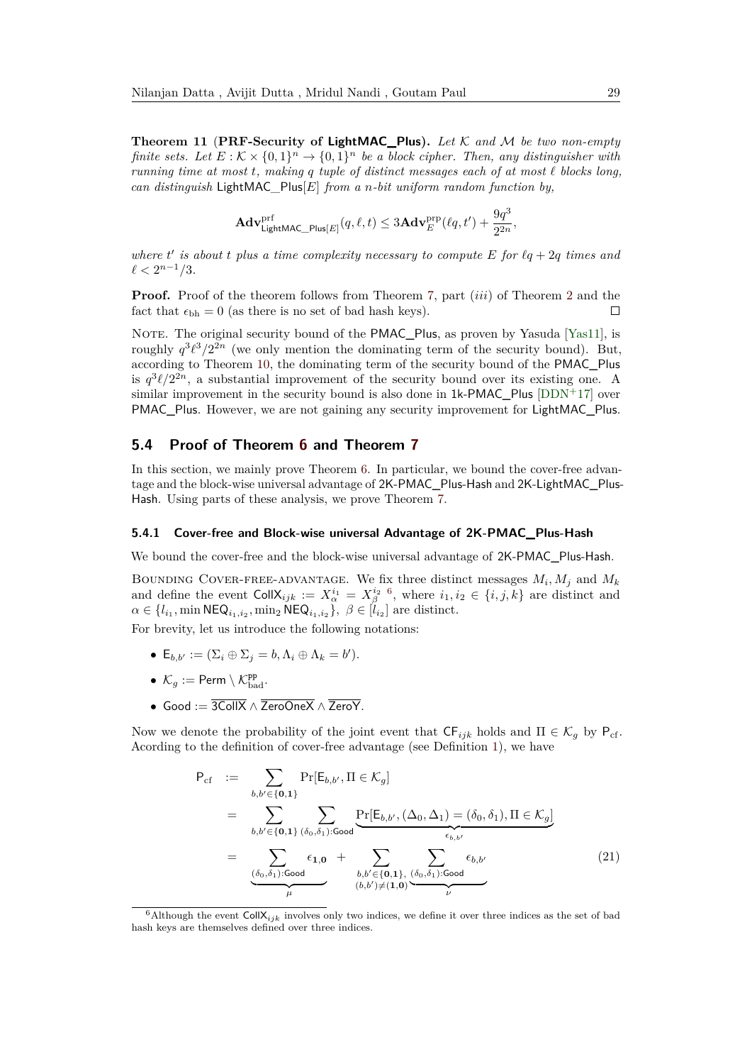**Theorem 11** (**PRF-Security of LightMAC_Plus**). *Let $\mathcal{K}$ and $\mathcal{M}$ be two non-empty finite sets. Let $E : \mathcal{K} \times \{0,1\}^n \to \{0,1\}^n$ be a block cipher. Then, any distinguisher with running time at most $t$, making $q$ tuple of distinct messages each of at most $\ell$ blocks long, can distinguish* LightMAC_Plus$[E]$ *from a $n$-bit uniform random function by,*

$$\mathbf{Adv}^{\text{prf}}_{\mathsf{LightMAC\_Plus}[E]}(q, \ell, t) \leq 3\mathbf{Adv}^{\text{prp}}_{E}(\ell q, t') + \frac{9q^3}{2^{2n}},$$

*where $t'$ is about $t$ plus a time complexity necessary to compute $E$ for $\ell q + 2q$ times and $\ell < 2^{n-1}/3$.*

**Proof.** Proof of the theorem follows from Theorem 7, part (*iii*) of Theorem 2 and the fact that $\epsilon_{\text{bh}} = 0$ (as there is no set of bad hash keys). ◻

Note. The original security bound of the PMAC_Plus, as proven by Yasuda [Yas11], is roughly $q^3\ell^3/2^{2n}$ (we only mention the dominating term of the security bound). But, according to Theorem 10, the dominating term of the security bound of the PMAC_Plus is $q^3\ell/2^{2n}$, a substantial improvement of the security bound over its existing one. A similar improvement in the security bound is also done in 1k-PMAC_Plus [DDN+17] over PMAC_Plus. However, we are not gaining any security improvement for LightMAC_Plus.

## 5.4 Proof of Theorem 6 and Theorem 7

In this section, we mainly prove Theorem 6. In particular, we bound the cover-free advantage and the block-wise universal advantage of 2K-PMAC_Plus-Hash and 2K-LightMAC_Plus-Hash. Using parts of these analysis, we prove Theorem 7.

### 5.4.1 Cover-free and Block-wise universal Advantage of 2K-PMAC_Plus-Hash

We bound the cover-free and the block-wise universal advantage of 2K-PMAC_Plus-Hash.

Bounding Cover-free-advantage. We fix three distinct messages $M_i, M_j$ and $M_k$ and define the event $\mathsf{CollX}_{ijk} := X^{i_1}_{\alpha} = X^{i_2}_{\beta}$ [6], where $i_1, i_2 \in \{i, j, k\}$ are distinct and $\alpha \in \{l_{i_1}, \min \mathsf{NEQ}_{i_1,i_2}, \min_2 \mathsf{NEQ}_{i_1,i_2}\},\ \beta \in [l_{i_2}]$ are distinct.

For brevity, let us introduce the following notations:

- $\mathsf{E}_{b,b'} := (\Sigma_i \oplus \Sigma_j = b, \Lambda_i \oplus \Lambda_k = b')$.
- $\mathcal{K}_g := \mathsf{Perm} \setminus \mathcal{K}^{\mathsf{pp}}_{\text{bad}}$.
- $\mathsf{Good} := \overline{\mathsf{3CollX}} \wedge \overline{\mathsf{ZeroOneX}} \wedge \overline{\mathsf{ZeroY}}$.

Now we denote the probability of the joint event that $\mathsf{CF}_{ijk}$ holds and $\Pi \in \mathcal{K}_g$ by $\mathsf{P}_{\text{cf}}$. Acording to the definition of cover-free advantage (see Definition 1), we have

$$\begin{aligned}
\mathsf{P}_{\text{cf}} &:= \sum_{b,b' \in \{\mathbf{0},\mathbf{1}\}} \Pr[\mathsf{E}_{b,b'}, \Pi \in \mathcal{K}_g] \\
&= \sum_{b,b' \in \{\mathbf{0},\mathbf{1}\}} \sum_{(\delta_0,\delta_1):\mathsf{Good}} \underbrace{\Pr[\mathsf{E}_{b,b'}, (\Delta_0, \Delta_1) = (\delta_0, \delta_1), \Pi \in \mathcal{K}_g]}_{\epsilon_{b,b'}} \\
&= \underbrace{\sum_{(\delta_0,\delta_1):\mathsf{Good}} \epsilon_{\mathbf{1},\mathbf{0}}}_{\mu} + \sum_{\substack{b,b' \in \{\mathbf{0},\mathbf{1}\}, \\ (b,b') \neq (\mathbf{1},\mathbf{0})}} \underbrace{\sum_{(\delta_0,\delta_1):\mathsf{Good}} \epsilon_{b,b'}}_{\nu}
\end{aligned} \tag{21}$$

---

[6] Although the event $\mathsf{CollX}_{ijk}$ involves only two indices, we define it over three indices as the set of bad hash keys are themselves defined over three indices.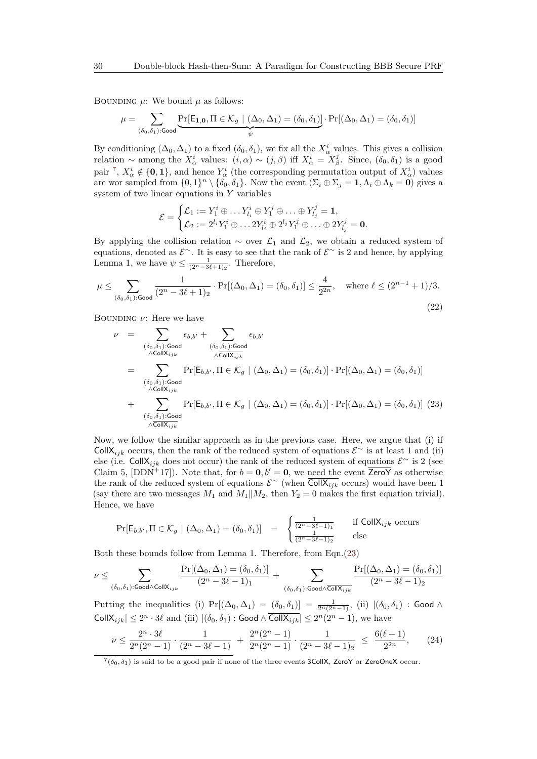Bounding $\mu$: We bound $\mu$ as follows:

$$\mu = \sum_{(\delta_0,\delta_1):\mathsf{Good}} \underbrace{\Pr[\mathsf{E}_{\mathbf{1},\mathbf{0}}, \Pi \in \mathcal{K}_g \mid (\Delta_0, \Delta_1) = (\delta_0, \delta_1)]}_{\psi} \cdot \Pr[(\Delta_0, \Delta_1) = (\delta_0, \delta_1)]$$

By conditioning $(\Delta_0, \Delta_1)$ to a fixed $(\delta_0, \delta_1)$, we fix all the $X^i_\alpha$ values. This gives a collision relation $\sim$ among the $X^i_\alpha$ values: $(i, \alpha) \sim (j, \beta)$ iff $X^i_\alpha = X^j_\beta$. Since, $(\delta_0, \delta_1)$ is a good pair [7], $X^i_\alpha \notin \{\mathbf{0}, \mathbf{1}\}$, and hence $Y^i_\alpha$ (the corresponding permutation output of $X^i_\alpha$) values are wor sampled from $\{0,1\}^n \setminus \{\delta_0, \delta_1\}$. Now the event $(\Sigma_i \oplus \Sigma_j = \mathbf{1}, \Lambda_i \oplus \Lambda_k = \mathbf{0})$ gives a system of two linear equations in $Y$ variables

$$\mathcal{E} = \begin{cases} \mathcal{L}_1 := Y^i_1 \oplus \ldots Y^i_{l_i} \oplus Y^j_1 \oplus \ldots \oplus Y^j_{l_j} = \mathbf{1}, \\ \mathcal{L}_2 := 2^{l_i} Y^i_1 \oplus \ldots 2Y^i_{l_i} \oplus 2^{l_j} Y^j_1 \oplus \ldots \oplus 2Y^j_{l_j} = \mathbf{0}. \end{cases}$$

By applying the collision relation $\sim$ over $\mathcal{L}_1$ and $\mathcal{L}_2$, we obtain a reduced system of equations, denoted as $\mathcal{E}^\sim$. It is easy to see that the rank of $\mathcal{E}^\sim$ is 2 and hence, by applying Lemma 1, we have $\psi \leq \frac{1}{(2^n - 3\ell + 1)_2}$. Therefore,

$$\mu \leq \sum_{(\delta_0,\delta_1):\mathsf{Good}} \frac{1}{(2^n - 3\ell + 1)_2} \cdot \Pr[(\Delta_0, \Delta_1) = (\delta_0, \delta_1)] \leq \frac{4}{2^{2n}}, \quad \text{where } \ell \leq (2^{n-1} + 1)/3. \tag{22}$$

Bounding $\nu$: Here we have

$$\begin{aligned}
\nu &= \sum_{\substack{(\delta_0,\delta_1):\mathsf{Good} \\ \wedge \mathsf{CollX}_{ijk}}} \epsilon_{b,b'} + \sum_{\substack{(\delta_0,\delta_1):\mathsf{Good} \\ \wedge \overline{\mathsf{CollX}_{ijk}}}} \epsilon_{b,b'} \\
&= \sum_{\substack{(\delta_0,\delta_1):\mathsf{Good} \\ \wedge \mathsf{CollX}_{ijk}}} \Pr[\mathsf{E}_{b,b'}, \Pi \in \mathcal{K}_g \mid (\Delta_0, \Delta_1) = (\delta_0, \delta_1)] \cdot \Pr[(\Delta_0, \Delta_1) = (\delta_0, \delta_1)] \\
&+ \sum_{\substack{(\delta_0,\delta_1):\mathsf{Good} \\ \wedge \overline{\mathsf{CollX}_{ijk}}}} \Pr[\mathsf{E}_{b,b'}, \Pi \in \mathcal{K}_g \mid (\Delta_0, \Delta_1) = (\delta_0, \delta_1)] \cdot \Pr[(\Delta_0, \Delta_1) = (\delta_0, \delta_1)]
\end{aligned} \tag{23}$$

Now, we follow the similar approach as in the previous case. Here, we argue that (i) if $\mathsf{CollX}_{ijk}$ occurs, then the rank of the reduced system of equations $\mathcal{E}^\sim$ is at least 1 and (ii) else (i.e. $\mathsf{CollX}_{ijk}$ does not occur) the rank of the reduced system of equations $\mathcal{E}^\sim$ is 2 (see Claim 5, [DDN+17]). Note that, for $b = \mathbf{0}, b' = \mathbf{0}$, we need the event $\overline{\mathsf{ZeroY}}$ as otherwise the rank of the reduced system of equations $\mathcal{E}^\sim$ (when $\overline{\mathsf{CollX}_{ijk}}$ occurs) would have been 1 (say there are two messages $M_1$ and $M_1 \| M_2$, then $Y_2 = 0$ makes the first equation trivial). Hence, we have

$$\Pr[\mathsf{E}_{b,b'}, \Pi \in \mathcal{K}_g \mid (\Delta_0, \Delta_1) = (\delta_0, \delta_1)] \quad = \quad \begin{cases} \frac{1}{(2^n - 3\ell - 1)_1} & \text{if } \mathsf{CollX}_{ijk} \text{ occurs} \\ \frac{1}{(2^n - 3\ell - 1)_2} & \text{else} \end{cases}$$

Both these bounds follow from Lemma 1. Therefore, from Eqn.(23)

$$\nu \leq \sum_{(\delta_0,\delta_1):\mathsf{Good} \wedge \mathsf{CollX}_{ijk}} \frac{\Pr[(\Delta_0, \Delta_1) = (\delta_0, \delta_1)]}{(2^n - 3\ell - 1)_1} + \sum_{(\delta_0,\delta_1):\mathsf{Good} \wedge \overline{\mathsf{CollX}_{ijk}}} \frac{\Pr[(\Delta_0, \Delta_1) = (\delta_0, \delta_1)]}{(2^n - 3\ell - 1)_2}$$

Putting the inequalities (i) $\Pr[(\Delta_0, \Delta_1) = (\delta_0, \delta_1)] = \frac{1}{2^n(2^n - 1)}$, (ii) $|(\delta_0, \delta_1) : \mathsf{Good} \wedge \mathsf{CollX}_{ijk}| \leq 2^n \cdot 3\ell$ and (iii) $|(\delta_0, \delta_1) : \mathsf{Good} \wedge \overline{\mathsf{CollX}_{ijk}}| \leq 2^n(2^n - 1)$, we have

$$\nu \leq \frac{2^n \cdot 3\ell}{2^n(2^n - 1)} \cdot \frac{1}{(2^n - 3\ell - 1)} \; + \; \frac{2^n(2^n - 1)}{2^n(2^n - 1)} \cdot \frac{1}{(2^n - 3\ell - 1)_2} \; \leq \; \frac{6(\ell + 1)}{2^{2n}}, \tag{24}$$

[7] $(\delta_0, \delta_1)$ is said to be a good pair if none of the three events $\mathsf{3CollX}$, $\mathsf{ZeroY}$ or $\mathsf{ZeroOneX}$ occur.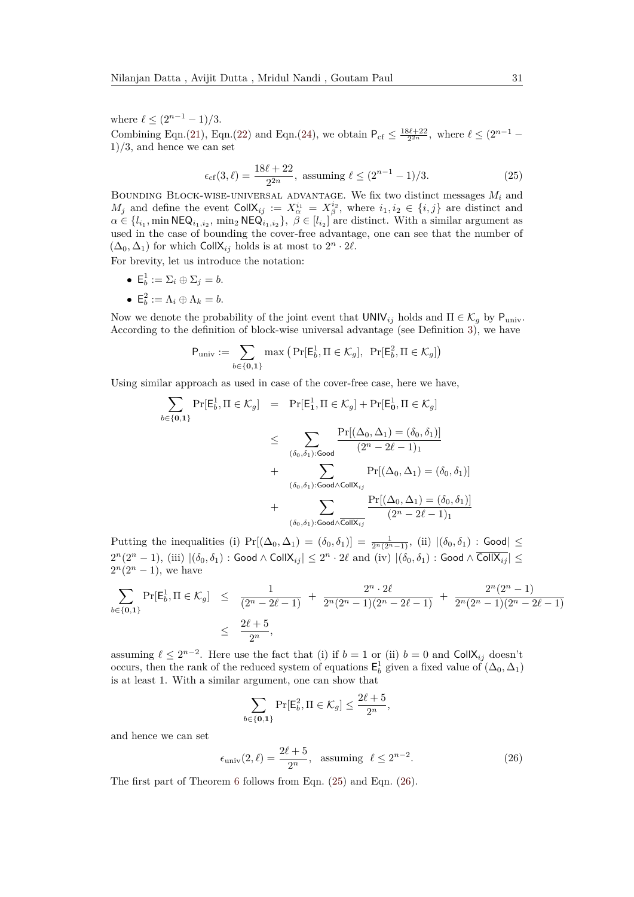where $\ell \leq (2^{n-1}-1)/3$.

Combining Eqn.(21), Eqn.(22) and Eqn.(24), we obtain $\mathsf{P}_{\mathrm{cf}} \leq \frac{18\ell+22}{2^{2n}}$, where $\ell \leq (2^{n-1}-1)/3$, and hence we can set

$$\epsilon_{\mathrm{cf}}(3,\ell) = \frac{18\ell+22}{2^{2n}}, \text{ assuming } \ell \leq (2^{n-1}-1)/3. \tag{25}$$

Bounding Block-wise-universal advantage. We fix two distinct messages $M_i$ and $M_j$ and define the event $\mathsf{CollX}_{ij} := X_\alpha^{i_1} = X_\beta^{i_2}$, where $i_1, i_2 \in \{i,j\}$ are distinct and $\alpha \in \{l_{i_1}, \min \mathsf{NEQ}_{i_1,i_2}, \min_2 \mathsf{NEQ}_{i_1,i_2}\}$, $\beta \in [l_{i_2}]$ are distinct. With a similar argument as used in the case of bounding the cover-free advantage, one can see that the number of $(\Delta_0, \Delta_1)$ for which $\mathsf{CollX}_{ij}$ holds is at most to $2^n \cdot 2\ell$.

For brevity, let us introduce the notation:

- $\mathsf{E}_b^1 := \Sigma_i \oplus \Sigma_j = b$.
- $\mathsf{E}_b^2 := \Lambda_i \oplus \Lambda_k = b$.

Now we denote the probability of the joint event that $\mathsf{UNIV}_{ij}$ holds and $\Pi \in \mathcal{K}_g$ by $\mathsf{P}_{\mathrm{univ}}$. According to the definition of block-wise universal advantage (see Definition 3), we have

$$\mathsf{P}_{\mathrm{univ}} := \sum_{b \in \{\mathbf{0},\mathbf{1}\}} \max\left(\Pr[\mathsf{E}_b^1, \Pi \in \mathcal{K}_g],\ \Pr[\mathsf{E}_b^2, \Pi \in \mathcal{K}_g]\right)$$

Using similar approach as used in case of the cover-free case, here we have,

$$\begin{aligned}
\sum_{b \in \{\mathbf{0},\mathbf{1}\}} \Pr[\mathsf{E}_b^1, \Pi \in \mathcal{K}_g] &= \Pr[\mathsf{E}_{\mathbf{1}}^1, \Pi \in \mathcal{K}_g] + \Pr[\mathsf{E}_{\mathbf{0}}^1, \Pi \in \mathcal{K}_g] \\
&\leq \sum_{(\delta_0,\delta_1):\mathsf{Good}} \frac{\Pr[(\Delta_0,\Delta_1) = (\delta_0,\delta_1)]}{(2^n - 2\ell - 1)_1} \\
&\quad + \sum_{(\delta_0,\delta_1):\mathsf{Good} \wedge \mathsf{CollX}_{ij}} \Pr[(\Delta_0,\Delta_1) = (\delta_0,\delta_1)] \\
&\quad + \sum_{(\delta_0,\delta_1):\mathsf{Good} \wedge \overline{\mathsf{CollX}_{ij}}} \frac{\Pr[(\Delta_0,\Delta_1) = (\delta_0,\delta_1)]}{(2^n - 2\ell - 1)_1}
\end{aligned}$$

Putting the inequalities (i) $\Pr[(\Delta_0,\Delta_1) = (\delta_0,\delta_1)] = \frac{1}{2^n(2^n-1)}$, (ii) $|(\delta_0,\delta_1) : \mathsf{Good}| \leq 2^n(2^n-1)$, (iii) $|(\delta_0,\delta_1) : \mathsf{Good} \wedge \mathsf{CollX}_{ij}| \leq 2^n \cdot 2\ell$ and (iv) $|(\delta_0,\delta_1) : \mathsf{Good} \wedge \overline{\mathsf{CollX}_{ij}}| \leq 2^n(2^n-1)$, we have

$$\begin{aligned}
\sum_{b \in \{\mathbf{0},\mathbf{1}\}} \Pr[\mathsf{E}_b^1, \Pi \in \mathcal{K}_g] &\leq \frac{1}{(2^n - 2\ell - 1)} + \frac{2^n \cdot 2\ell}{2^n(2^n-1)(2^n-2\ell-1)} + \frac{2^n(2^n-1)}{2^n(2^n-1)(2^n-2\ell-1)} \\
&\leq \frac{2\ell+5}{2^n},
\end{aligned}$$

assuming $\ell \leq 2^{n-2}$. Here use the fact that (i) if $b = 1$ or (ii) $b = 0$ and $\mathsf{CollX}_{ij}$ doesn't occurs, then the rank of the reduced system of equations $\mathsf{E}_b^1$ given a fixed value of $(\Delta_0, \Delta_1)$ is at least 1. With a similar argument, one can show that

$$\sum_{b \in \{\mathbf{0},\mathbf{1}\}} \Pr[\mathsf{E}_b^2, \Pi \in \mathcal{K}_g] \leq \frac{2\ell+5}{2^n},$$

and hence we can set

$$\epsilon_{\mathrm{univ}}(2,\ell) = \frac{2\ell+5}{2^n}, \quad \text{assuming} \quad \ell \leq 2^{n-2}. \tag{26}$$

The first part of Theorem 6 follows from Eqn. (25) and Eqn. (26).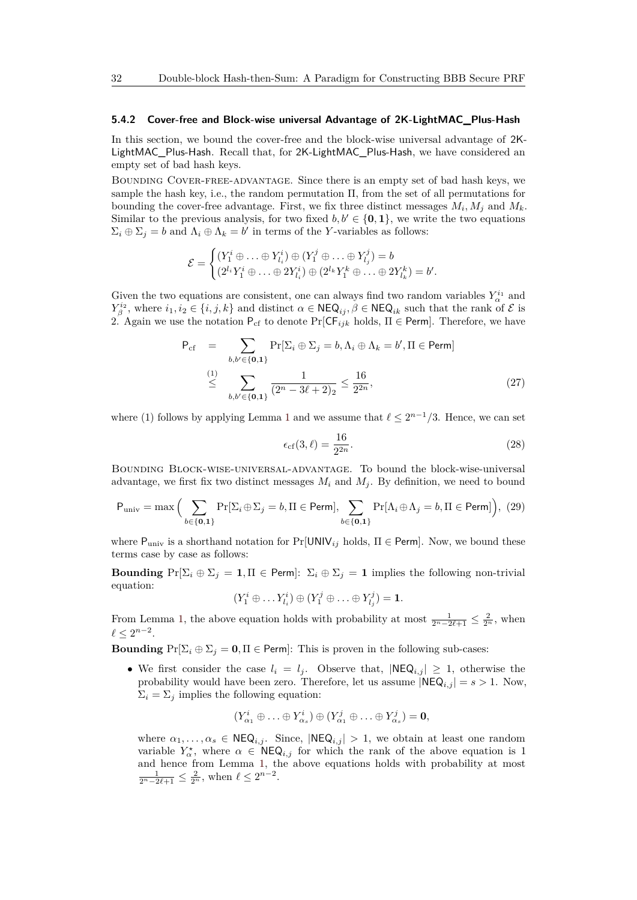### 5.4.2 Cover-free and Block-wise universal Advantage of 2K-LightMAC_Plus-Hash

In this section, we bound the cover-free and the block-wise universal advantage of 2K-LightMAC_Plus-Hash. Recall that, for 2K-LightMAC_Plus-Hash, we have considered an empty set of bad hash keys.

Bounding Cover-free-advantage. Since there is an empty set of bad hash keys, we sample the hash key, i.e., the random permutation $\Pi$, from the set of all permutations for bounding the cover-free advantage. First, we fix three distinct messages $M_i, M_j$ and $M_k$. Similar to the previous analysis, for two fixed $b, b' \in \{\mathbf{0}, \mathbf{1}\}$, we write the two equations $\Sigma_i \oplus \Sigma_j = b$ and $\Lambda_i \oplus \Lambda_k = b'$ in terms of the $Y$-variables as follows:

$$\mathcal{E} = \begin{cases} (Y_1^i \oplus \ldots \oplus Y_{l_i}^i) \oplus (Y_1^j \oplus \ldots \oplus Y_{l_j}^j) = b \\ (2^{l_i} Y_1^i \oplus \ldots \oplus 2Y_{l_i}^i) \oplus (2^{l_k} Y_1^k \oplus \ldots \oplus 2Y_{l_k}^k) = b'. \end{cases}$$

Given the two equations are consistent, one can always find two random variables $Y_\alpha^{i_1}$ and $Y_\beta^{i_2}$, where $i_1, i_2 \in \{i, j, k\}$ and distinct $\alpha \in \mathsf{NEQ}_{ij}, \beta \in \mathsf{NEQ}_{ik}$ such that the rank of $\mathcal{E}$ is 2. Again we use the notation $\mathsf{P}_{\text{cf}}$ to denote $\Pr[\mathsf{CF}_{ijk} \text{ holds}, \Pi \in \mathsf{Perm}]$. Therefore, we have

$$\begin{aligned} \mathsf{P}_{\text{cf}} &= \sum_{b, b' \in \{\mathbf{0}, \mathbf{1}\}} \Pr[\Sigma_i \oplus \Sigma_j = b, \Lambda_i \oplus \Lambda_k = b', \Pi \in \mathsf{Perm}] \\ &\overset{(1)}{\leq} \sum_{b, b' \in \{\mathbf{0}, \mathbf{1}\}} \frac{1}{(2^n - 3\ell + 2)_2} \leq \frac{16}{2^{2n}}, \end{aligned} \tag{27}$$

where (1) follows by applying Lemma 1 and we assume that $\ell \leq 2^{n-1}/3$. Hence, we can set

$$\epsilon_{\text{cf}}(3, \ell) = \frac{16}{2^{2n}}. \tag{28}$$

Bounding Block-wise-universal-advantage. To bound the block-wise-universal advantage, we first fix two distinct messages $M_i$ and $M_j$. By definition, we need to bound

$$\mathsf{P}_{\text{univ}} = \max\Big( \sum_{b \in \{\mathbf{0}, \mathbf{1}\}} \Pr[\Sigma_i \oplus \Sigma_j = b, \Pi \in \mathsf{Perm}], \sum_{b \in \{\mathbf{0}, \mathbf{1}\}} \Pr[\Lambda_i \oplus \Lambda_j = b, \Pi \in \mathsf{Perm}] \Big), \tag{29}$$

where $\mathsf{P}_{\text{univ}}$ is a shorthand notation for $\Pr[\mathsf{UNIV}_{ij} \text{ holds}, \Pi \in \mathsf{Perm}]$. Now, we bound these terms case by case as follows:

**Bounding** $\Pr[\Sigma_i \oplus \Sigma_j = \mathbf{1}, \Pi \in \mathsf{Perm}]$: $\Sigma_i \oplus \Sigma_j = \mathbf{1}$ implies the following non-trivial equation:

$$(Y_1^i \oplus \ldots Y_{l_i}^i) \oplus (Y_1^j \oplus \ldots \oplus Y_{l_j}^j) = \mathbf{1}.$$

From Lemma 1, the above equation holds with probability at most $\frac{1}{2^n - 2\ell + 1} \leq \frac{2}{2^n}$, when $\ell \leq 2^{n-2}$.

**Bounding** $\Pr[\Sigma_i \oplus \Sigma_j = \mathbf{0}, \Pi \in \mathsf{Perm}]$: This is proven in the following sub-cases:

- We first consider the case $l_i = l_j$. Observe that, $|\mathsf{NEQ}_{i,j}| \geq 1$, otherwise the probability would have been zero. Therefore, let us assume $|\mathsf{NEQ}_{i,j}| = s > 1$. Now, $\Sigma_i = \Sigma_j$ implies the following equation:

$$(Y_{\alpha_1}^i \oplus \ldots \oplus Y_{\alpha_s}^i) \oplus (Y_{\alpha_1}^j \oplus \ldots \oplus Y_{\alpha_s}^j) = \mathbf{0},$$

where $\alpha_1, \ldots, \alpha_s \in \mathsf{NEQ}_{i,j}$. Since, $|\mathsf{NEQ}_{i,j}| > 1$, we obtain at least one random variable $Y_\alpha^\star$, where $\alpha \in \mathsf{NEQ}_{i,j}$ for which the rank of the above equation is 1 and hence from Lemma 1, the above equations holds with probability at most $\frac{1}{2^n - 2\ell + 1} \leq \frac{2}{2^n}$, when $\ell \leq 2^{n-2}$.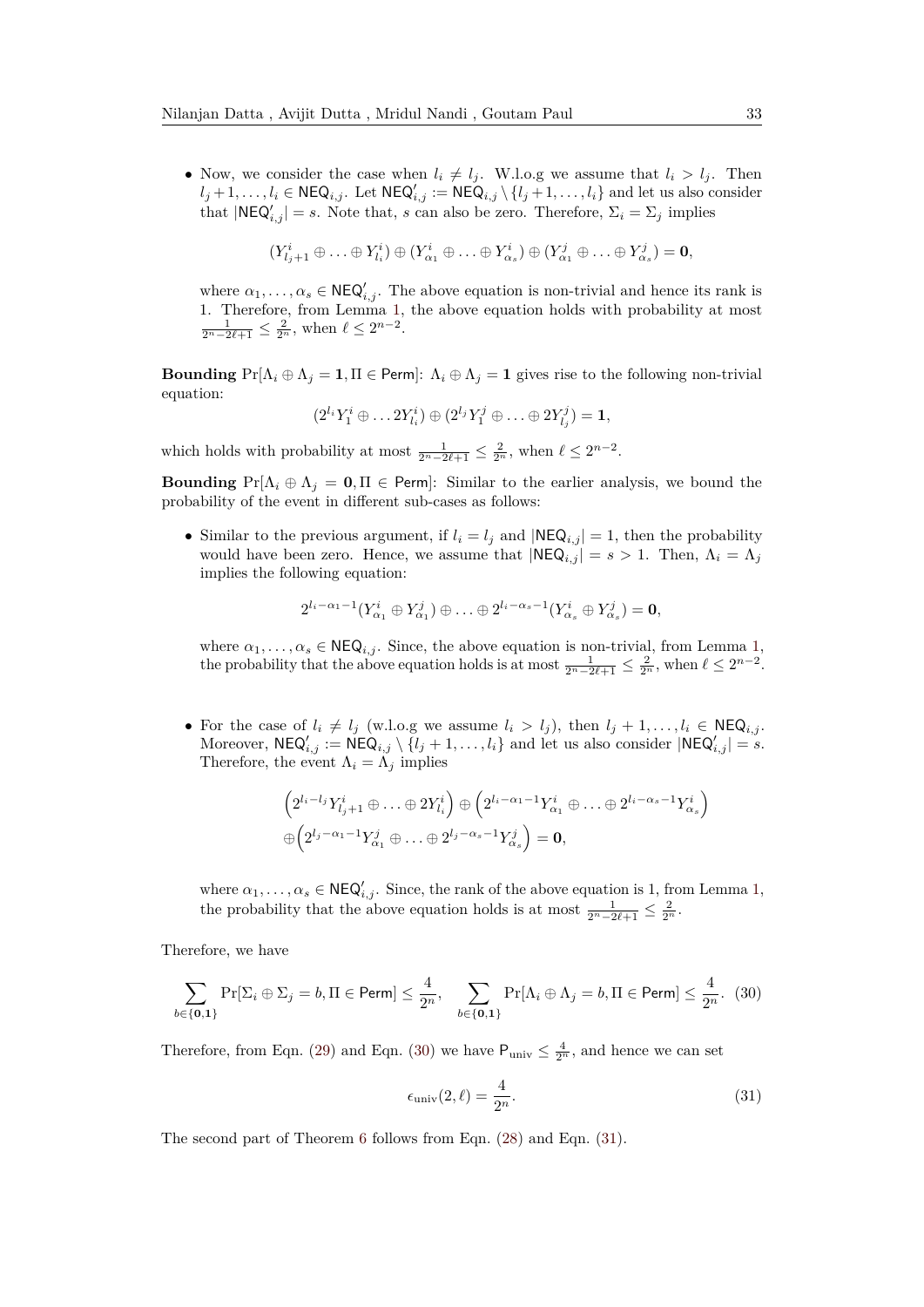- Now, we consider the case when $l_i \neq l_j$. W.l.o.g we assume that $l_i > l_j$. Then $l_j+1, \ldots, l_i \in \mathsf{NEQ}_{i,j}$. Let $\mathsf{NEQ}'_{i,j} := \mathsf{NEQ}_{i,j} \setminus \{l_j+1, \ldots, l_i\}$ and let us also consider that $|\mathsf{NEQ}'_{i,j}| = s$. Note that, $s$ can also be zero. Therefore, $\Sigma_i = \Sigma_j$ implies

$$(Y^i_{l_j+1} \oplus \ldots \oplus Y^i_{l_i}) \oplus (Y^i_{\alpha_1} \oplus \ldots \oplus Y^i_{\alpha_s}) \oplus (Y^j_{\alpha_1} \oplus \ldots \oplus Y^j_{\alpha_s}) = \mathbf{0},$$

where $\alpha_1, \ldots, \alpha_s \in \mathsf{NEQ}'_{i,j}$. The above equation is non-trivial and hence its rank is 1. Therefore, from Lemma 1, the above equation holds with probability at most $\frac{1}{2^n - 2\ell + 1} \leq \frac{2}{2^n}$, when $\ell \leq 2^{n-2}$.

**Bounding** $\Pr[\Lambda_i \oplus \Lambda_j = \mathbf{1}, \Pi \in \mathsf{Perm}]$: $\Lambda_i \oplus \Lambda_j = \mathbf{1}$ gives rise to the following non-trivial equation:

$$(2^{l_i} Y^i_1 \oplus \ldots 2Y^i_{l_i}) \oplus (2^{l_j} Y^j_1 \oplus \ldots \oplus 2Y^j_{l_j}) = \mathbf{1},$$

which holds with probability at most $\frac{1}{2^n - 2\ell + 1} \leq \frac{2}{2^n}$, when $\ell \leq 2^{n-2}$.

**Bounding** $\Pr[\Lambda_i \oplus \Lambda_j = \mathbf{0}, \Pi \in \mathsf{Perm}]$: Similar to the earlier analysis, we bound the probability of the event in different sub-cases as follows:

- Similar to the previous argument, if $l_i = l_j$ and $|\mathsf{NEQ}_{i,j}| = 1$, then the probability would have been zero. Hence, we assume that $|\mathsf{NEQ}_{i,j}| = s > 1$. Then, $\Lambda_i = \Lambda_j$ implies the following equation:

$$2^{l_i - \alpha_1 - 1}(Y^i_{\alpha_1} \oplus Y^j_{\alpha_1}) \oplus \ldots \oplus 2^{l_i - \alpha_s - 1}(Y^i_{\alpha_s} \oplus Y^j_{\alpha_s}) = \mathbf{0},$$

where $\alpha_1, \ldots, \alpha_s \in \mathsf{NEQ}_{i,j}$. Since, the above equation is non-trivial, from Lemma 1, the probability that the above equation holds is at most $\frac{1}{2^n - 2\ell + 1} \leq \frac{2}{2^n}$, when $\ell \leq 2^{n-2}$.

- For the case of $l_i \neq l_j$ (w.l.o.g we assume $l_i > l_j$), then $l_j+1, \ldots, l_i \in \mathsf{NEQ}_{i,j}$. Moreover, $\mathsf{NEQ}'_{i,j} := \mathsf{NEQ}_{i,j} \setminus \{l_j+1, \ldots, l_i\}$ and let us also consider $|\mathsf{NEQ}'_{i,j}| = s$. Therefore, the event $\Lambda_i = \Lambda_j$ implies

$$\begin{aligned}&\left(2^{l_i - l_j} Y^i_{l_j+1} \oplus \ldots \oplus 2Y^i_{l_i}\right) \oplus \left(2^{l_i - \alpha_1 - 1} Y^i_{\alpha_1} \oplus \ldots \oplus 2^{l_i - \alpha_s - 1} Y^i_{\alpha_s}\right) \\ &\oplus \left(2^{l_j - \alpha_1 - 1} Y^j_{\alpha_1} \oplus \ldots \oplus 2^{l_j - \alpha_s - 1} Y^j_{\alpha_s}\right) = \mathbf{0},\end{aligned}$$

where $\alpha_1, \ldots, \alpha_s \in \mathsf{NEQ}'_{i,j}$. Since, the rank of the above equation is 1, from Lemma 1, the probability that the above equation holds is at most $\frac{1}{2^n - 2\ell + 1} \leq \frac{2}{2^n}$.

Therefore, we have

$$\sum_{b \in \{\mathbf{0}, \mathbf{1}\}} \Pr[\Sigma_i \oplus \Sigma_j = b, \Pi \in \mathsf{Perm}] \leq \frac{4}{2^n}, \quad \sum_{b \in \{\mathbf{0}, \mathbf{1}\}} \Pr[\Lambda_i \oplus \Lambda_j = b, \Pi \in \mathsf{Perm}] \leq \frac{4}{2^n}. \quad (30)$$

Therefore, from Eqn. (29) and Eqn. (30) we have $\mathsf{P}_{\text{univ}} \leq \frac{4}{2^n}$, and hence we can set

$$\epsilon_{\text{univ}}(2, \ell) = \frac{4}{2^n}. \quad (31)$$

The second part of Theorem 6 follows from Eqn. (28) and Eqn. (31).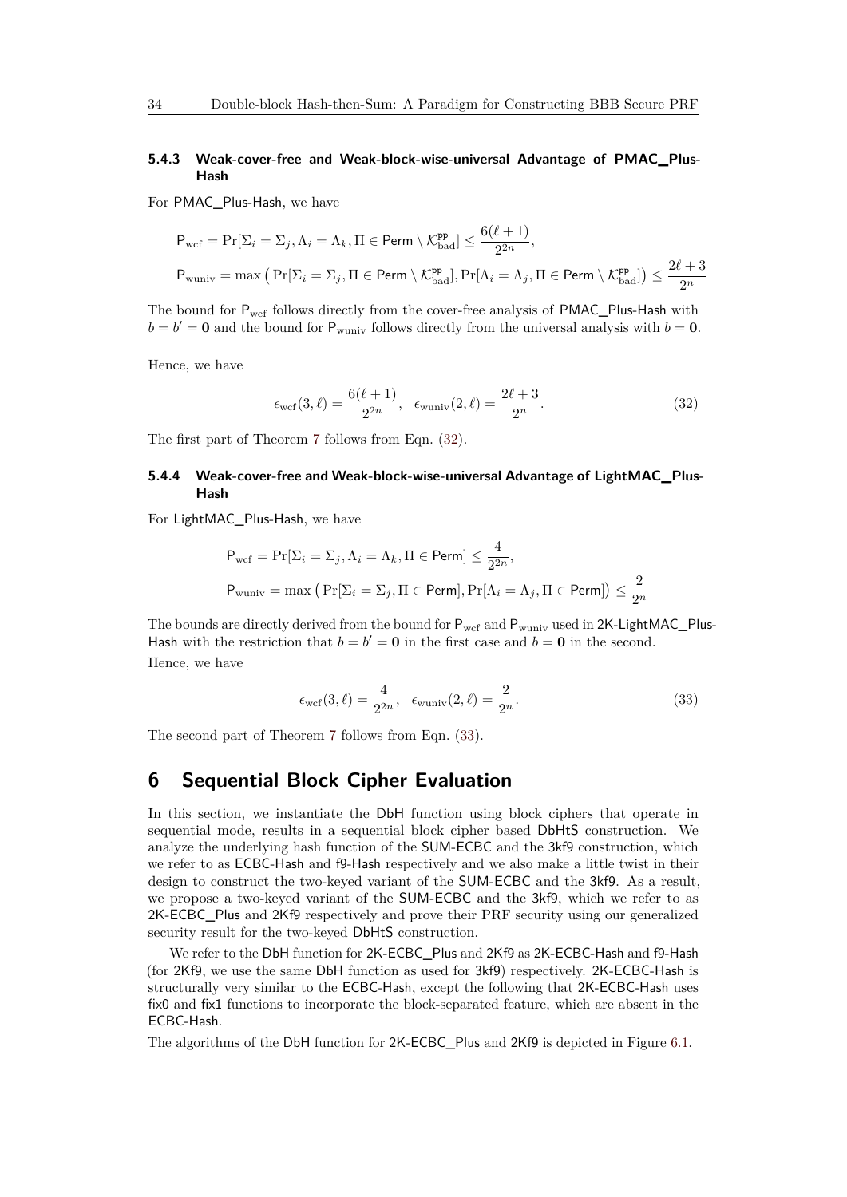### 5.4.3 Weak-cover-free and Weak-block-wise-universal Advantage of PMAC_Plus-Hash

For PMAC_Plus-Hash, we have

$$
\begin{aligned}
\mathsf{P}_{\mathrm{wcf}} &= \Pr[\Sigma_i = \Sigma_j, \Lambda_i = \Lambda_k, \Pi \in \mathsf{Perm} \setminus \mathcal{K}_{\mathrm{bad}}^{\mathsf{pp}}] \leq \frac{6(\ell+1)}{2^{2n}}, \\
\mathsf{P}_{\mathrm{wuniv}} &= \max\left(\Pr[\Sigma_i = \Sigma_j, \Pi \in \mathsf{Perm} \setminus \mathcal{K}_{\mathrm{bad}}^{\mathsf{pp}}], \Pr[\Lambda_i = \Lambda_j, \Pi \in \mathsf{Perm} \setminus \mathcal{K}_{\mathrm{bad}}^{\mathsf{pp}}]\right) \leq \frac{2\ell+3}{2^n}
\end{aligned}
$$

The bound for $\mathsf{P}_{\mathrm{wcf}}$ follows directly from the cover-free analysis of PMAC_Plus-Hash with $b = b' = \mathbf{0}$ and the bound for $\mathsf{P}_{\mathrm{wuniv}}$ follows directly from the universal analysis with $b = \mathbf{0}$.

Hence, we have

$$
\epsilon_{\mathrm{wcf}}(3,\ell) = \frac{6(\ell+1)}{2^{2n}}, \quad \epsilon_{\mathrm{wuniv}}(2,\ell) = \frac{2\ell+3}{2^n}. \tag{32}
$$

The first part of Theorem 7 follows from Eqn. (32).

### 5.4.4 Weak-cover-free and Weak-block-wise-universal Advantage of LightMAC_Plus-Hash

For LightMAC_Plus-Hash, we have

$$
\begin{aligned}
\mathsf{P}_{\mathrm{wcf}} &= \Pr[\Sigma_i = \Sigma_j, \Lambda_i = \Lambda_k, \Pi \in \mathsf{Perm}] \leq \frac{4}{2^{2n}}, \\
\mathsf{P}_{\mathrm{wuniv}} &= \max\left(\Pr[\Sigma_i = \Sigma_j, \Pi \in \mathsf{Perm}], \Pr[\Lambda_i = \Lambda_j, \Pi \in \mathsf{Perm}]\right) \leq \frac{2}{2^n}
\end{aligned}
$$

The bounds are directly derived from the bound for $\mathsf{P}_{\mathrm{wcf}}$ and $\mathsf{P}_{\mathrm{wuniv}}$ used in 2K-LightMAC_Plus-Hash with the restriction that $b = b' = \mathbf{0}$ in the first case and $b = \mathbf{0}$ in the second.

Hence, we have

$$
\epsilon_{\mathrm{wcf}}(3,\ell) = \frac{4}{2^{2n}}, \quad \epsilon_{\mathrm{wuniv}}(2,\ell) = \frac{2}{2^n}. \tag{33}
$$

The second part of Theorem 7 follows from Eqn. (33).

## 6 Sequential Block Cipher Evaluation

In this section, we instantiate the DbH function using block ciphers that operate in sequential mode, results in a sequential block cipher based DbHtS construction. We analyze the underlying hash function of the SUM-ECBC and the 3kf9 construction, which we refer to as ECBC-Hash and f9-Hash respectively and we also make a little twist in their design to construct the two-keyed variant of the SUM-ECBC and the 3kf9. As a result, we propose a two-keyed variant of the SUM-ECBC and the 3kf9, which we refer to as 2K-ECBC_Plus and 2Kf9 respectively and prove their PRF security using our generalized security result for the two-keyed DbHtS construction.

We refer to the DbH function for 2K-ECBC_Plus and 2Kf9 as 2K-ECBC-Hash and f9-Hash (for 2Kf9, we use the same DbH function as used for 3kf9) respectively. 2K-ECBC-Hash is structurally very similar to the ECBC-Hash, except the following that 2K-ECBC-Hash uses fix0 and fix1 functions to incorporate the block-separated feature, which are absent in the ECBC-Hash.

The algorithms of the DbH function for 2K-ECBC_Plus and 2Kf9 is depicted in Figure 6.1.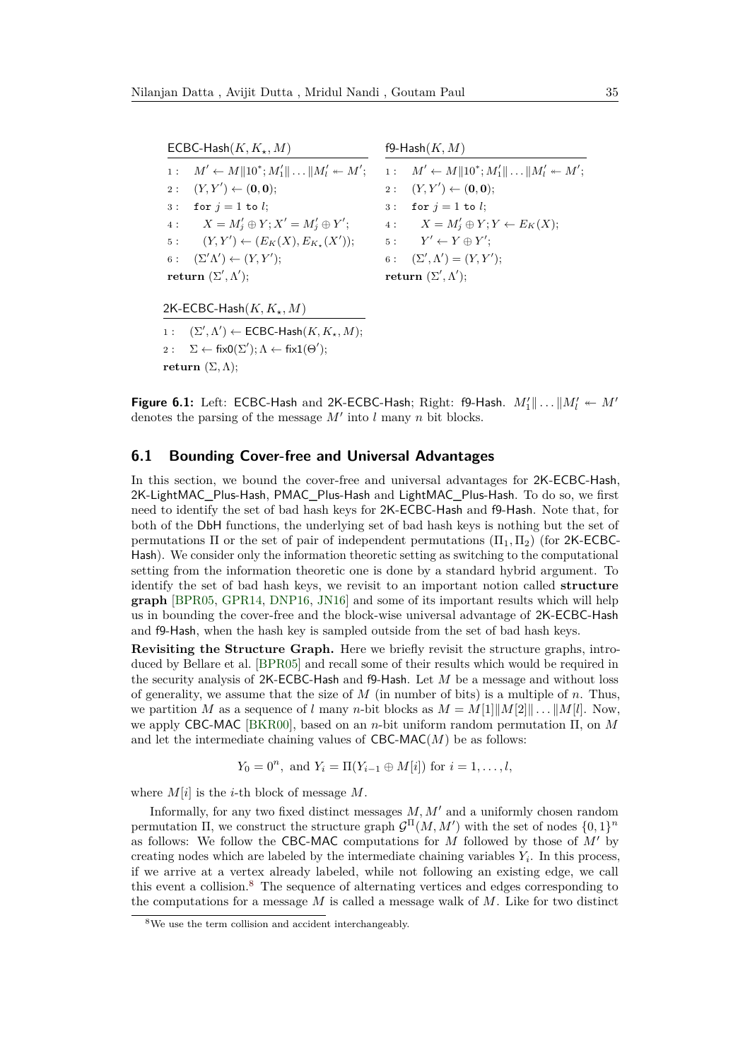```
ECBC-Hash(K, K_⋆, M)
1 :  M' ← M‖10*; M'_1‖ ... ‖M'_l ↞ M';
2 :  (Y, Y') ← (0, 0);
3 :  for j = 1 to l;
4 :     X = M'_j ⊕ Y; X' = M'_j ⊕ Y';
5 :     (Y, Y') ← (E_K(X), E_{K_⋆}(X'));
6 :  (Σ'Λ') ← (Y, Y');
return (Σ', Λ');
```

```
f9-Hash(K, M)
1 :  M' ← M‖10*; M'_1‖ ... ‖M'_l ↞ M';
2 :  (Y, Y') ← (0, 0);
3 :  for j = 1 to l;
4 :     X = M'_j ⊕ Y; Y ← E_K(X);
5 :     Y' ← Y ⊕ Y';
6 :  (Σ', Λ') = (Y, Y');
return (Σ', Λ');
```

```
2K-ECBC-Hash(K, K_⋆, M)
1 :  (Σ', Λ') ← ECBC-Hash(K, K_⋆, M);
2 :  Σ ← fix0(Σ'); Λ ← fix1(Θ');
return (Σ, Λ);
```

**Figure 6.1:** Left: ECBC-Hash and 2K-ECBC-Hash; Right: f9-Hash. $M'_1\|\ldots\|M'_l \twoheadleftarrow M'$ denotes the parsing of the message $M'$ into $l$ many $n$ bit blocks.

## 6.1 Bounding Cover-free and Universal Advantages

In this section, we bound the cover-free and universal advantages for 2K-ECBC-Hash, 2K-LightMAC_Plus-Hash, PMAC_Plus-Hash and LightMAC_Plus-Hash. To do so, we first need to identify the set of bad hash keys for 2K-ECBC-Hash and f9-Hash. Note that, for both of the DbH functions, the underlying set of bad hash keys is nothing but the set of permutations $\Pi$ or the set of pair of independent permutations $(\Pi_1, \Pi_2)$ (for 2K-ECBC-Hash). We consider only the information theoretic setting as switching to the computational setting from the information theoretic one is done by a standard hybrid argument. To identify the set of bad hash keys, we revisit to an important notion called **structure graph** [BPR05, GPR14, DNP16, JN16] and some of its important results which will help us in bounding the cover-free and the block-wise universal advantage of 2K-ECBC-Hash and f9-Hash, when the hash key is sampled outside from the set of bad hash keys.

**Revisiting the Structure Graph.** Here we briefly revisit the structure graphs, introduced by Bellare et al. [BPR05] and recall some of their results which would be required in the security analysis of 2K-ECBC-Hash and f9-Hash. Let $M$ be a message and without loss of generality, we assume that the size of $M$ (in number of bits) is a multiple of $n$. Thus, we partition $M$ as a sequence of $l$ many $n$-bit blocks as $M = M[1]\|M[2]\|\ldots\|M[l]$. Now, we apply CBC-MAC [BKR00], based on an $n$-bit uniform random permutation $\Pi$, on $M$ and let the intermediate chaining values of CBC-MAC$(M)$ be as follows:

$$Y_0 = 0^n, \text{ and } Y_i = \Pi(Y_{i-1} \oplus M[i]) \text{ for } i = 1, \ldots, l,$$

where $M[i]$ is the $i$-th block of message $M$.

Informally, for any two fixed distinct messages $M, M'$ and a uniformly chosen random permutation $\Pi$, we construct the structure graph $\mathcal{G}^{\Pi}(M, M')$ with the set of nodes $\{0,1\}^n$ as follows: We follow the CBC-MAC computations for $M$ followed by those of $M'$ by creating nodes which are labeled by the intermediate chaining variables $Y_i$. In this process, if we arrive at a vertex already labeled, while not following an existing edge, we call this event a collision.[8] The sequence of alternating vertices and edges corresponding to the computations for a message $M$ is called a message walk of $M$. Like for two distinct

[8] We use the term collision and accident interchangeably.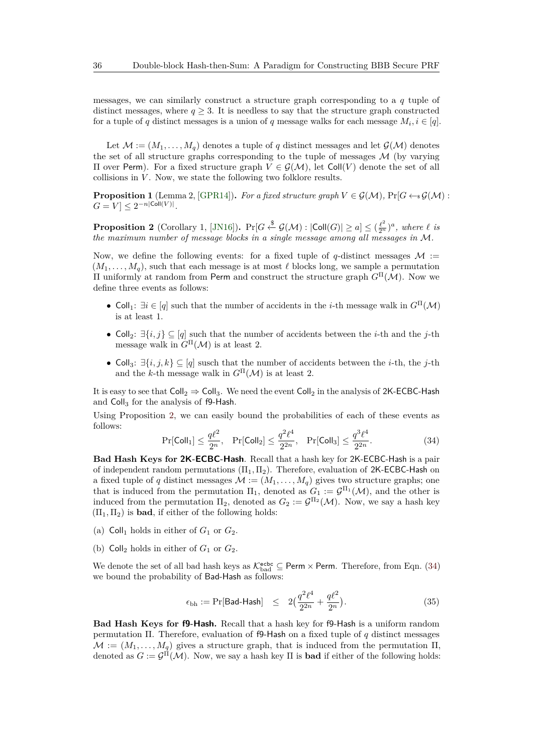messages, we can similarly construct a structure graph corresponding to a $q$ tuple of distinct messages, where $q \geq 3$. It is needless to say that the structure graph constructed for a tuple of $q$ distinct messages is a union of $q$ message walks for each message $M_i, i \in [q]$.

Let $\mathcal{M} := (M_1, \ldots, M_q)$ denotes a tuple of $q$ distinct messages and let $\mathcal{G}(\mathcal{M})$ denotes the set of all structure graphs corresponding to the tuple of messages $\mathcal{M}$ (by varying $\Pi$ over $\mathsf{Perm}$). For a fixed structure graph $V \in \mathcal{G}(\mathcal{M})$, let $\mathsf{Coll}(V)$ denote the set of all collisions in $V$. Now, we state the following two folklore results.

**Proposition 1** (Lemma 2, [GPR14]). *For a fixed structure graph* $V \in \mathcal{G}(\mathcal{M})$, $\Pr[G \leftarrow_{\$} \mathcal{G}(\mathcal{M}) : G = V] \leq 2^{-n|\mathsf{Coll}(V)|}$.

**Proposition 2** (Corollary 1, [JN16]). $\Pr[G \xleftarrow{\$} \mathcal{G}(\mathcal{M}) : |\mathsf{Coll}(G)| \geq a] \leq (\frac{\ell^2}{2^n})^a$*, where $\ell$ is the maximum number of message blocks in a single message among all messages in $\mathcal{M}$.*

Now, we define the following events: for a fixed tuple of $q$-distinct messages $\mathcal{M} := (M_1, \ldots, M_q)$, such that each message is at most $\ell$ blocks long, we sample a permutation $\Pi$ uniformly at random from $\mathsf{Perm}$ and construct the structure graph $G^{\Pi}(\mathcal{M})$. Now we define three events as follows:

- $\mathsf{Coll}_1$: $\exists i \in [q]$ such that the number of accidents in the $i$-th message walk in $G^{\Pi}(\mathcal{M})$ is at least 1.
- $\mathsf{Coll}_2$: $\exists \{i, j\} \subseteq [q]$ such that the number of accidents between the $i$-th and the $j$-th message walk in $G^{\Pi}(\mathcal{M})$ is at least 2.
- $\mathsf{Coll}_3$: $\exists \{i, j, k\} \subseteq [q]$ susch that the number of accidents between the $i$-th, the $j$-th and the $k$-th message walk in $G^{\Pi}(\mathcal{M})$ is at least 2.

It is easy to see that $\mathsf{Coll}_2 \Rightarrow \mathsf{Coll}_3$. We need the event $\mathsf{Coll}_2$ in the analysis of 2K-ECBC-Hash and $\mathsf{Coll}_3$ for the analysis of f9-Hash.

Using Proposition 2, we can easily bound the probabilities of each of these events as follows:

$$\Pr[\mathsf{Coll}_1] \leq \frac{q\ell^2}{2^n}, \quad \Pr[\mathsf{Coll}_2] \leq \frac{q^2\ell^4}{2^{2n}}, \quad \Pr[\mathsf{Coll}_3] \leq \frac{q^3\ell^4}{2^{2n}}. \tag{34}$$

**Bad Hash Keys for 2K-ECBC-Hash**. Recall that a hash key for 2K-ECBC-Hash is a pair of independent random permutations $(\Pi_1, \Pi_2)$. Therefore, evaluation of 2K-ECBC-Hash on a fixed tuple of $q$ distinct messages $\mathcal{M} := (M_1, \ldots, M_q)$ gives two structure graphs; one that is induced from the permutation $\Pi_1$, denoted as $G_1 := \mathcal{G}^{\Pi_1}(\mathcal{M})$, and the other is induced from the permutation $\Pi_2$, denoted as $G_2 := \mathcal{G}^{\Pi_2}(\mathcal{M})$. Now, we say a hash key $(\Pi_1, \Pi_2)$ is **bad**, if either of the following holds:

(a) $\mathsf{Coll}_1$ holds in either of $G_1$ or $G_2$.

(b) $\mathsf{Coll}_2$ holds in either of $G_1$ or $G_2$.

We denote the set of all bad hash keys as $\mathcal{K}^{\mathsf{ecbc}}_{\mathrm{bad}} \subseteq \mathsf{Perm} \times \mathsf{Perm}$. Therefore, from Eqn. (34) we bound the probability of Bad-Hash as follows:

$$\epsilon_{\mathrm{bh}} := \Pr[\mathsf{Bad\text{-}Hash}] \quad \leq \quad 2\big(\frac{q^2\ell^4}{2^{2n}} + \frac{q\ell^2}{2^n}\big). \tag{35}$$

**Bad Hash Keys for f9-Hash.** Recall that a hash key for f9-Hash is a uniform random permutation $\Pi$. Therefore, evaluation of f9-Hash on a fixed tuple of $q$ distinct messages $\mathcal{M} := (M_1, \ldots, M_q)$ gives a structure graph, that is induced from the permutation $\Pi$, denoted as $G := \mathcal{G}^{\Pi}(\mathcal{M})$. Now, we say a hash key $\Pi$ is **bad** if either of the following holds: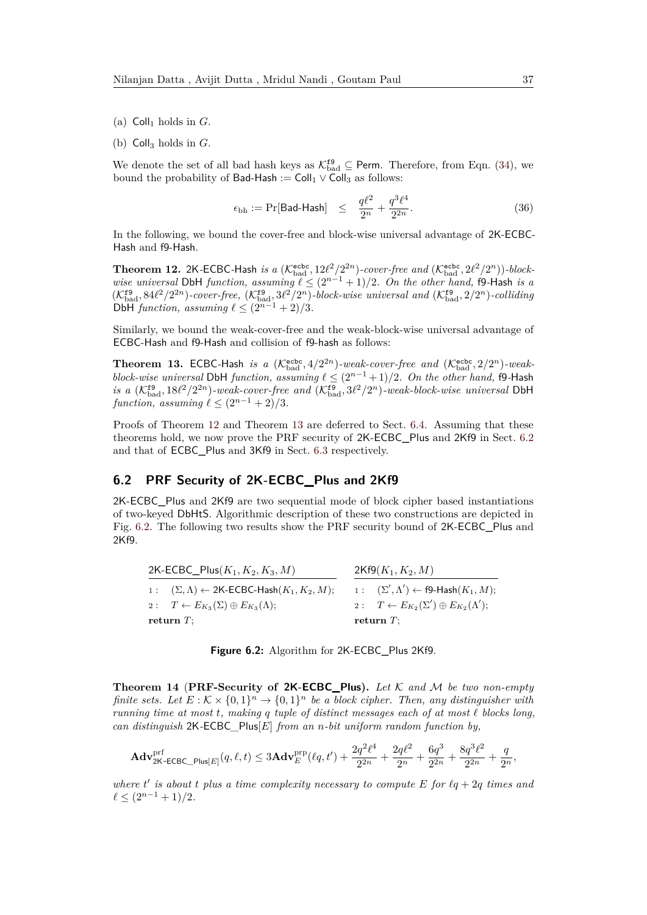(a) $\mathsf{Coll}_1$ holds in $G$.

(b) $\mathsf{Coll}_3$ holds in $G$.

We denote the set of all bad hash keys as $\mathcal{K}_{\mathrm{bad}}^{\mathsf{f9}} \subseteq \mathsf{Perm}$. Therefore, from Eqn. (34), we bound the probability of $\mathsf{Bad\text{-}Hash} := \mathsf{Coll}_1 \vee \mathsf{Coll}_3$ as follows:

$$\epsilon_{\mathrm{bh}} := \Pr[\mathsf{Bad\text{-}Hash}] \quad \leq \quad \frac{q\ell^2}{2^n} + \frac{q^3\ell^4}{2^{2n}}. \tag{36}$$

In the following, we bound the cover-free and block-wise universal advantage of 2K-ECBC-Hash and f9-Hash.

**Theorem 12.** 2K-ECBC-Hash *is a* $(\mathcal{K}_{\mathrm{bad}}^{\mathsf{ecbc}}, 12\ell^2/2^{2n})$*-cover-free and* $(\mathcal{K}_{\mathrm{bad}}^{\mathsf{ecbc}}, 2\ell^2/2^n))$*-block-wise universal* DbH *function, assuming* $\ell \leq (2^{n-1}+1)/2$*. On the other hand,* f9-Hash *is a* $(\mathcal{K}_{\mathrm{bad}}^{\mathsf{f9}}, 84\ell^2/2^{2n})$*-cover-free,* $(\mathcal{K}_{\mathrm{bad}}^{\mathsf{f9}}, 3\ell^2/2^n)$*-block-wise universal and* $(\mathcal{K}_{\mathrm{bad}}^{\mathsf{f9}}, 2/2^n)$*-colliding* DbH *function, assuming* $\ell \leq (2^{n-1}+2)/3$*.*

Similarly, we bound the weak-cover-free and the weak-block-wise universal advantage of ECBC-Hash and f9-Hash and collision of f9-hash as follows:

**Theorem 13.** ECBC-Hash *is a* $(\mathcal{K}_{\mathrm{bad}}^{\mathsf{ecbc}}, 4/2^{2n})$*-weak-cover-free and* $(\mathcal{K}_{\mathrm{bad}}^{\mathsf{ecbc}}, 2/2^n)$*-weak-block-wise universal* DbH *function, assuming* $\ell \leq (2^{n-1}+1)/2$*. On the other hand,* f9-Hash *is a* $(\mathcal{K}_{\mathrm{bad}}^{\mathsf{f9}}, 18\ell^2/2^{2n})$*-weak-cover-free and* $(\mathcal{K}_{\mathrm{bad}}^{\mathsf{f9}}, 3\ell^2/2^n)$*-weak-block-wise universal* DbH *function, assuming* $\ell \leq (2^{n-1}+2)/3$*.*

Proofs of Theorem 12 and Theorem 13 are deferred to Sect. 6.4. Assuming that these theorems hold, we now prove the PRF security of 2K-ECBC_Plus and 2Kf9 in Sect. 6.2 and that of ECBC_Plus and 3Kf9 in Sect. 6.3 respectively.

## 6.2 PRF Security of 2K-ECBC_Plus and 2Kf9

2K-ECBC_Plus and 2Kf9 are two sequential mode of block cipher based instantiations of two-keyed DbHtS. Algorithmic description of these two constructions are depicted in Fig. 6.2. The following two results show the PRF security bound of 2K-ECBC_Plus and 2Kf9.

```
2K-ECBC_Plus(K1, K2, K3, M)                   2Kf9(K1, K2, M)
1 : (Σ, Λ) ← 2K-ECBC-Hash(K1, K2, M);        1 : (Σ', Λ') ← f9-Hash(K1, M);
2 : T ← E_K3(Σ) ⊕ E_K3(Λ);                   2 : T ← E_K2(Σ') ⊕ E_K2(Λ');
return T;                                     return T;
```

**Figure 6.2:** Algorithm for 2K-ECBC_Plus 2Kf9.

**Theorem 14** (**PRF-Security of 2K-ECBC_Plus**). *Let* $\mathcal{K}$ *and* $\mathcal{M}$ *be two non-empty finite sets. Let* $E : \mathcal{K} \times \{0,1\}^n \to \{0,1\}^n$ *be a block cipher. Then, any distinguisher with running time at most* $t$*, making* $q$ *tuple of distinct messages each of at most* $\ell$ *blocks long, can distinguish* 2K-ECBC_Plus$[E]$ *from an* $n$*-bit uniform random function by,*

$$\mathbf{Adv}^{\mathrm{prf}}_{\mathsf{2K\text{-}ECBC\_Plus}[E]}(q,\ell,t) \leq 3\mathbf{Adv}^{\mathrm{prp}}_E(\ell q, t') + \frac{2q^2\ell^4}{2^{2n}} + \frac{2q\ell^2}{2^n} + \frac{6q^3}{2^{2n}} + \frac{8q^3\ell^2}{2^{2n}} + \frac{q}{2^n},$$

*where* $t'$ *is about* $t$ *plus a time complexity necessary to compute* $E$ *for* $\ell q + 2q$ *times and* $\ell \leq (2^{n-1}+1)/2$*.*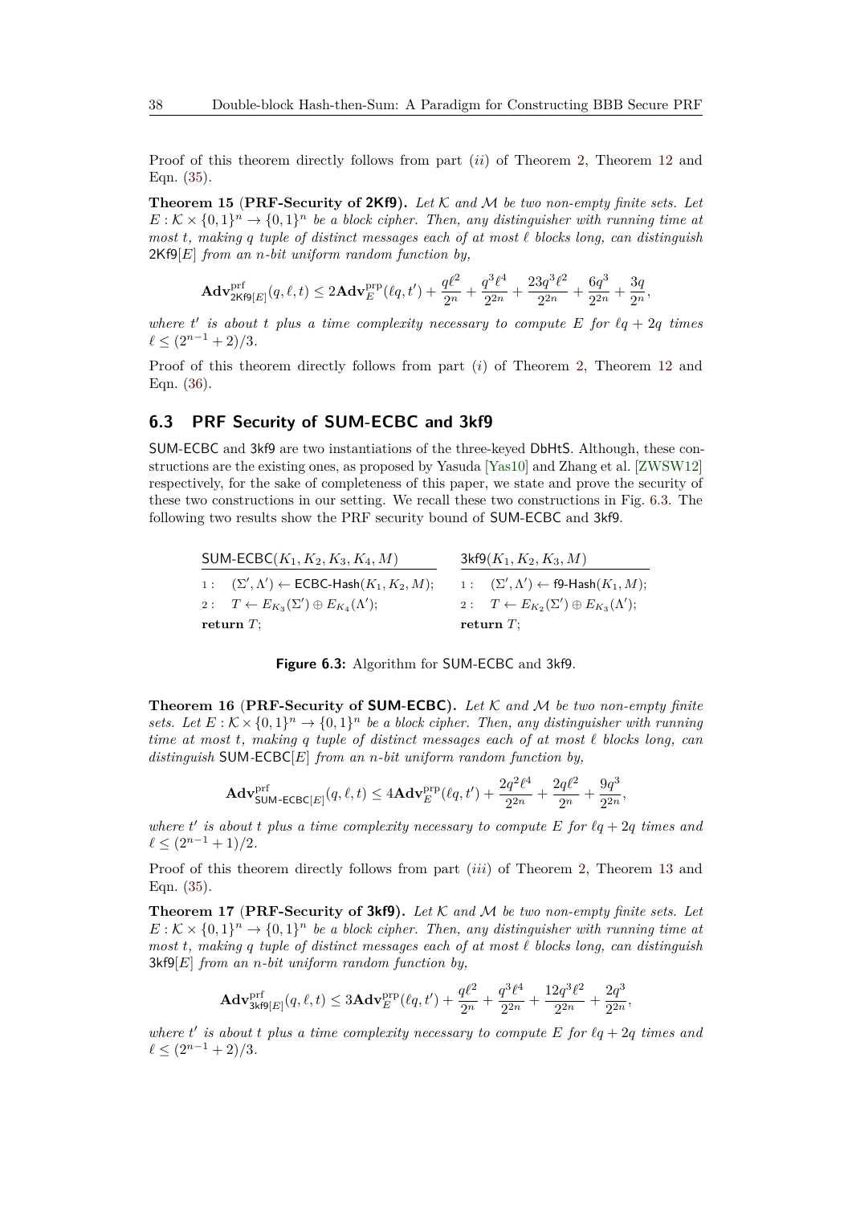Proof of this theorem directly follows from part (*ii*) of Theorem 2, Theorem 12 and Eqn. (35).

**Theorem 15** (**PRF-Security of 2Kf9**). *Let $\mathcal{K}$ and $\mathcal{M}$ be two non-empty finite sets. Let $E : \mathcal{K} \times \{0,1\}^n \to \{0,1\}^n$ be a block cipher. Then, any distinguisher with running time at most $t$, making $q$ tuple of distinct messages each of at most $\ell$ blocks long, can distinguish $\mathsf{2Kf9}[E]$ from an $n$-bit uniform random function by,*

$$\mathbf{Adv}^{\mathrm{prf}}_{\mathsf{2Kf9}[E]}(q, \ell, t) \leq 2\mathbf{Adv}^{\mathrm{prp}}_{E}(\ell q, t') + \frac{q\ell^2}{2^n} + \frac{q^3\ell^4}{2^{2n}} + \frac{23q^3\ell^2}{2^{2n}} + \frac{6q^3}{2^{2n}} + \frac{3q}{2^n},$$

*where $t'$ is about $t$ plus a time complexity necessary to compute $E$ for $\ell q + 2q$ times $\ell \leq (2^{n-1} + 2)/3$.*

Proof of this theorem directly follows from part (*i*) of Theorem 2, Theorem 12 and Eqn. (36).

## 6.3 PRF Security of SUM-ECBC and 3kf9

SUM-ECBC and 3kf9 are two instantiations of the three-keyed DbHtS. Although, these constructions are the existing ones, as proposed by Yasuda [Yas10] and Zhang et al. [ZWSW12] respectively, for the sake of completeness of this paper, we state and prove the security of these two constructions in our setting. We recall these two constructions in Fig. 6.3. The following two results show the PRF security bound of SUM-ECBC and 3kf9.

```
SUM-ECBC(K1, K2, K3, K4, M)
1 :  (Σ', Λ') ← ECBC-Hash(K1, K2, M);
2 :  T ← E_K3(Σ') ⊕ E_K4(Λ');
return T;

3kf9(K1, K2, K3, M)
1 :  (Σ', Λ') ← f9-Hash(K1, M);
2 :  T ← E_K2(Σ') ⊕ E_K3(Λ');
return T;
```

**Figure 6.3:** Algorithm for SUM-ECBC and 3kf9.

**Theorem 16** (**PRF-Security of SUM-ECBC**). *Let $\mathcal{K}$ and $\mathcal{M}$ be two non-empty finite sets. Let $E : \mathcal{K} \times \{0,1\}^n \to \{0,1\}^n$ be a block cipher. Then, any distinguisher with running time at most $t$, making $q$ tuple of distinct messages each of at most $\ell$ blocks long, can distinguish $\mathsf{SUM\text{-}ECBC}[E]$ from an $n$-bit uniform random function by,*

$$\mathbf{Adv}^{\mathrm{prf}}_{\mathsf{SUM\text{-}ECBC}[E]}(q, \ell, t) \leq 4\mathbf{Adv}^{\mathrm{prp}}_{E}(\ell q, t') + \frac{2q^2\ell^4}{2^{2n}} + \frac{2q\ell^2}{2^n} + \frac{9q^3}{2^{2n}},$$

*where $t'$ is about $t$ plus a time complexity necessary to compute $E$ for $\ell q + 2q$ times and $\ell \leq (2^{n-1} + 1)/2$.*

Proof of this theorem directly follows from part (*iii*) of Theorem 2, Theorem 13 and Eqn. (35).

**Theorem 17** (**PRF-Security of 3kf9**). *Let $\mathcal{K}$ and $\mathcal{M}$ be two non-empty finite sets. Let $E : \mathcal{K} \times \{0,1\}^n \to \{0,1\}^n$ be a block cipher. Then, any distinguisher with running time at most $t$, making $q$ tuple of distinct messages each of at most $\ell$ blocks long, can distinguish $\mathsf{3kf9}[E]$ from an $n$-bit uniform random function by,*

$$\mathbf{Adv}^{\mathrm{prf}}_{\mathsf{3kf9}[E]}(q, \ell, t) \leq 3\mathbf{Adv}^{\mathrm{prp}}_{E}(\ell q, t') + \frac{q\ell^2}{2^n} + \frac{q^3\ell^4}{2^{2n}} + \frac{12q^3\ell^2}{2^{2n}} + \frac{2q^3}{2^{2n}},$$

*where $t'$ is about $t$ plus a time complexity necessary to compute $E$ for $\ell q + 2q$ times and $\ell \leq (2^{n-1} + 2)/3$.*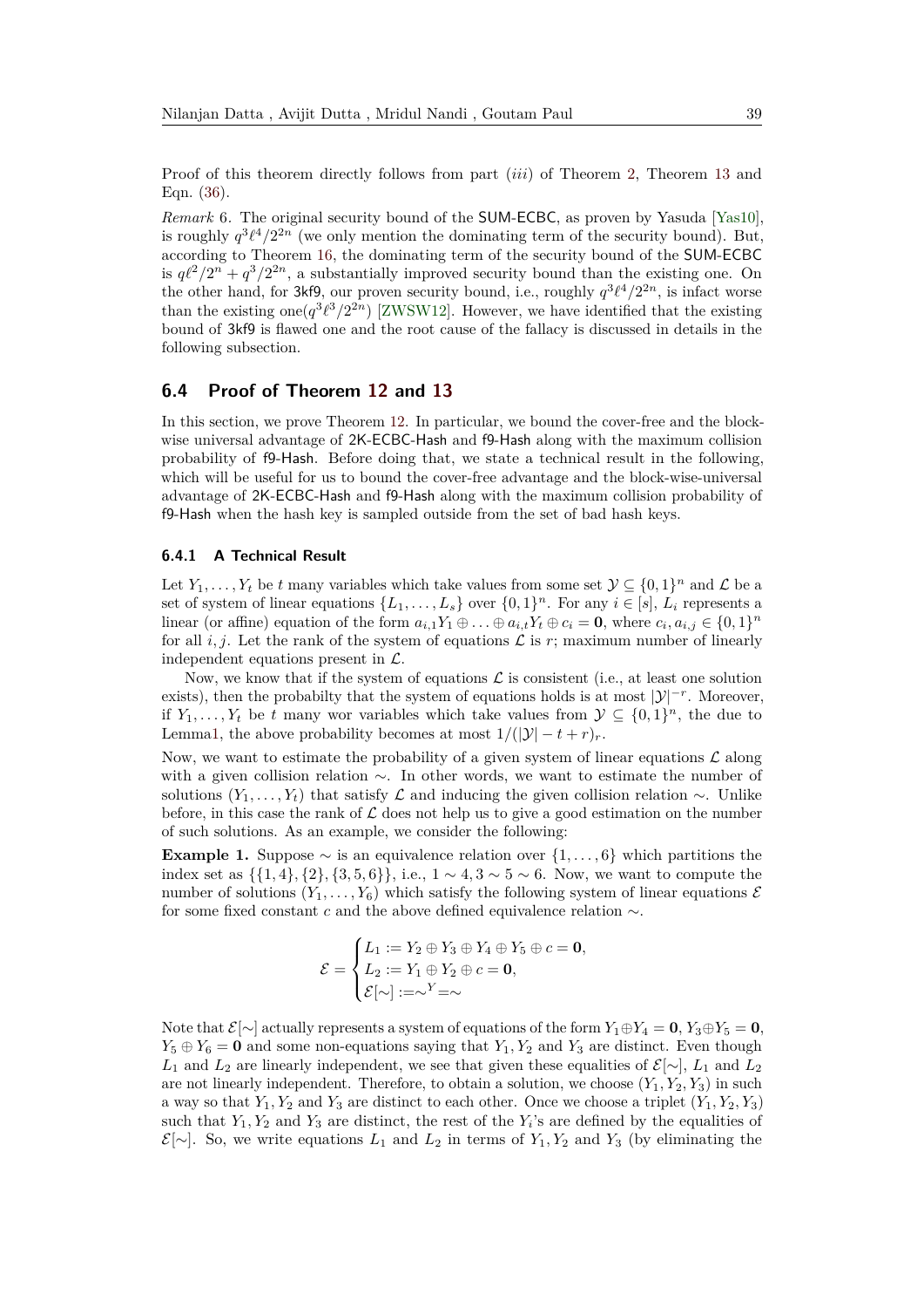Proof of this theorem directly follows from part (*iii*) of Theorem 2, Theorem 13 and Eqn. (36).

*Remark* 6. The original security bound of the SUM-ECBC, as proven by Yasuda [Yas10], is roughly $q^3\ell^4/2^{2n}$ (we only mention the dominating term of the security bound). But, according to Theorem 16, the dominating term of the security bound of the SUM-ECBC is $q\ell^2/2^n + q^3/2^{2n}$, a substantially improved security bound than the existing one. On the other hand, for 3kf9, our proven security bound, i.e., roughly $q^3\ell^4/2^{2n}$, is infact worse than the existing one($q^3\ell^3/2^{2n}$) [ZWSW12]. However, we have identified that the existing bound of 3kf9 is flawed one and the root cause of the fallacy is discussed in details in the following subsection.

## 6.4 Proof of Theorem 12 and 13

In this section, we prove Theorem 12. In particular, we bound the cover-free and the block-wise universal advantage of 2K-ECBC-Hash and f9-Hash along with the maximum collision probability of f9-Hash. Before doing that, we state a technical result in the following, which will be useful for us to bound the cover-free advantage and the block-wise-universal advantage of 2K-ECBC-Hash and f9-Hash along with the maximum collision probability of f9-Hash when the hash key is sampled outside from the set of bad hash keys.

### 6.4.1 A Technical Result

Let $Y_1, \ldots, Y_t$ be $t$ many variables which take values from some set $\mathcal{Y} \subseteq \{0,1\}^n$ and $\mathcal{L}$ be a set of system of linear equations $\{L_1, \ldots, L_s\}$ over $\{0,1\}^n$. For any $i \in [s]$, $L_i$ represents a linear (or affine) equation of the form $a_{i,1}Y_1 \oplus \ldots \oplus a_{i,t}Y_t \oplus c_i = \mathbf{0}$, where $c_i, a_{i,j} \in \{0,1\}^n$ for all $i, j$. Let the rank of the system of equations $\mathcal{L}$ is $r$; maximum number of linearly independent equations present in $\mathcal{L}$.

Now, we know that if the system of equations $\mathcal{L}$ is consistent (i.e., at least one solution exists), then the probabilty that the system of equations holds is at most $|\mathcal{Y}|^{-r}$. Moreover, if $Y_1, \ldots, Y_t$ be $t$ many wor variables which take values from $\mathcal{Y} \subseteq \{0,1\}^n$, the due to Lemma1, the above probability becomes at most $1/(|\mathcal{Y}| - t + r)_r$.

Now, we want to estimate the probability of a given system of linear equations $\mathcal{L}$ along with a given collision relation $\sim$. In other words, we want to estimate the number of solutions $(Y_1, \ldots, Y_t)$ that satisfy $\mathcal{L}$ and inducing the given collision relation $\sim$. Unlike before, in this case the rank of $\mathcal{L}$ does not help us to give a good estimation on the number of such solutions. As an example, we consider the following:

**Example 1.** Suppose $\sim$ is an equivalence relation over $\{1, \ldots, 6\}$ which partitions the index set as $\{\{1,4\},\{2\},\{3,5,6\}\}$, i.e., $1 \sim 4, 3 \sim 5 \sim 6$. Now, we want to compute the number of solutions $(Y_1, \ldots, Y_6)$ which satisfy the following system of linear equations $\mathcal{E}$ for some fixed constant $c$ and the above defined equivalence relation $\sim$.

$$\mathcal{E} = \begin{cases} L_1 := Y_2 \oplus Y_3 \oplus Y_4 \oplus Y_5 \oplus c = \mathbf{0}, \\ L_2 := Y_1 \oplus Y_2 \oplus c = \mathbf{0}, \\ \mathcal{E}[\sim] := \sim^{Y} = \sim \end{cases}$$

Note that $\mathcal{E}[\sim]$ actually represents a system of equations of the form $Y_1 \oplus Y_4 = \mathbf{0}$, $Y_3 \oplus Y_5 = \mathbf{0}$, $Y_5 \oplus Y_6 = \mathbf{0}$ and some non-equations saying that $Y_1, Y_2$ and $Y_3$ are distinct. Even though $L_1$ and $L_2$ are linearly independent, we see that given these equalities of $\mathcal{E}[\sim]$, $L_1$ and $L_2$ are not linearly independent. Therefore, to obtain a solution, we choose $(Y_1, Y_2, Y_3)$ in such a way so that $Y_1, Y_2$ and $Y_3$ are distinct to each other. Once we choose a triplet $(Y_1, Y_2, Y_3)$ such that $Y_1, Y_2$ and $Y_3$ are distinct, the rest of the $Y_i$'s are defined by the equalities of $\mathcal{E}[\sim]$. So, we write equations $L_1$ and $L_2$ in terms of $Y_1, Y_2$ and $Y_3$ (by eliminating the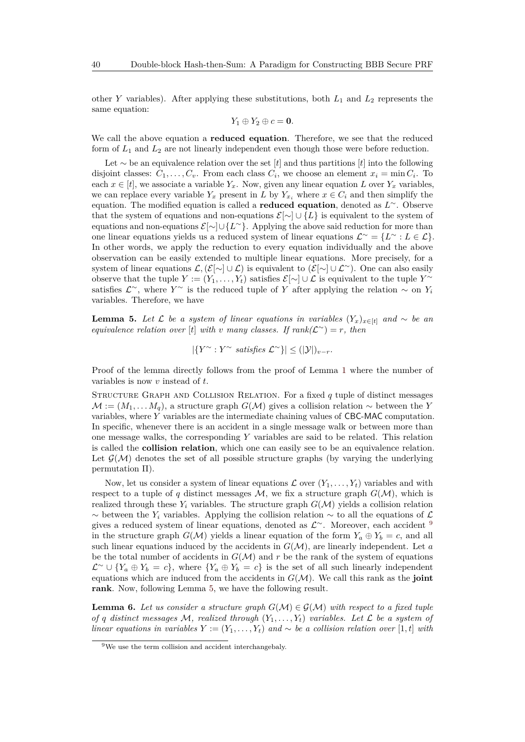other $Y$ variables). After applying these substitutions, both $L_1$ and $L_2$ represents the same equation:

$$Y_1 \oplus Y_2 \oplus c = \mathbf{0}.$$

We call the above equation a **reduced equation**. Therefore, we see that the reduced form of $L_1$ and $L_2$ are not linearly independent even though those were before reduction.

Let $\sim$ be an equivalence relation over the set $[t]$ and thus partitions $[t]$ into the following disjoint classes: $C_1, \ldots, C_v$. From each class $C_i$, we choose an element $x_i = \min C_i$. To each $x \in [t]$, we associate a variable $Y_x$. Now, given any linear equation $L$ over $Y_x$ variables, we can replace every variable $Y_x$ present in $L$ by $Y_{x_i}$ where $x \in C_i$ and then simplify the equation. The modified equation is called a **reduced equation**, denoted as $L^{\sim}$. Observe that the system of equations and non-equations $\mathcal{E}[\sim] \cup \{L\}$ is equivalent to the system of equations and non-equations $\mathcal{E}[\sim] \cup \{L^{\sim}\}$. Applying the above said reduction for more than one linear equations yields us a reduced system of linear equations $\mathcal{L}^{\sim} = \{L^{\sim} : L \in \mathcal{L}\}$. In other words, we apply the reduction to every equation individually and the above observation can be easily extended to multiple linear equations. More precisely, for a system of linear equations $\mathcal{L}, (\mathcal{E}[\sim] \cup \mathcal{L})$ is equivalent to $(\mathcal{E}[\sim] \cup \mathcal{L}^{\sim})$. One can also easily observe that the tuple $Y := (Y_1, \ldots, Y_t)$ satisfies $\mathcal{E}[\sim] \cup \mathcal{L}$ is equivalent to the tuple $Y^{\sim}$ satisfies $\mathcal{L}^{\sim}$, where $Y^{\sim}$ is the reduced tuple of $Y$ after applying the relation $\sim$ on $Y_i$ variables. Therefore, we have

**Lemma 5.** *Let $\mathcal{L}$ be a system of linear equations in variables $(Y_x)_{x \in [t]}$ and $\sim$ be an equivalence relation over $[t]$ with $v$ many classes. If rank$(\mathcal{L}^{\sim}) = r$, then*

$$|\{Y^{\sim} : Y^{\sim} \text{ satisfies } \mathcal{L}^{\sim}\}| \leq (|\mathcal{Y}|)_{v-r}.$$

Proof of the lemma directly follows from the proof of Lemma 1 where the number of variables is now $v$ instead of $t$.

STRUCTURE GRAPH AND COLLISION RELATION. For a fixed $q$ tuple of distinct messages $\mathcal{M} := (M_1, \ldots M_q)$, a structure graph $G(\mathcal{M})$ gives a collision relation $\sim$ between the $Y$ variables, where $Y$ variables are the intermediate chaining values of CBC-MAC computation. In specific, whenever there is an accident in a single message walk or between more than one message walks, the corresponding $Y$ variables are said to be related. This relation is called the **collision relation**, which one can easily see to be an equivalence relation. Let $\mathcal{G}(\mathcal{M})$ denotes the set of all possible structure graphs (by varying the underlying permutation $\Pi$).

Now, let us consider a system of linear equations $\mathcal{L}$ over $(Y_1, \ldots, Y_t)$ variables and with respect to a tuple of $q$ distinct messages $\mathcal{M}$, we fix a structure graph $G(\mathcal{M})$, which is realized through these $Y_i$ variables. The structure graph $G(\mathcal{M})$ yields a collision relation $\sim$ between the $Y_i$ variables. Applying the collision relation $\sim$ to all the equations of $\mathcal{L}$ gives a reduced system of linear equations, denoted as $\mathcal{L}^{\sim}$. Moreover, each accident [9] in the structure graph $G(\mathcal{M})$ yields a linear equation of the form $Y_a \oplus Y_b = c$, and all such linear equations induced by the accidents in $G(\mathcal{M})$, are linearly independent. Let $a$ be the total number of accidents in $G(\mathcal{M})$ and $r$ be the rank of the system of equations $\mathcal{L}^{\sim} \cup \{Y_a \oplus Y_b = c\}$, where $\{Y_a \oplus Y_b = c\}$ is the set of all such linearly independent equations which are induced from the accidents in $G(\mathcal{M})$. We call this rank as the **joint rank**. Now, following Lemma 5, we have the following result.

**Lemma 6.** *Let us consider a structure graph $G(\mathcal{M}) \in \mathcal{G}(\mathcal{M})$ with respect to a fixed tuple of $q$ distinct messages $\mathcal{M}$, realized through $(Y_1, \ldots, Y_t)$ variables. Let $\mathcal{L}$ be a system of linear equations in variables $Y := (Y_1, \ldots, Y_t)$ and $\sim$ be a collision relation over $[1, t]$ with*

[9] We use the term collision and accident interchangebaly.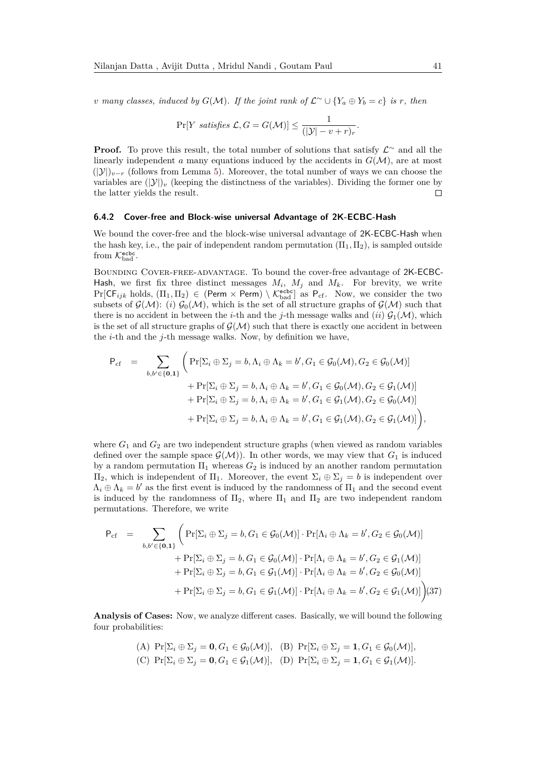*$v$ many classes, induced by $G(\mathcal{M})$. If the joint rank of $\mathcal{L}^{\sim} \cup \{Y_a \oplus Y_b = c\}$ is $r$, then*

$$\Pr[Y \text{ satisfies } \mathcal{L}, G = G(\mathcal{M})] \leq \frac{1}{(|\mathcal{Y}| - v + r)_r}.$$

**Proof.** To prove this result, the total number of solutions that satisfy $\mathcal{L}^{\sim}$ and all the linearly independent $a$ many equations induced by the accidents in $G(\mathcal{M})$, are at most $(|\mathcal{Y}|)_{v-r}$ (follows from Lemma 5). Moreover, the total number of ways we can choose the variables are $(|\mathcal{Y}|)_v$ (keeping the distinctness of the variables). Dividing the former one by the latter yields the result. ◻

### 6.4.2 Cover-free and Block-wise universal Advantage of 2K-ECBC-Hash

We bound the cover-free and the block-wise universal advantage of 2K-ECBC-Hash when the hash key, i.e., the pair of independent random permutation $(\Pi_1, \Pi_2)$, is sampled outside from $\mathcal{K}_{\text{bad}}^{\text{ecbc}}$.

Bounding Cover-free-advantage. To bound the cover-free advantage of 2K-ECBC-Hash, we first fix three distinct messages $M_i$, $M_j$ and $M_k$. For brevity, we write $\Pr[\mathsf{CF}_{ijk}$ holds, $(\Pi_1, \Pi_2) \in (\mathsf{Perm} \times \mathsf{Perm}) \setminus \mathcal{K}_{\text{bad}}^{\text{ecbc}}]$ as $\mathsf{P}_{\text{cf}}$. Now, we consider the two subsets of $\mathcal{G}(\mathcal{M})$: $(i)$ $\mathcal{G}_0(\mathcal{M})$, which is the set of all structure graphs of $\mathcal{G}(\mathcal{M})$ such that there is no accident in between the $i$-th and the $j$-th message walks and $(ii)$ $\mathcal{G}_1(\mathcal{M})$, which is the set of all structure graphs of $\mathcal{G}(\mathcal{M})$ such that there is exactly one accident in between the $i$-th and the $j$-th message walks. Now, by definition we have,

$$\begin{aligned}
\mathsf{P}_{\text{cf}} \;=\; \sum_{b,b' \in \{\mathbf{0},\mathbf{1}\}} \Big( & \Pr[\Sigma_i \oplus \Sigma_j = b, \Lambda_i \oplus \Lambda_k = b', G_1 \in \mathcal{G}_0(\mathcal{M}), G_2 \in \mathcal{G}_0(\mathcal{M})] \\
&+ \Pr[\Sigma_i \oplus \Sigma_j = b, \Lambda_i \oplus \Lambda_k = b', G_1 \in \mathcal{G}_0(\mathcal{M}), G_2 \in \mathcal{G}_1(\mathcal{M})] \\
&+ \Pr[\Sigma_i \oplus \Sigma_j = b, \Lambda_i \oplus \Lambda_k = b', G_1 \in \mathcal{G}_1(\mathcal{M}), G_2 \in \mathcal{G}_0(\mathcal{M})] \\
&+ \Pr[\Sigma_i \oplus \Sigma_j = b, \Lambda_i \oplus \Lambda_k = b', G_1 \in \mathcal{G}_1(\mathcal{M}), G_2 \in \mathcal{G}_1(\mathcal{M})] \Big),
\end{aligned}$$

where $G_1$ and $G_2$ are two independent structure graphs (when viewed as random variables defined over the sample space $\mathcal{G}(\mathcal{M})$). In other words, we may view that $G_1$ is induced by a random permutation $\Pi_1$ whereas $G_2$ is induced by an another random permutation $\Pi_2$, which is independent of $\Pi_1$. Moreover, the event $\Sigma_i \oplus \Sigma_j = b$ is independent over $\Lambda_i \oplus \Lambda_k = b'$ as the first event is induced by the randomness of $\Pi_1$ and the second event is induced by the randomness of $\Pi_2$, where $\Pi_1$ and $\Pi_2$ are two independent random permutations. Therefore, we write

$$\begin{aligned}
\mathsf{P}_{\text{cf}} \;=\; \sum_{b,b' \in \{\mathbf{0},\mathbf{1}\}} \Big( & \Pr[\Sigma_i \oplus \Sigma_j = b, G_1 \in \mathcal{G}_0(\mathcal{M})] \cdot \Pr[\Lambda_i \oplus \Lambda_k = b', G_2 \in \mathcal{G}_0(\mathcal{M})] \\
&+ \Pr[\Sigma_i \oplus \Sigma_j = b, G_1 \in \mathcal{G}_0(\mathcal{M})] \cdot \Pr[\Lambda_i \oplus \Lambda_k = b', G_2 \in \mathcal{G}_1(\mathcal{M})] \\
&+ \Pr[\Sigma_i \oplus \Sigma_j = b, G_1 \in \mathcal{G}_1(\mathcal{M})] \cdot \Pr[\Lambda_i \oplus \Lambda_k = b', G_2 \in \mathcal{G}_0(\mathcal{M})] \\
&+ \Pr[\Sigma_i \oplus \Sigma_j = b, G_1 \in \mathcal{G}_1(\mathcal{M})] \cdot \Pr[\Lambda_i \oplus \Lambda_k = b', G_2 \in \mathcal{G}_1(\mathcal{M})] \Big) \qquad (37)
\end{aligned}$$

**Analysis of Cases:** Now, we analyze different cases. Basically, we will bound the following four probabilities:

$$\text{(A)}\ \Pr[\Sigma_i \oplus \Sigma_j = \mathbf{0}, G_1 \in \mathcal{G}_0(\mathcal{M})], \quad \text{(B)}\ \Pr[\Sigma_i \oplus \Sigma_j = \mathbf{1}, G_1 \in \mathcal{G}_0(\mathcal{M})],$$
$$\text{(C)}\ \Pr[\Sigma_i \oplus \Sigma_j = \mathbf{0}, G_1 \in \mathcal{G}_1(\mathcal{M})], \quad \text{(D)}\ \Pr[\Sigma_i \oplus \Sigma_j = \mathbf{1}, G_1 \in \mathcal{G}_1(\mathcal{M})].$$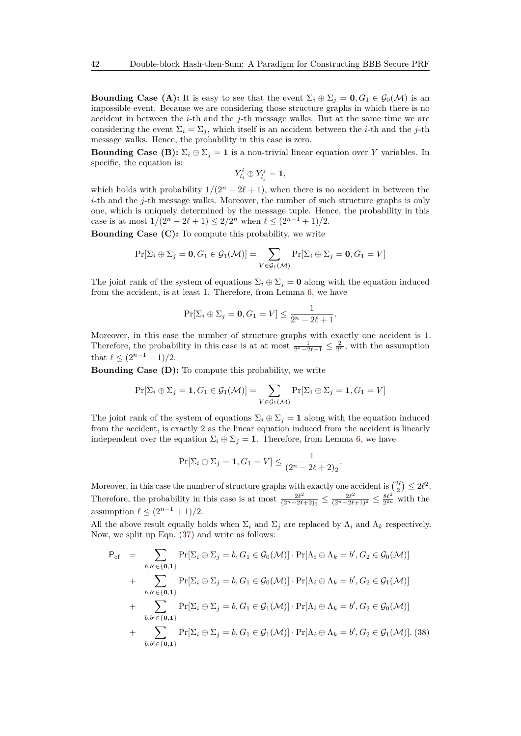**Bounding Case (A):** It is easy to see that the event $\Sigma_i \oplus \Sigma_j = \mathbf{0}, G_1 \in \mathcal{G}_0(\mathcal{M})$ is an impossible event. Because we are considering those structure graphs in which there is no accident in between the $i$-th and the $j$-th message walks. But at the same time we are considering the event $\Sigma_i = \Sigma_j$, which itself is an accident between the $i$-th and the $j$-th message walks. Hence, the probability in this case is zero.

**Bounding Case (B):** $\Sigma_i \oplus \Sigma_j = \mathbf{1}$ is a non-trivial linear equation over $Y$ variables. In specific, the equation is:

$$Y^i_{l_i} \oplus Y^j_{l_j} = \mathbf{1},$$

which holds with probability $1/(2^n - 2\ell + 1)$, when there is no accident in between the $i$-th and the $j$-th message walks. Moreover, the number of such structure graphs is only one, which is uniquely determined by the message tuple. Hence, the probability in this case is at most $1/(2^n - 2\ell + 1) \le 2/2^n$ when $\ell \le (2^{n-1} + 1)/2$.

**Bounding Case (C):** To compute this probability, we write

$$\Pr[\Sigma_i \oplus \Sigma_j = \mathbf{0}, G_1 \in \mathcal{G}_1(\mathcal{M})] = \sum_{V \in \mathcal{G}_1(\mathcal{M})} \Pr[\Sigma_i \oplus \Sigma_j = \mathbf{0}, G_1 = V]$$

The joint rank of the system of equations $\Sigma_i \oplus \Sigma_j = \mathbf{0}$ along with the equation induced from the accident, is at least 1. Therefore, from Lemma 6, we have

$$\Pr[\Sigma_i \oplus \Sigma_j = \mathbf{0}, G_1 = V] \le \frac{1}{2^n - 2\ell + 1}.$$

Moreover, in this case the number of structure graphs with exactly one accident is 1. Therefore, the probability in this case is at at most $\frac{1}{2^n-2\ell+1} \le \frac{2}{2^n}$, with the assumption that $\ell \le (2^{n-1} + 1)/2$.

**Bounding Case (D):** To compute this probability, we write

$$\Pr[\Sigma_i \oplus \Sigma_j = \mathbf{1}, G_1 \in \mathcal{G}_1(\mathcal{M})] = \sum_{V \in \mathcal{G}_1(\mathcal{M})} \Pr[\Sigma_i \oplus \Sigma_j = \mathbf{1}, G_1 = V]$$

The joint rank of the system of equations $\Sigma_i \oplus \Sigma_j = \mathbf{1}$ along with the equation induced from the accident, is exactly 2 as the linear equation induced from the accident is linearly independent over the equation $\Sigma_i \oplus \Sigma_j = \mathbf{1}$. Therefore, from Lemma 6, we have

$$\Pr[\Sigma_i \oplus \Sigma_j = \mathbf{1}, G_1 = V] \le \frac{1}{(2^n - 2\ell + 2)_2}.$$

Moreover, in this case the number of structure graphs with exactly one accident is $\binom{2\ell}{2} \le 2\ell^2$. Therefore, the probability in this case is at most $\frac{2\ell^2}{(2^n-2\ell+2)_2} \le \frac{2\ell^2}{(2^n-2\ell+1)^2} \le \frac{8\ell^2}{2^{2n}}$ with the assumption $\ell \le (2^{n-1} + 1)/2$.

All the above result equally holds when $\Sigma_i$ and $\Sigma_j$ are replaced by $\Lambda_i$ and $\Lambda_k$ respectively. Now, we split up Eqn. (37) and write as follows:

$$\begin{aligned}
\mathsf{P}_{\mathrm{cf}} \quad = \quad & \sum_{b,b' \in \{\mathbf{0},\mathbf{1}\}} \Pr[\Sigma_i \oplus \Sigma_j = b, G_1 \in \mathcal{G}_0(\mathcal{M})] \cdot \Pr[\Lambda_i \oplus \Lambda_k = b', G_2 \in \mathcal{G}_0(\mathcal{M})] \\
+ \quad & \sum_{b,b' \in \{\mathbf{0},\mathbf{1}\}} \Pr[\Sigma_i \oplus \Sigma_j = b, G_1 \in \mathcal{G}_0(\mathcal{M})] \cdot \Pr[\Lambda_i \oplus \Lambda_k = b', G_2 \in \mathcal{G}_1(\mathcal{M})] \\
+ \quad & \sum_{b,b' \in \{\mathbf{0},\mathbf{1}\}} \Pr[\Sigma_i \oplus \Sigma_j = b, G_1 \in \mathcal{G}_1(\mathcal{M})] \cdot \Pr[\Lambda_i \oplus \Lambda_k = b', G_2 \in \mathcal{G}_0(\mathcal{M})] \\
+ \quad & \sum_{b,b' \in \{\mathbf{0},\mathbf{1}\}} \Pr[\Sigma_i \oplus \Sigma_j = b, G_1 \in \mathcal{G}_1(\mathcal{M})] \cdot \Pr[\Lambda_i \oplus \Lambda_k = b', G_2 \in \mathcal{G}_1(\mathcal{M})]. \quad (38)
\end{aligned}$$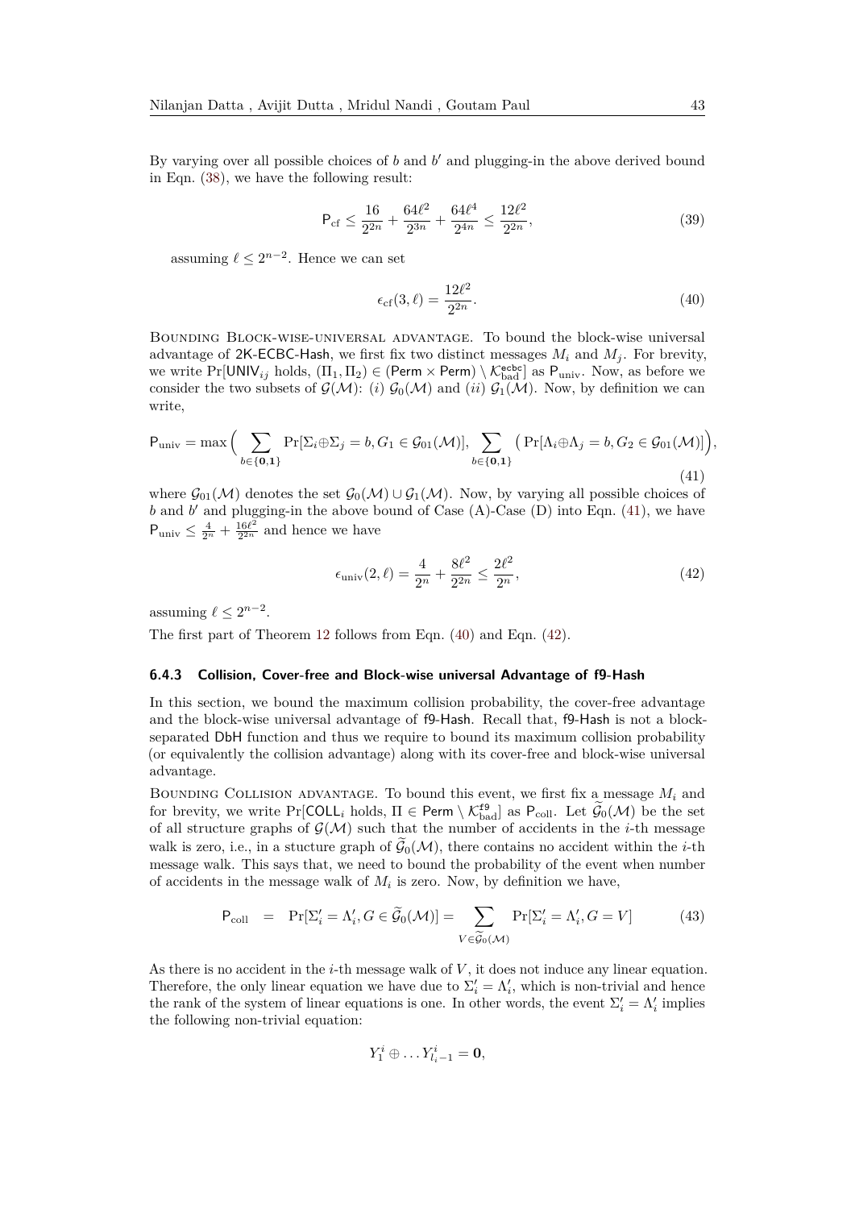By varying over all possible choices of $b$ and $b'$ and plugging-in the above derived bound in Eqn. (38), we have the following result:

$$\mathsf{P}_{\mathrm{cf}} \leq \frac{16}{2^{2n}} + \frac{64\ell^2}{2^{3n}} + \frac{64\ell^4}{2^{4n}} \leq \frac{12\ell^2}{2^{2n}}, \tag{39}$$

assuming $\ell \leq 2^{n-2}$. Hence we can set

$$\epsilon_{\mathrm{cf}}(3,\ell) = \frac{12\ell^2}{2^{2n}}. \tag{40}$$

Bounding Block-wise-universal advantage. To bound the block-wise universal advantage of 2K-ECBC-Hash, we first fix two distinct messages $M_i$ and $M_j$. For brevity, we write $\Pr[\mathsf{UNIV}_{ij} \text{ holds}, (\Pi_1, \Pi_2) \in (\mathsf{Perm} \times \mathsf{Perm}) \setminus \mathcal{K}_{\mathrm{bad}}^{\mathsf{ecbc}}]$ as $\mathsf{P}_{\mathrm{univ}}$. Now, as before we consider the two subsets of $\mathcal{G}(\mathcal{M})$: $(i)$ $\mathcal{G}_0(\mathcal{M})$ and $(ii)$ $\mathcal{G}_1(\mathcal{M})$. Now, by definition we can write,

$$\mathsf{P}_{\mathrm{univ}} = \max\Big(\sum_{b \in \{\mathbf{0},\mathbf{1}\}} \Pr[\Sigma_i \oplus \Sigma_j = b, G_1 \in \mathcal{G}_{01}(\mathcal{M})], \sum_{b \in \{\mathbf{0},\mathbf{1}\}} \big(\Pr[\Lambda_i \oplus \Lambda_j = b, G_2 \in \mathcal{G}_{01}(\mathcal{M})]\Big), \tag{41}$$

where $\mathcal{G}_{01}(\mathcal{M})$ denotes the set $\mathcal{G}_0(\mathcal{M}) \cup \mathcal{G}_1(\mathcal{M})$. Now, by varying all possible choices of $b$ and $b'$ and plugging-in the above bound of Case (A)-Case (D) into Eqn. (41), we have $\mathsf{P}_{\mathrm{univ}} \leq \frac{4}{2^n} + \frac{16\ell^2}{2^{2n}}$ and hence we have

$$\epsilon_{\mathrm{univ}}(2,\ell) = \frac{4}{2^n} + \frac{8\ell^2}{2^{2n}} \leq \frac{2\ell^2}{2^n}, \tag{42}$$

assuming $\ell \leq 2^{n-2}$.

The first part of Theorem 12 follows from Eqn. (40) and Eqn. (42).

### 6.4.3 Collision, Cover-free and Block-wise universal Advantage of f9-Hash

In this section, we bound the maximum collision probability, the cover-free advantage and the block-wise universal advantage of f9-Hash. Recall that, f9-Hash is not a block-separated DbH function and thus we require to bound its maximum collision probability (or equivalently the collision advantage) along with its cover-free and block-wise universal advantage.

Bounding Collision advantage. To bound this event, we first fix a message $M_i$ and for brevity, we write $\Pr[\mathsf{COLL}_i \text{ holds}, \Pi \in \mathsf{Perm} \setminus \mathcal{K}_{\mathrm{bad}}^{\mathsf{f9}}]$ as $\mathsf{P}_{\mathrm{coll}}$. Let $\widetilde{\mathcal{G}}_0(\mathcal{M})$ be the set of all structure graphs of $\mathcal{G}(\mathcal{M})$ such that the number of accidents in the $i$-th message walk is zero, i.e., in a stucture graph of $\widetilde{\mathcal{G}}_0(\mathcal{M})$, there contains no accident within the $i$-th message walk. This says that, we need to bound the probability of the event when number of accidents in the message walk of $M_i$ is zero. Now, by definition we have,

$$\mathsf{P}_{\mathrm{coll}} \quad = \quad \Pr[\Sigma'_i = \Lambda'_i, G \in \widetilde{\mathcal{G}}_0(\mathcal{M})] = \sum_{V \in \widetilde{\mathcal{G}}_0(\mathcal{M})} \Pr[\Sigma'_i = \Lambda'_i, G = V] \tag{43}$$

As there is no accident in the $i$-th message walk of $V$, it does not induce any linear equation. Therefore, the only linear equation we have due to $\Sigma'_i = \Lambda'_i$, which is non-trivial and hence the rank of the system of linear equations is one. In other words, the event $\Sigma'_i = \Lambda'_i$ implies the following non-trivial equation:

$$Y_1^i \oplus \ldots Y_{l_i-1}^i = \mathbf{0},$$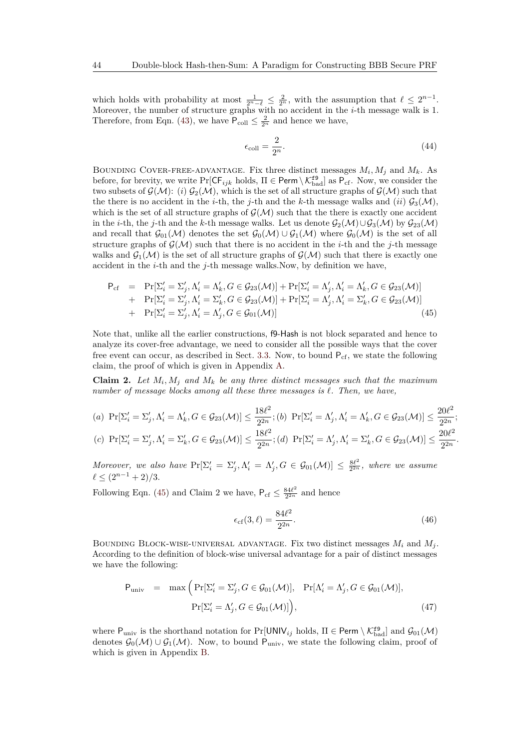which holds with probability at most $\frac{1}{2^n-\ell} \leq \frac{2}{2^n}$, with the assumption that $\ell \leq 2^{n-1}$. Moreover, the number of structure graphs with no accident in the $i$-th message walk is 1. Therefore, from Eqn. (43), we have $\mathsf{P}_{\mathrm{coll}} \leq \frac{2}{2^n}$ and hence we have,

$$\epsilon_{\mathrm{coll}} = \frac{2}{2^n}. \tag{44}$$

Bounding Cover-free-advantage. Fix three distinct messages $M_i, M_j$ and $M_k$. As before, for brevity, we write $\Pr[\mathsf{CF}_{ijk} \text{ holds}, \Pi \in \mathsf{Perm} \setminus \mathcal{K}^{\mathsf{f9}}_{\mathrm{bad}}]$ as $\mathsf{P}_{\mathrm{cf}}$. Now, we consider the two subsets of $\mathcal{G}(\mathcal{M})$: (*i*) $\mathcal{G}_2(\mathcal{M})$, which is the set of all structure graphs of $\mathcal{G}(\mathcal{M})$ such that the there is no accident in the $i$-th, the $j$-th and the $k$-th message walks and (*ii*) $\mathcal{G}_3(\mathcal{M})$, which is the set of all structure graphs of $\mathcal{G}(\mathcal{M})$ such that the there is exactly one accident in the $i$-th, the $j$-th and the $k$-th message walks. Let us denote $\mathcal{G}_2(\mathcal{M}) \cup \mathcal{G}_3(\mathcal{M})$ by $\mathcal{G}_{23}(\mathcal{M})$ and recall that $\mathcal{G}_{01}(\mathcal{M})$ denotes the set $\mathcal{G}_0(\mathcal{M}) \cup \mathcal{G}_1(\mathcal{M})$ where $\mathcal{G}_0(\mathcal{M})$ is the set of all structure graphs of $\mathcal{G}(\mathcal{M})$ such that there is no accident in the $i$-th and the $j$-th message walks and $\mathcal{G}_1(\mathcal{M})$ is the set of all structure graphs of $\mathcal{G}(\mathcal{M})$ such that there is exactly one accident in the $i$-th and the $j$-th message walks.Now, by definition we have,

$$\begin{aligned}
\mathsf{P}_{\mathrm{cf}} &= \Pr[\Sigma'_i = \Sigma'_j, \Lambda'_i = \Lambda'_k, G \in \mathcal{G}_{23}(\mathcal{M})] + \Pr[\Sigma'_i = \Lambda'_j, \Lambda'_i = \Lambda'_k, G \in \mathcal{G}_{23}(\mathcal{M})] \\
&+ \Pr[\Sigma'_i = \Sigma'_j, \Lambda'_i = \Sigma'_k, G \in \mathcal{G}_{23}(\mathcal{M})] + \Pr[\Sigma'_i = \Lambda'_j, \Lambda'_i = \Sigma'_k, G \in \mathcal{G}_{23}(\mathcal{M})] \\
&+ \Pr[\Sigma'_i = \Sigma'_j, \Lambda'_i = \Lambda'_j, G \in \mathcal{G}_{01}(\mathcal{M})]
\end{aligned} \tag{45}$$

Note that, unlike all the earlier constructions, f9-Hash is not block separated and hence to analyze its cover-free advantage, we need to consider all the possible ways that the cover free event can occur, as described in Sect. 3.3. Now, to bound $\mathsf{P}_{\mathrm{cf}}$, we state the following claim, the proof of which is given in Appendix A.

**Claim 2.** *Let $M_i, M_j$ and $M_k$ be any three distinct messages such that the maximum number of message blocks among all these three messages is $\ell$. Then, we have,*

$$(a)\ \Pr[\Sigma'_i = \Sigma'_j, \Lambda'_i = \Lambda'_k, G \in \mathcal{G}_{23}(\mathcal{M})] \leq \frac{18\ell^2}{2^{2n}};\ (b)\ \Pr[\Sigma'_i = \Lambda'_j, \Lambda'_i = \Lambda'_k, G \in \mathcal{G}_{23}(\mathcal{M})] \leq \frac{20\ell^2}{2^{2n}};$$

$$(c)\ \Pr[\Sigma'_i = \Sigma'_j, \Lambda'_i = \Sigma'_k, G \in \mathcal{G}_{23}(\mathcal{M})] \leq \frac{18\ell^2}{2^{2n}};\ (d)\ \Pr[\Sigma'_i = \Lambda'_j, \Lambda'_i = \Sigma'_k, G \in \mathcal{G}_{23}(\mathcal{M})] \leq \frac{20\ell^2}{2^{2n}}.$$

*Moreover, we also have $\Pr[\Sigma'_i = \Sigma'_j, \Lambda'_i = \Lambda'_j, G \in \mathcal{G}_{01}(\mathcal{M})] \leq \frac{8\ell^2}{2^{2n}}$, where we assume $\ell \leq (2^{n-1}+2)/3$.*

Following Eqn. (45) and Claim 2 we have, $\mathsf{P}_{\mathrm{cf}} \leq \frac{84\ell^2}{2^{2n}}$ and hence

$$\epsilon_{\mathrm{cf}}(3, \ell) = \frac{84\ell^2}{2^{2n}}. \tag{46}$$

Bounding Block-wise-universal advantage. Fix two distinct messages $M_i$ and $M_j$. According to the definition of block-wise universal advantage for a pair of distinct messages we have the following:

$$\begin{aligned}
\mathsf{P}_{\mathrm{univ}} &= \max\Big(\Pr[\Sigma'_i = \Sigma'_j, G \in \mathcal{G}_{01}(\mathcal{M})],\quad \Pr[\Lambda'_i = \Lambda'_j, G \in \mathcal{G}_{01}(\mathcal{M})], \\
&\qquad \Pr[\Sigma'_i = \Lambda'_j, G \in \mathcal{G}_{01}(\mathcal{M})]\Big),
\end{aligned} \tag{47}$$

where $\mathsf{P}_{\mathrm{univ}}$ is the shorthand notation for $\Pr[\mathsf{UNIV}_{ij} \text{ holds}, \Pi \in \mathsf{Perm} \setminus \mathcal{K}^{\mathsf{f9}}_{\mathrm{bad}}]$ and $\mathcal{G}_{01}(\mathcal{M})$ denotes $\mathcal{G}_0(\mathcal{M}) \cup \mathcal{G}_1(\mathcal{M})$. Now, to bound $\mathsf{P}_{\mathrm{univ}}$, we state the following claim, proof of which is given in Appendix B.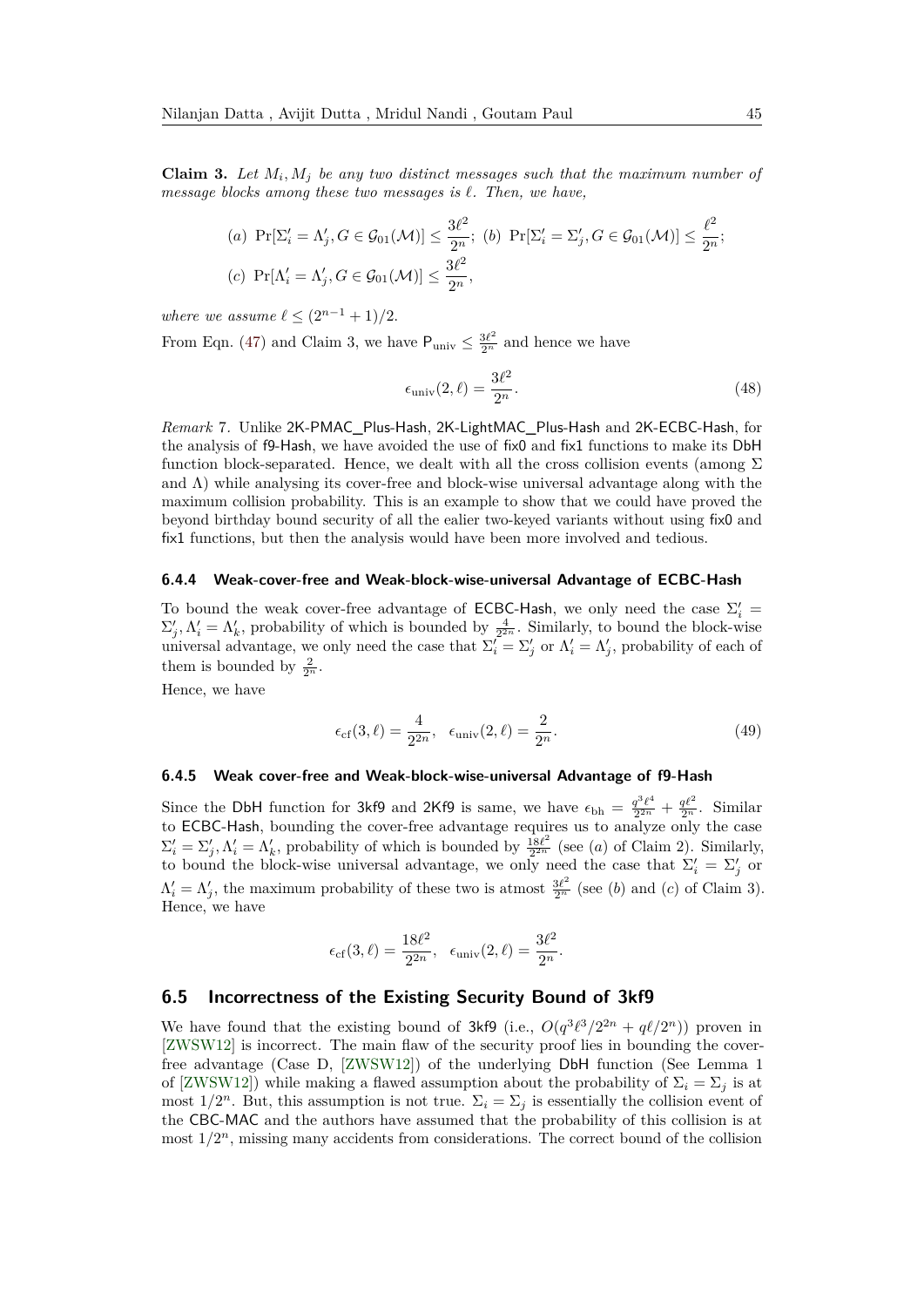**Claim 3.** *Let $M_i, M_j$ be any two distinct messages such that the maximum number of message blocks among these two messages is $\ell$. Then, we have,*

$$(a)\ \Pr[\Sigma'_i = \Lambda'_j, G \in \mathcal{G}_{01}(\mathcal{M})] \leq \frac{3\ell^2}{2^n};\ (b)\ \Pr[\Sigma'_i = \Sigma'_j, G \in \mathcal{G}_{01}(\mathcal{M})] \leq \frac{\ell^2}{2^n};$$

$$(c)\ \Pr[\Lambda'_i = \Lambda'_j, G \in \mathcal{G}_{01}(\mathcal{M})] \leq \frac{3\ell^2}{2^n},$$

*where we assume $\ell \leq (2^{n-1}+1)/2$.*

From Eqn. (47) and Claim 3, we have $\mathsf{P}_{\text{univ}} \leq \frac{3\ell^2}{2^n}$ and hence we have

$$\epsilon_{\text{univ}}(2,\ell) = \frac{3\ell^2}{2^n}. \tag{48}$$

*Remark* 7. Unlike 2K-PMAC_Plus-Hash, 2K-LightMAC_Plus-Hash and 2K-ECBC-Hash, for the analysis of f9-Hash, we have avoided the use of fix0 and fix1 functions to make its DbH function block-separated. Hence, we dealt with all the cross collision events (among $\Sigma$ and $\Lambda$) while analysing its cover-free and block-wise universal advantage along with the maximum collision probability. This is an example to show that we could have proved the beyond birthday bound security of all the ealier two-keyed variants without using fix0 and fix1 functions, but then the analysis would have been more involved and tedious.

#### 6.4.4 Weak-cover-free and Weak-block-wise-universal Advantage of ECBC-Hash

To bound the weak cover-free advantage of ECBC-Hash, we only need the case $\Sigma'_i = \Sigma'_j, \Lambda'_i = \Lambda'_k$, probability of which is bounded by $\frac{4}{2^{2n}}$. Similarly, to bound the block-wise universal advantage, we only need the case that $\Sigma'_i = \Sigma'_j$ or $\Lambda'_i = \Lambda'_j$, probability of each of them is bounded by $\frac{2}{2^n}$.

Hence, we have

$$\epsilon_{\text{cf}}(3,\ell) = \frac{4}{2^{2n}}, \quad \epsilon_{\text{univ}}(2,\ell) = \frac{2}{2^n}. \tag{49}$$

#### 6.4.5 Weak cover-free and Weak-block-wise-universal Advantage of f9-Hash

Since the DbH function for 3kf9 and 2Kf9 is same, we have $\epsilon_{\text{bh}} = \frac{q^3\ell^4}{2^{2n}} + \frac{q\ell^2}{2^n}$. Similar to ECBC-Hash, bounding the cover-free advantage requires us to analyze only the case $\Sigma'_i = \Sigma'_j, \Lambda'_i = \Lambda'_k$, probability of which is bounded by $\frac{18\ell^2}{2^{2n}}$ (see $(a)$ of Claim 2). Similarly, to bound the block-wise universal advantage, we only need the case that $\Sigma'_i = \Sigma'_j$ or $\Lambda'_i = \Lambda'_j$, the maximum probability of these two is atmost $\frac{3\ell^2}{2^n}$ (see $(b)$ and $(c)$ of Claim 3). Hence, we have

$$\epsilon_{\text{cf}}(3,\ell) = \frac{18\ell^2}{2^{2n}}, \quad \epsilon_{\text{univ}}(2,\ell) = \frac{3\ell^2}{2^n}.$$

### 6.5 Incorrectness of the Existing Security Bound of 3kf9

We have found that the existing bound of 3kf9 (i.e., $O(q^3\ell^3/2^{2n} + q\ell/2^n)$) proven in [ZWSW12] is incorrect. The main flaw of the security proof lies in bounding the cover-free advantage (Case D, [ZWSW12]) of the underlying DbH function (See Lemma 1 of [ZWSW12]) while making a flawed assumption about the probability of $\Sigma_i = \Sigma_j$ is at most $1/2^n$. But, this assumption is not true. $\Sigma_i = \Sigma_j$ is essentially the collision event of the CBC-MAC and the authors have assumed that the probability of this collision is at most $1/2^n$, missing many accidents from considerations. The correct bound of the collision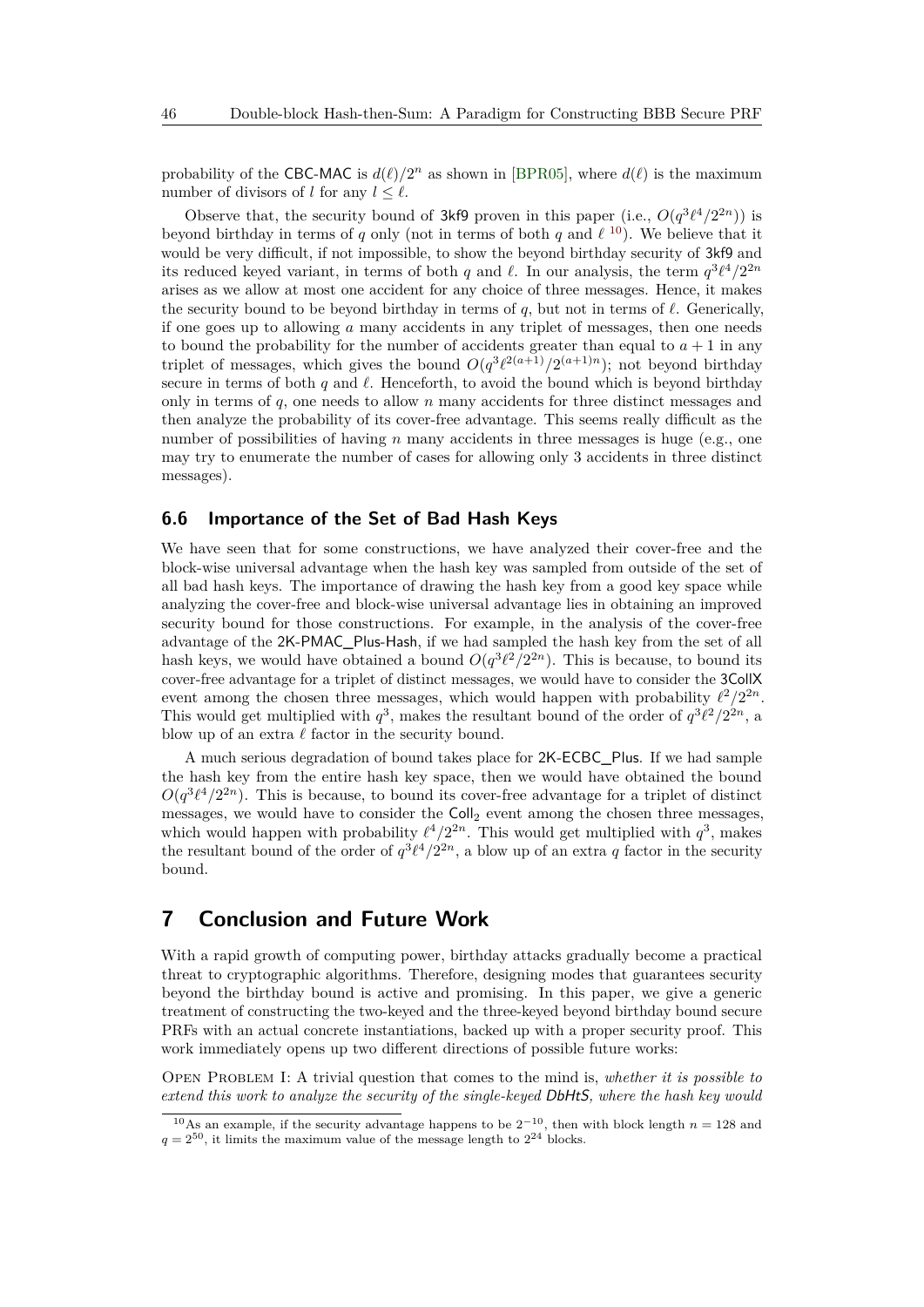probability of the CBC-MAC is $d(\ell)/2^n$ as shown in [BPR05], where $d(\ell)$ is the maximum number of divisors of $l$ for any $l \leq \ell$.

Observe that, the security bound of 3kf9 proven in this paper (i.e., $O(q^3\ell^4/2^{2n})$) is beyond birthday in terms of $q$ only (not in terms of both $q$ and $\ell$ [10]). We believe that it would be very difficult, if not impossible, to show the beyond birthday security of 3kf9 and its reduced keyed variant, in terms of both $q$ and $\ell$. In our analysis, the term $q^3\ell^4/2^{2n}$ arises as we allow at most one accident for any choice of three messages. Hence, it makes the security bound to be beyond birthday in terms of $q$, but not in terms of $\ell$. Generically, if one goes up to allowing $a$ many accidents in any triplet of messages, then one needs to bound the probability for the number of accidents greater than equal to $a+1$ in any triplet of messages, which gives the bound $O(q^3\ell^{2(a+1)}/2^{(a+1)n})$; not beyond birthday secure in terms of both $q$ and $\ell$. Henceforth, to avoid the bound which is beyond birthday only in terms of $q$, one needs to allow $n$ many accidents for three distinct messages and then analyze the probability of its cover-free advantage. This seems really difficult as the number of possibilities of having $n$ many accidents in three messages is huge (e.g., one may try to enumerate the number of cases for allowing only 3 accidents in three distinct messages).

## 6.6 Importance of the Set of Bad Hash Keys

We have seen that for some constructions, we have analyzed their cover-free and the block-wise universal advantage when the hash key was sampled from outside of the set of all bad hash keys. The importance of drawing the hash key from a good key space while analyzing the cover-free and block-wise universal advantage lies in obtaining an improved security bound for those constructions. For example, in the analysis of the cover-free advantage of the 2K-PMAC_Plus-Hash, if we had sampled the hash key from the set of all hash keys, we would have obtained a bound $O(q^3\ell^2/2^{2n})$. This is because, to bound its cover-free advantage for a triplet of distinct messages, we would have to consider the 3CollX event among the chosen three messages, which would happen with probability $\ell^2/2^{2n}$. This would get multiplied with $q^3$, makes the resultant bound of the order of $q^3\ell^2/2^{2n}$, a blow up of an extra $\ell$ factor in the security bound.

A much serious degradation of bound takes place for 2K-ECBC_Plus. If we had sample the hash key from the entire hash key space, then we would have obtained the bound $O(q^3\ell^4/2^{2n})$. This is because, to bound its cover-free advantage for a triplet of distinct messages, we would have to consider the $\mathsf{Coll}_2$ event among the chosen three messages, which would happen with probability $\ell^4/2^{2n}$. This would get multiplied with $q^3$, makes the resultant bound of the order of $q^3\ell^4/2^{2n}$, a blow up of an extra $q$ factor in the security bound.

# 7 Conclusion and Future Work

With a rapid growth of computing power, birthday attacks gradually become a practical threat to cryptographic algorithms. Therefore, designing modes that guarantees security beyond the birthday bound is active and promising. In this paper, we give a generic treatment of constructing the two-keyed and the three-keyed beyond birthday bound secure PRFs with an actual concrete instantiations, backed up with a proper security proof. This work immediately opens up two different directions of possible future works:

Open Problem I: A trivial question that comes to the mind is, *whether it is possible to extend this work to analyze the security of the single-keyed DbHtS, where the hash key would*

[10] As an example, if the security advantage happens to be $2^{-10}$, then with block length $n = 128$ and $q = 2^{50}$, it limits the maximum value of the message length to $2^{24}$ blocks.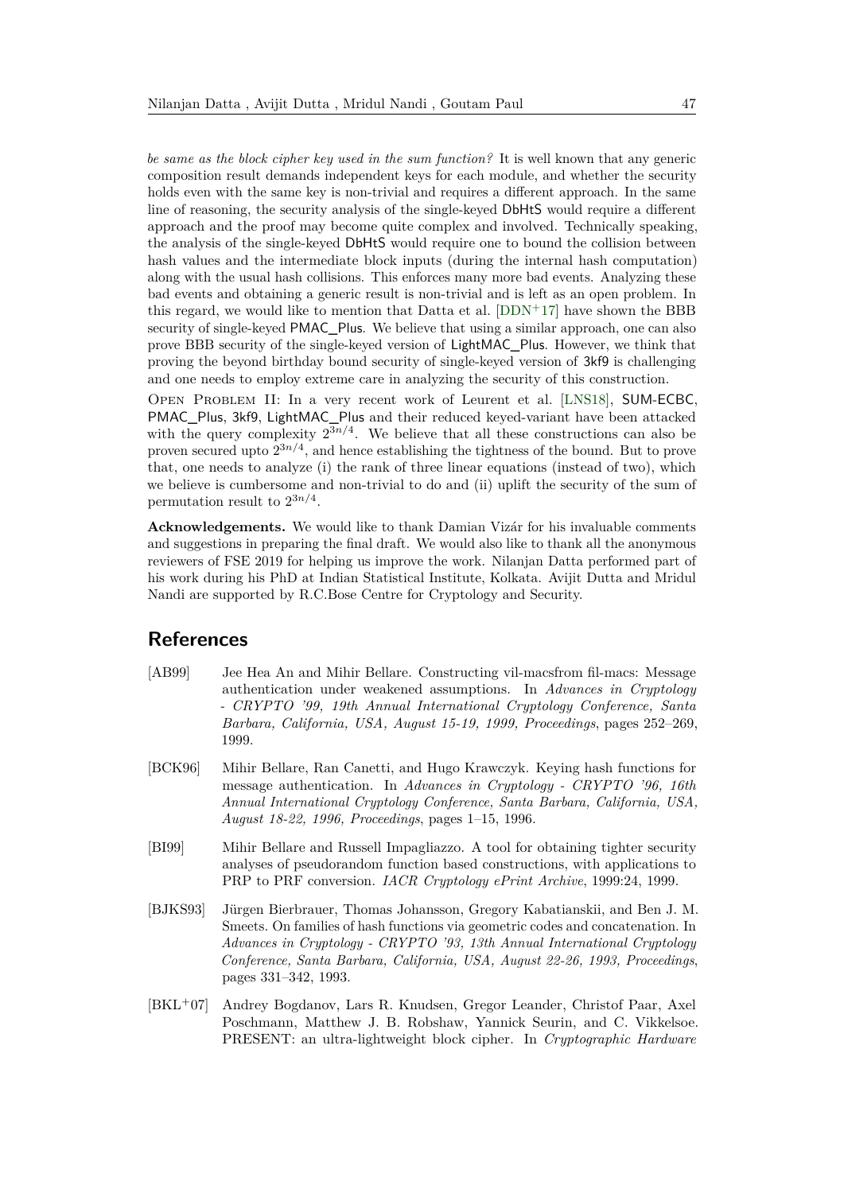*be same as the block cipher key used in the sum function?* It is well known that any generic composition result demands independent keys for each module, and whether the security holds even with the same key is non-trivial and requires a different approach. In the same line of reasoning, the security analysis of the single-keyed DbHtS would require a different approach and the proof may become quite complex and involved. Technically speaking, the analysis of the single-keyed DbHtS would require one to bound the collision between hash values and the intermediate block inputs (during the internal hash computation) along with the usual hash collisions. This enforces many more bad events. Analyzing these bad events and obtaining a generic result is non-trivial and is left as an open problem. In this regard, we would like to mention that Datta et al. [DDN+17] have shown the BBB security of single-keyed PMAC_Plus. We believe that using a similar approach, one can also prove BBB security of the single-keyed version of LightMAC_Plus. However, we think that proving the beyond birthday bound security of single-keyed version of 3kf9 is challenging and one needs to employ extreme care in analyzing the security of this construction.

Open Problem II: In a very recent work of Leurent et al. [LNS18], SUM-ECBC, PMAC_Plus, 3kf9, LightMAC_Plus and their reduced keyed-variant have been attacked with the query complexity $2^{3n/4}$. We believe that all these constructions can also be proven secured upto $2^{3n/4}$, and hence establishing the tightness of the bound. But to prove that, one needs to analyze (i) the rank of three linear equations (instead of two), which we believe is cumbersome and non-trivial to do and (ii) uplift the security of the sum of permutation result to $2^{3n/4}$.

**Acknowledgements.** We would like to thank Damian Vizár for his invaluable comments and suggestions in preparing the final draft. We would also like to thank all the anonymous reviewers of FSE 2019 for helping us improve the work. Nilanjan Datta performed part of his work during his PhD at Indian Statistical Institute, Kolkata. Avijit Dutta and Mridul Nandi are supported by R.C.Bose Centre for Cryptology and Security.

## References

[AB99] Jee Hea An and Mihir Bellare. Constructing vil-macsfrom fil-macs: Message authentication under weakened assumptions. In *Advances in Cryptology - CRYPTO '99, 19th Annual International Cryptology Conference, Santa Barbara, California, USA, August 15-19, 1999, Proceedings*, pages 252–269, 1999.

[BCK96] Mihir Bellare, Ran Canetti, and Hugo Krawczyk. Keying hash functions for message authentication. In *Advances in Cryptology - CRYPTO '96, 16th Annual International Cryptology Conference, Santa Barbara, California, USA, August 18-22, 1996, Proceedings*, pages 1–15, 1996.

[BI99] Mihir Bellare and Russell Impagliazzo. A tool for obtaining tighter security analyses of pseudorandom function based constructions, with applications to PRP to PRF conversion. *IACR Cryptology ePrint Archive*, 1999:24, 1999.

[BJKS93] Jürgen Bierbrauer, Thomas Johansson, Gregory Kabatianskii, and Ben J. M. Smeets. On families of hash functions via geometric codes and concatenation. In *Advances in Cryptology - CRYPTO '93, 13th Annual International Cryptology Conference, Santa Barbara, California, USA, August 22-26, 1993, Proceedings*, pages 331–342, 1993.

[BKL+07] Andrey Bogdanov, Lars R. Knudsen, Gregor Leander, Christof Paar, Axel Poschmann, Matthew J. B. Robshaw, Yannick Seurin, and C. Vikkelsoe. PRESENT: an ultra-lightweight block cipher. In *Cryptographic Hardware*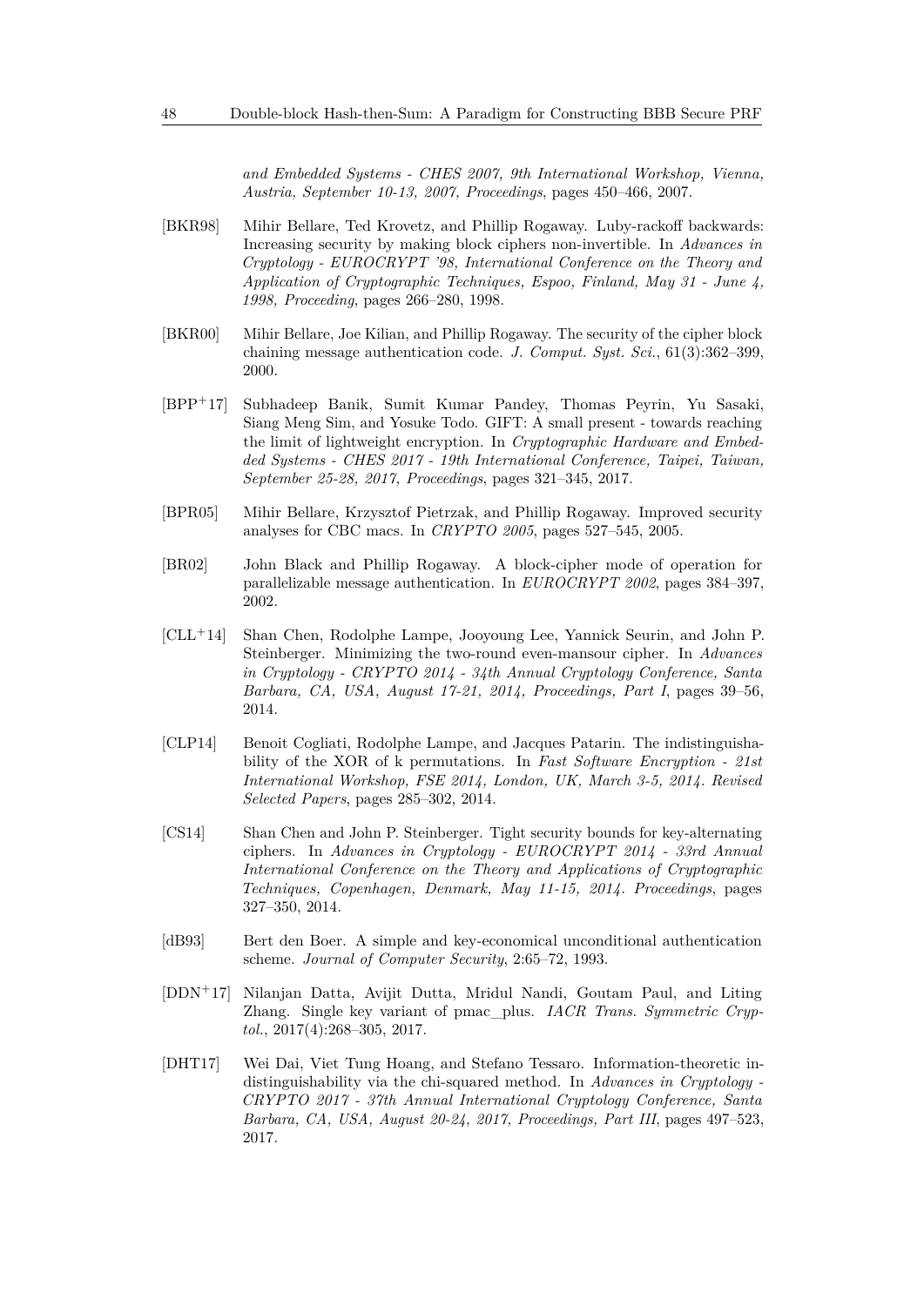*and Embedded Systems - CHES 2007, 9th International Workshop, Vienna, Austria, September 10-13, 2007, Proceedings*, pages 450–466, 2007.

[BKR98] Mihir Bellare, Ted Krovetz, and Phillip Rogaway. Luby-rackoff backwards: Increasing security by making block ciphers non-invertible. In *Advances in Cryptology - EUROCRYPT '98, International Conference on the Theory and Application of Cryptographic Techniques, Espoo, Finland, May 31 - June 4, 1998, Proceeding*, pages 266–280, 1998.

[BKR00] Mihir Bellare, Joe Kilian, and Phillip Rogaway. The security of the cipher block chaining message authentication code. *J. Comput. Syst. Sci.*, 61(3):362–399, 2000.

[BPP+17] Subhadeep Banik, Sumit Kumar Pandey, Thomas Peyrin, Yu Sasaki, Siang Meng Sim, and Yosuke Todo. GIFT: A small present - towards reaching the limit of lightweight encryption. In *Cryptographic Hardware and Embedded Systems - CHES 2017 - 19th International Conference, Taipei, Taiwan, September 25-28, 2017, Proceedings*, pages 321–345, 2017.

[BPR05] Mihir Bellare, Krzysztof Pietrzak, and Phillip Rogaway. Improved security analyses for CBC macs. In *CRYPTO 2005*, pages 527–545, 2005.

[BR02] John Black and Phillip Rogaway. A block-cipher mode of operation for parallelizable message authentication. In *EUROCRYPT 2002*, pages 384–397, 2002.

[CLL+14] Shan Chen, Rodolphe Lampe, Jooyoung Lee, Yannick Seurin, and John P. Steinberger. Minimizing the two-round even-mansour cipher. In *Advances in Cryptology - CRYPTO 2014 - 34th Annual Cryptology Conference, Santa Barbara, CA, USA, August 17-21, 2014, Proceedings, Part I*, pages 39–56, 2014.

[CLP14] Benoit Cogliati, Rodolphe Lampe, and Jacques Patarin. The indistinguishability of the XOR of k permutations. In *Fast Software Encryption - 21st International Workshop, FSE 2014, London, UK, March 3-5, 2014. Revised Selected Papers*, pages 285–302, 2014.

[CS14] Shan Chen and John P. Steinberger. Tight security bounds for key-alternating ciphers. In *Advances in Cryptology - EUROCRYPT 2014 - 33rd Annual International Conference on the Theory and Applications of Cryptographic Techniques, Copenhagen, Denmark, May 11-15, 2014. Proceedings*, pages 327–350, 2014.

[dB93] Bert den Boer. A simple and key-economical unconditional authentication scheme. *Journal of Computer Security*, 2:65–72, 1993.

[DDN+17] Nilanjan Datta, Avijit Dutta, Mridul Nandi, Goutam Paul, and Liting Zhang. Single key variant of pmac_plus. *IACR Trans. Symmetric Cryptol.*, 2017(4):268–305, 2017.

[DHT17] Wei Dai, Viet Tung Hoang, and Stefano Tessaro. Information-theoretic indistinguishability via the chi-squared method. In *Advances in Cryptology - CRYPTO 2017 - 37th Annual International Cryptology Conference, Santa Barbara, CA, USA, August 20-24, 2017, Proceedings, Part III*, pages 497–523, 2017.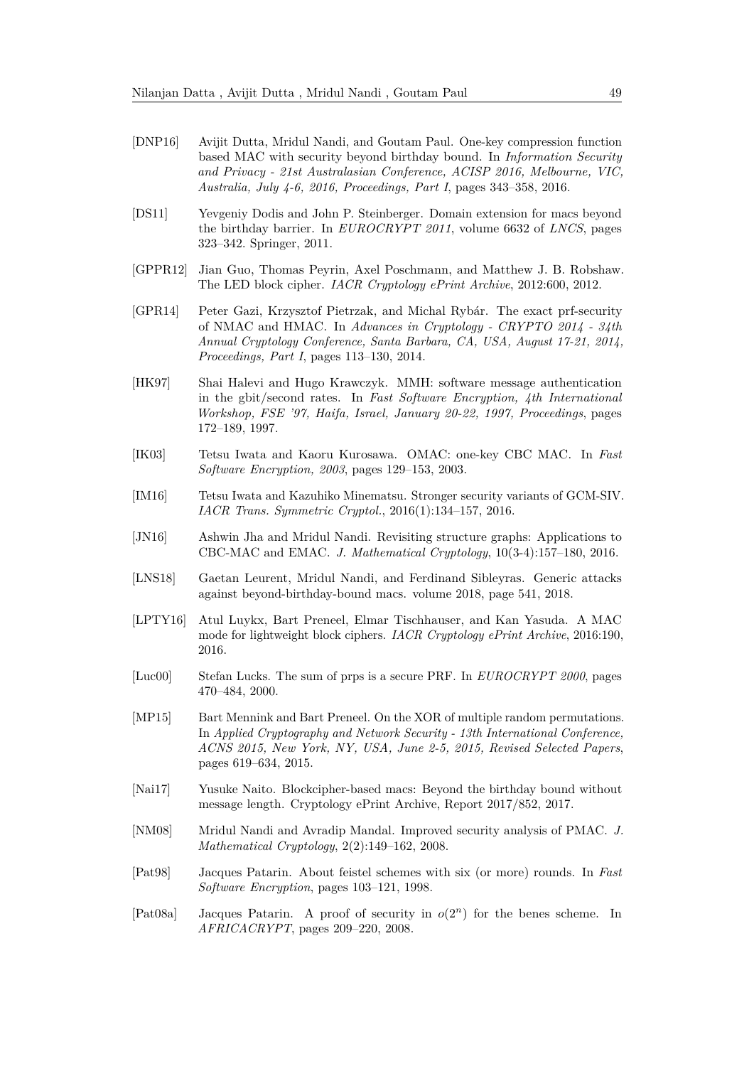[DNP16] Avijit Dutta, Mridul Nandi, and Goutam Paul. One-key compression function based MAC with security beyond birthday bound. In *Information Security and Privacy - 21st Australasian Conference, ACISP 2016, Melbourne, VIC, Australia, July 4-6, 2016, Proceedings, Part I*, pages 343–358, 2016.

[DS11] Yevgeniy Dodis and John P. Steinberger. Domain extension for macs beyond the birthday barrier. In *EUROCRYPT 2011*, volume 6632 of *LNCS*, pages 323–342. Springer, 2011.

[GPPR12] Jian Guo, Thomas Peyrin, Axel Poschmann, and Matthew J. B. Robshaw. The LED block cipher. *IACR Cryptology ePrint Archive*, 2012:600, 2012.

[GPR14] Peter Gazi, Krzysztof Pietrzak, and Michal Rybár. The exact prf-security of NMAC and HMAC. In *Advances in Cryptology - CRYPTO 2014 - 34th Annual Cryptology Conference, Santa Barbara, CA, USA, August 17-21, 2014, Proceedings, Part I*, pages 113–130, 2014.

[HK97] Shai Halevi and Hugo Krawczyk. MMH: software message authentication in the gbit/second rates. In *Fast Software Encryption, 4th International Workshop, FSE '97, Haifa, Israel, January 20-22, 1997, Proceedings*, pages 172–189, 1997.

[IK03] Tetsu Iwata and Kaoru Kurosawa. OMAC: one-key CBC MAC. In *Fast Software Encryption, 2003*, pages 129–153, 2003.

[IM16] Tetsu Iwata and Kazuhiko Minematsu. Stronger security variants of GCM-SIV. *IACR Trans. Symmetric Cryptol.*, 2016(1):134–157, 2016.

[JN16] Ashwin Jha and Mridul Nandi. Revisiting structure graphs: Applications to CBC-MAC and EMAC. *J. Mathematical Cryptology*, 10(3-4):157–180, 2016.

[LNS18] Gaetan Leurent, Mridul Nandi, and Ferdinand Sibleyras. Generic attacks against beyond-birthday-bound macs. volume 2018, page 541, 2018.

[LPTY16] Atul Luykx, Bart Preneel, Elmar Tischhauser, and Kan Yasuda. A MAC mode for lightweight block ciphers. *IACR Cryptology ePrint Archive*, 2016:190, 2016.

[Luc00] Stefan Lucks. The sum of prps is a secure PRF. In *EUROCRYPT 2000*, pages 470–484, 2000.

[MP15] Bart Mennink and Bart Preneel. On the XOR of multiple random permutations. In *Applied Cryptography and Network Security - 13th International Conference, ACNS 2015, New York, NY, USA, June 2-5, 2015, Revised Selected Papers*, pages 619–634, 2015.

[Nai17] Yusuke Naito. Blockcipher-based macs: Beyond the birthday bound without message length. Cryptology ePrint Archive, Report 2017/852, 2017.

[NM08] Mridul Nandi and Avradip Mandal. Improved security analysis of PMAC. *J. Mathematical Cryptology*, 2(2):149–162, 2008.

[Pat98] Jacques Patarin. About feistel schemes with six (or more) rounds. In *Fast Software Encryption*, pages 103–121, 1998.

[Pat08a] Jacques Patarin. A proof of security in $o(2^n)$ for the benes scheme. In *AFRICACRYPT*, pages 209–220, 2008.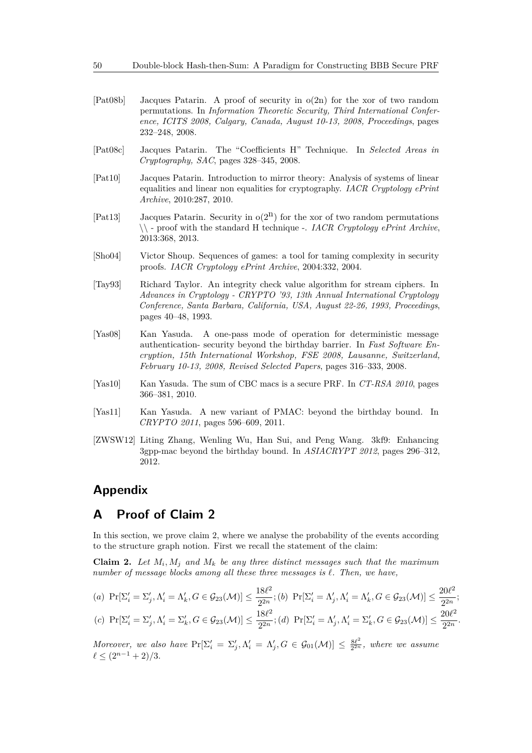[Pat08b] Jacques Patarin. A proof of security in o(2n) for the xor of two random permutations. In *Information Theoretic Security, Third International Conference, ICITS 2008, Calgary, Canada, August 10-13, 2008, Proceedings*, pages 232–248, 2008.

[Pat08c] Jacques Patarin. The "Coefficients H" Technique. In *Selected Areas in Cryptography, SAC*, pages 328–345, 2008.

[Pat10] Jacques Patarin. Introduction to mirror theory: Analysis of systems of linear equalities and linear non equalities for cryptography. *IACR Cryptology ePrint Archive*, 2010:287, 2010.

[Pat13] Jacques Patarin. Security in $o(2^n)$ for the xor of two random permutations \\ - proof with the standard H technique -. *IACR Cryptology ePrint Archive*, 2013:368, 2013.

[Sho04] Victor Shoup. Sequences of games: a tool for taming complexity in security proofs. *IACR Cryptology ePrint Archive*, 2004:332, 2004.

[Tay93] Richard Taylor. An integrity check value algorithm for stream ciphers. In *Advances in Cryptology - CRYPTO '93, 13th Annual International Cryptology Conference, Santa Barbara, California, USA, August 22-26, 1993, Proceedings*, pages 40–48, 1993.

[Yas08] Kan Yasuda. A one-pass mode of operation for deterministic message authentication- security beyond the birthday barrier. In *Fast Software Encryption, 15th International Workshop, FSE 2008, Lausanne, Switzerland, February 10-13, 2008, Revised Selected Papers*, pages 316–333, 2008.

[Yas10] Kan Yasuda. The sum of CBC macs is a secure PRF. In *CT-RSA 2010*, pages 366–381, 2010.

[Yas11] Kan Yasuda. A new variant of PMAC: beyond the birthday bound. In *CRYPTO 2011*, pages 596–609, 2011.

[ZWSW12] Liting Zhang, Wenling Wu, Han Sui, and Peng Wang. 3kf9: Enhancing 3gpp-mac beyond the birthday bound. In *ASIACRYPT 2012*, pages 296–312, 2012.

# Appendix

# A Proof of Claim 2

In this section, we prove claim 2, where we analyse the probability of the events according to the structure graph notion. First we recall the statement of the claim:

**Claim 2.** *Let $M_i, M_j$ and $M_k$ be any three distinct messages such that the maximum number of message blocks among all these three messages is $\ell$. Then, we have,*

$$(a)\ \Pr[\Sigma'_i = \Sigma'_j, \Lambda'_i = \Lambda'_k, G \in \mathcal{G}_{23}(\mathcal{M})] \leq \frac{18\ell^2}{2^{2n}};(b)\ \Pr[\Sigma'_i = \Lambda'_j, \Lambda'_i = \Lambda'_k, G \in \mathcal{G}_{23}(\mathcal{M})] \leq \frac{20\ell^2}{2^{2n}};$$

$$(c)\ \Pr[\Sigma'_i = \Sigma'_j, \Lambda'_i = \Sigma'_k, G \in \mathcal{G}_{23}(\mathcal{M})] \leq \frac{18\ell^2}{2^{2n}};(d)\ \Pr[\Sigma'_i = \Lambda'_j, \Lambda'_i = \Sigma'_k, G \in \mathcal{G}_{23}(\mathcal{M})] \leq \frac{20\ell^2}{2^{2n}}.$$

*Moreover, we also have $\Pr[\Sigma'_i = \Sigma'_j, \Lambda'_i = \Lambda'_j, G \in \mathcal{G}_{01}(\mathcal{M})] \leq \frac{8\ell^2}{2^{2n}}$, where we assume $\ell \leq (2^{n-1} + 2)/3$.*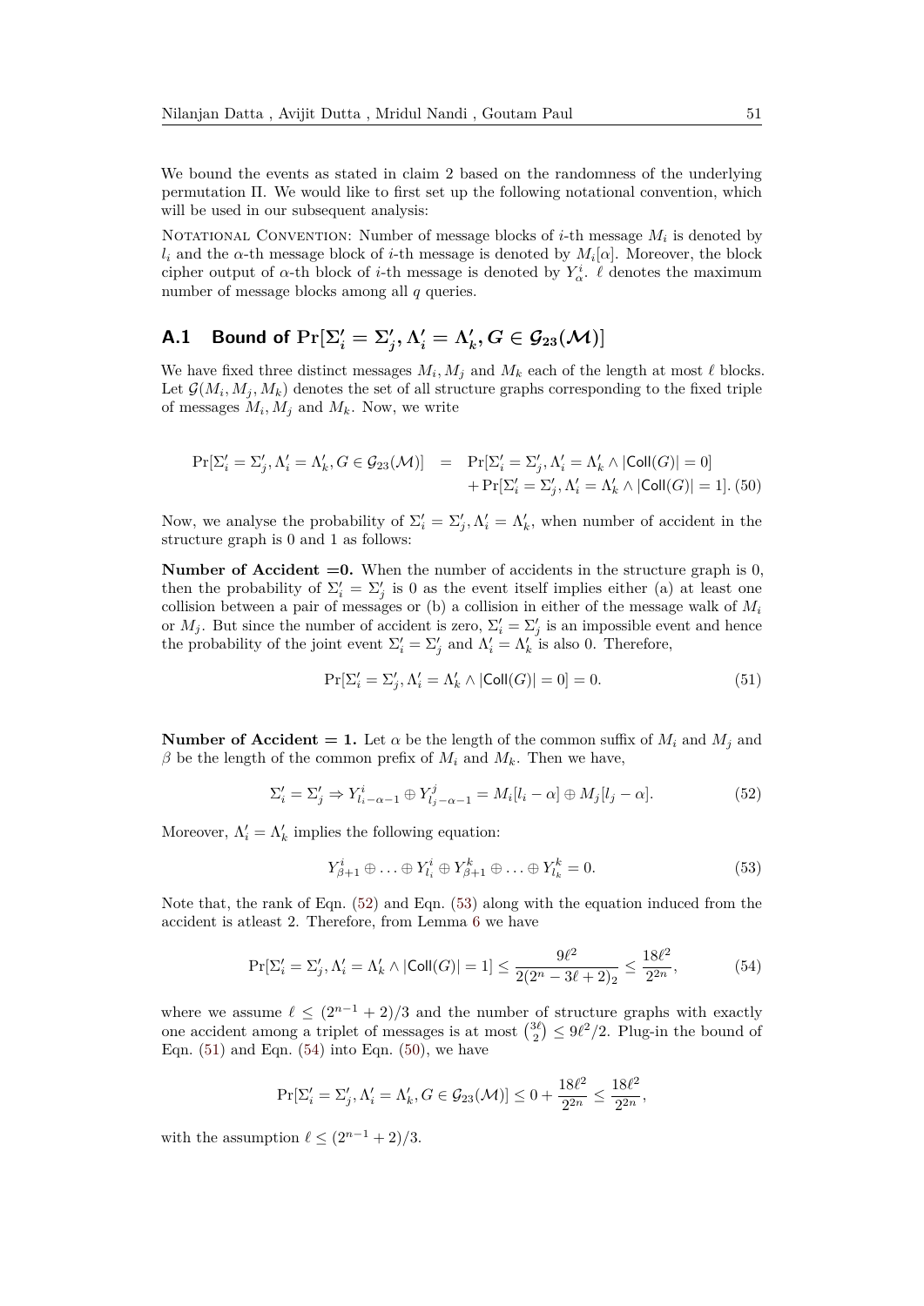We bound the events as stated in claim 2 based on the randomness of the underlying permutation $\Pi$. We would like to first set up the following notational convention, which will be used in our subsequent analysis:

NOTATIONAL CONVENTION: Number of message blocks of $i$-th message $M_i$ is denoted by $l_i$ and the $\alpha$-th message block of $i$-th message is denoted by $M_i[\alpha]$. Moreover, the block cipher output of $\alpha$-th block of $i$-th message is denoted by $Y^i_\alpha$. $\ell$ denotes the maximum number of message blocks among all $q$ queries.

## A.1 Bound of $\Pr[\Sigma'_i = \Sigma'_j, \Lambda'_i = \Lambda'_k, G \in \mathcal{G}_{23}(\mathcal{M})]$

We have fixed three distinct messages $M_i, M_j$ and $M_k$ each of the length at most $\ell$ blocks. Let $\mathcal{G}(M_i, M_j, M_k)$ denotes the set of all structure graphs corresponding to the fixed triple of messages $M_i, M_j$ and $M_k$. Now, we write

$$
\begin{aligned}
\Pr[\Sigma'_i = \Sigma'_j, \Lambda'_i = \Lambda'_k, G \in \mathcal{G}_{23}(\mathcal{M})] \quad &= \quad \Pr[\Sigma'_i = \Sigma'_j, \Lambda'_i = \Lambda'_k \wedge |\mathsf{Coll}(G)| = 0] \\
&\quad + \Pr[\Sigma'_i = \Sigma'_j, \Lambda'_i = \Lambda'_k \wedge |\mathsf{Coll}(G)| = 1]. \quad (50)
\end{aligned}
$$

Now, we analyse the probability of $\Sigma'_i = \Sigma'_j, \Lambda'_i = \Lambda'_k$, when number of accident in the structure graph is 0 and 1 as follows:

**Number of Accident =0.** When the number of accidents in the structure graph is 0, then the probability of $\Sigma'_i = \Sigma'_j$ is 0 as the event itself implies either (a) at least one collision between a pair of messages or (b) a collision in either of the message walk of $M_i$ or $M_j$. But since the number of accident is zero, $\Sigma'_i = \Sigma'_j$ is an impossible event and hence the probability of the joint event $\Sigma'_i = \Sigma'_j$ and $\Lambda'_i = \Lambda'_k$ is also 0. Therefore,

$$
\Pr[\Sigma'_i = \Sigma'_j, \Lambda'_i = \Lambda'_k \wedge |\mathsf{Coll}(G)| = 0] = 0. \quad (51)
$$

**Number of Accident = 1.** Let $\alpha$ be the length of the common suffix of $M_i$ and $M_j$ and $\beta$ be the length of the common prefix of $M_i$ and $M_k$. Then we have,

$$
\Sigma'_i = \Sigma'_j \Rightarrow Y^i_{l_i - \alpha - 1} \oplus Y^j_{l_j - \alpha - 1} = M_i[l_i - \alpha] \oplus M_j[l_j - \alpha]. \quad (52)
$$

Moreover, $\Lambda'_i = \Lambda'_k$ implies the following equation:

$$
Y^i_{\beta+1} \oplus \ldots \oplus Y^i_{l_i} \oplus Y^k_{\beta+1} \oplus \ldots \oplus Y^k_{l_k} = 0. \quad (53)
$$

Note that, the rank of Eqn. (52) and Eqn. (53) along with the equation induced from the accident is atleast 2. Therefore, from Lemma 6 we have

$$
\Pr[\Sigma'_i = \Sigma'_j, \Lambda'_i = \Lambda'_k \wedge |\mathsf{Coll}(G)| = 1] \leq \frac{9\ell^2}{2(2^n - 3\ell + 2)_2} \leq \frac{18\ell^2}{2^{2n}}, \quad (54)
$$

where we assume $\ell \leq (2^{n-1} + 2)/3$ and the number of structure graphs with exactly one accident among a triplet of messages is at most $\binom{3\ell}{2} \leq 9\ell^2/2$. Plug-in the bound of Eqn. (51) and Eqn. (54) into Eqn. (50), we have

$$
\Pr[\Sigma'_i = \Sigma'_j, \Lambda'_i = \Lambda'_k, G \in \mathcal{G}_{23}(\mathcal{M})] \leq 0 + \frac{18\ell^2}{2^{2n}} \leq \frac{18\ell^2}{2^{2n}},
$$

with the assumption $\ell \leq (2^{n-1} + 2)/3$.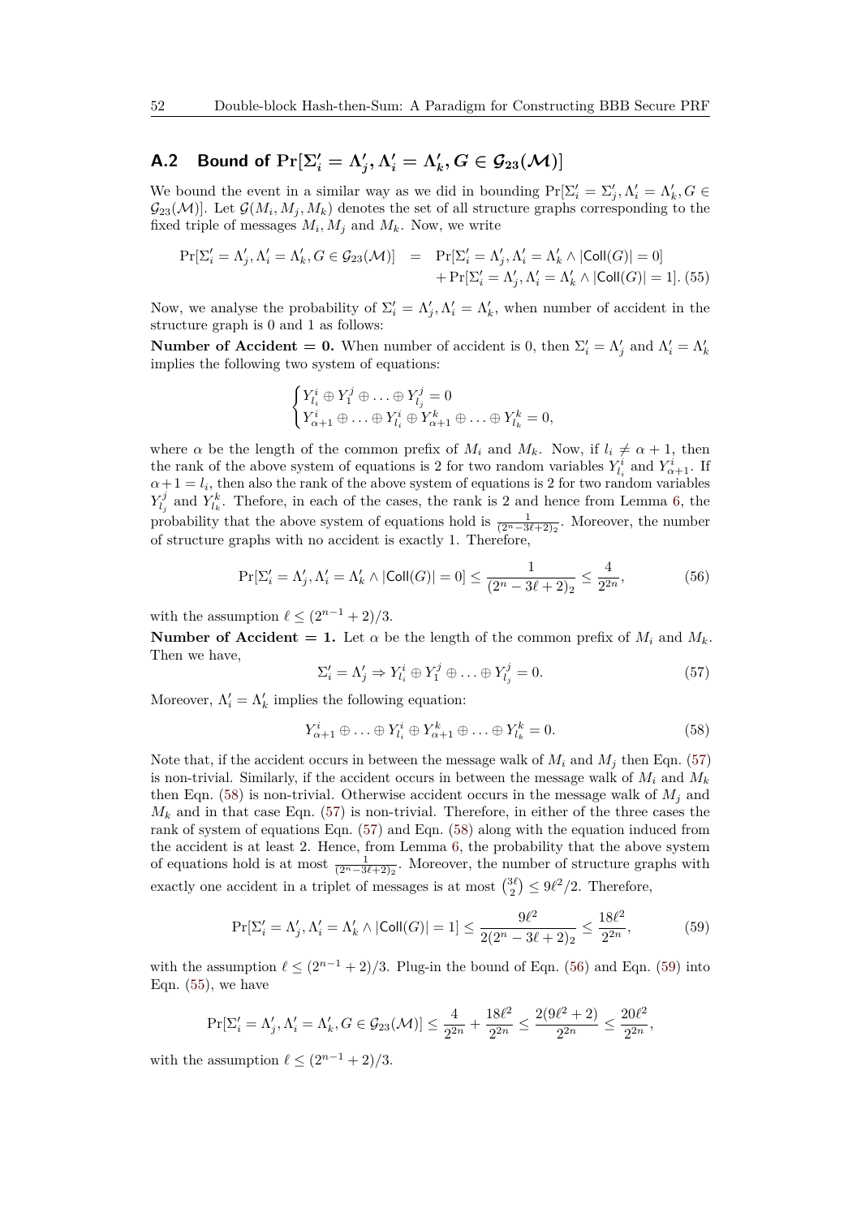## A.2 Bound of $\Pr[\Sigma'_i = \Lambda'_j, \Lambda'_i = \Lambda'_k, G \in \mathcal{G}_{23}(\mathcal{M})]$

We bound the event in a similar way as we did in bounding $\Pr[\Sigma'_i = \Sigma'_j, \Lambda'_i = \Lambda'_k, G \in \mathcal{G}_{23}(\mathcal{M})]$. Let $\mathcal{G}(M_i, M_j, M_k)$ denotes the set of all structure graphs corresponding to the fixed triple of messages $M_i, M_j$ and $M_k$. Now, we write

$$\begin{aligned}\Pr[\Sigma'_i = \Lambda'_j, \Lambda'_i = \Lambda'_k, G \in \mathcal{G}_{23}(\mathcal{M})] &= \Pr[\Sigma'_i = \Lambda'_j, \Lambda'_i = \Lambda'_k \wedge |\mathsf{Coll}(G)| = 0] \\ &\quad + \Pr[\Sigma'_i = \Lambda'_j, \Lambda'_i = \Lambda'_k \wedge |\mathsf{Coll}(G)| = 1]. \quad (55)\end{aligned}$$

Now, we analyse the probability of $\Sigma'_i = \Lambda'_j, \Lambda'_i = \Lambda'_k$, when number of accident in the structure graph is 0 and 1 as follows:

**Number of Accident = 0.** When number of accident is 0, then $\Sigma'_i = \Lambda'_j$ and $\Lambda'_i = \Lambda'_k$ implies the following two system of equations:

$$\begin{cases} Y^i_{l_i} \oplus Y^j_1 \oplus \ldots \oplus Y^j_{l_j} = 0 \\ Y^i_{\alpha+1} \oplus \ldots \oplus Y^i_{l_i} \oplus Y^k_{\alpha+1} \oplus \ldots \oplus Y^k_{l_k} = 0, \end{cases}$$

where $\alpha$ be the length of the common prefix of $M_i$ and $M_k$. Now, if $l_i \neq \alpha + 1$, then the rank of the above system of equations is 2 for two random variables $Y^i_{l_i}$ and $Y^i_{\alpha+1}$. If $\alpha + 1 = l_i$, then also the rank of the above system of equations is 2 for two random variables $Y^j_{l_j}$ and $Y^k_{l_k}$. Thefore, in each of the cases, the rank is 2 and hence from Lemma 6, the probability that the above system of equations hold is $\frac{1}{(2^n - 3\ell + 2)_2}$. Moreover, the number of structure graphs with no accident is exactly 1. Therefore,

$$\Pr[\Sigma'_i = \Lambda'_j, \Lambda'_i = \Lambda'_k \wedge |\mathsf{Coll}(G)| = 0] \leq \frac{1}{(2^n - 3\ell + 2)_2} \leq \frac{4}{2^{2n}}, \quad (56)$$

with the assumption $\ell \leq (2^{n-1} + 2)/3$.

**Number of Accident = 1.** Let $\alpha$ be the length of the common prefix of $M_i$ and $M_k$. Then we have,

$$\Sigma'_i = \Lambda'_j \Rightarrow Y^i_{l_i} \oplus Y^j_1 \oplus \ldots \oplus Y^j_{l_j} = 0. \quad (57)$$

Moreover, $\Lambda'_i = \Lambda'_k$ implies the following equation:

$$Y^i_{\alpha+1} \oplus \ldots \oplus Y^i_{l_i} \oplus Y^k_{\alpha+1} \oplus \ldots \oplus Y^k_{l_k} = 0. \quad (58)$$

Note that, if the accident occurs in between the message walk of $M_i$ and $M_j$ then Eqn. (57) is non-trivial. Similarly, if the accident occurs in between the message walk of $M_i$ and $M_k$ then Eqn. (58) is non-trivial. Otherwise accident occurs in the message walk of $M_j$ and $M_k$ and in that case Eqn. (57) is non-trivial. Therefore, in either of the three cases the rank of system of equations Eqn. (57) and Eqn. (58) along with the equation induced from the accident is at least 2. Hence, from Lemma 6, the probability that the above system of equations hold is at most $\frac{1}{(2^n - 3\ell + 2)_2}$. Moreover, the number of structure graphs with exactly one accident in a triplet of messages is at most $\binom{3\ell}{2} \leq 9\ell^2/2$. Therefore,

$$\Pr[\Sigma'_i = \Lambda'_j, \Lambda'_i = \Lambda'_k \wedge |\mathsf{Coll}(G)| = 1] \leq \frac{9\ell^2}{2(2^n - 3\ell + 2)_2} \leq \frac{18\ell^2}{2^{2n}}, \quad (59)$$

with the assumption $\ell \leq (2^{n-1} + 2)/3$. Plug-in the bound of Eqn. (56) and Eqn. (59) into Eqn. (55), we have

$$\Pr[\Sigma'_i = \Lambda'_j, \Lambda'_i = \Lambda'_k, G \in \mathcal{G}_{23}(\mathcal{M})] \leq \frac{4}{2^{2n}} + \frac{18\ell^2}{2^{2n}} \leq \frac{2(9\ell^2 + 2)}{2^{2n}} \leq \frac{20\ell^2}{2^{2n}},$$

with the assumption $\ell \leq (2^{n-1} + 2)/3$.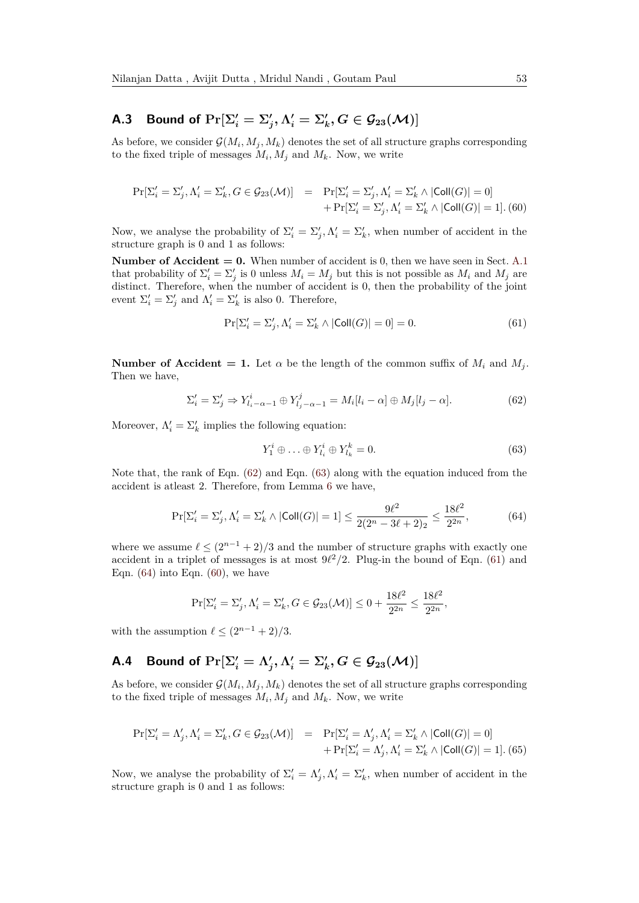## A.3 Bound of $\Pr[\Sigma'_i = \Sigma'_j, \Lambda'_i = \Sigma'_k, G \in \mathcal{G}_{23}(\mathcal{M})]$

As before, we consider $\mathcal{G}(M_i, M_j, M_k)$ denotes the set of all structure graphs corresponding to the fixed triple of messages $M_i, M_j$ and $M_k$. Now, we write

$$
\begin{aligned}
\Pr[\Sigma'_i = \Sigma'_j, \Lambda'_i = \Sigma'_k, G \in \mathcal{G}_{23}(\mathcal{M})] \;&=\; \Pr[\Sigma'_i = \Sigma'_j, \Lambda'_i = \Sigma'_k \wedge |\mathsf{Coll}(G)| = 0] \\
&\quad + \Pr[\Sigma'_i = \Sigma'_j, \Lambda'_i = \Sigma'_k \wedge |\mathsf{Coll}(G)| = 1]. \quad (60)
\end{aligned}
$$

Now, we analyse the probability of $\Sigma'_i = \Sigma'_j, \Lambda'_i = \Sigma'_k$, when number of accident in the structure graph is 0 and 1 as follows:

**Number of Accident = 0.** When number of accident is 0, then we have seen in Sect. A.1 that probability of $\Sigma'_i = \Sigma'_j$ is 0 unless $M_i = M_j$ but this is not possible as $M_i$ and $M_j$ are distinct. Therefore, when the number of accident is 0, then the probability of the joint event $\Sigma'_i = \Sigma'_j$ and $\Lambda'_i = \Sigma'_k$ is also 0. Therefore,

$$
\Pr[\Sigma'_i = \Sigma'_j, \Lambda'_i = \Sigma'_k \wedge |\mathsf{Coll}(G)| = 0] = 0. \quad (61)
$$

**Number of Accident = 1.** Let $\alpha$ be the length of the common suffix of $M_i$ and $M_j$. Then we have,

$$
\Sigma'_i = \Sigma'_j \Rightarrow Y^i_{l_i-\alpha-1} \oplus Y^j_{l_j-\alpha-1} = M_i[l_i - \alpha] \oplus M_j[l_j - \alpha]. \quad (62)
$$

Moreover, $\Lambda'_i = \Sigma'_k$ implies the following equation:

$$
Y^i_1 \oplus \ldots \oplus Y^i_{l_i} \oplus Y^k_{l_k} = 0. \quad (63)
$$

Note that, the rank of Eqn. (62) and Eqn. (63) along with the equation induced from the accident is atleast 2. Therefore, from Lemma 6 we have,

$$
\Pr[\Sigma'_i = \Sigma'_j, \Lambda'_i = \Sigma'_k \wedge |\mathsf{Coll}(G)| = 1] \leq \frac{9\ell^2}{2(2^n - 3\ell + 2)_2} \leq \frac{18\ell^2}{2^{2n}}, \quad (64)
$$

where we assume $\ell \leq (2^{n-1} + 2)/3$ and the number of structure graphs with exactly one accident in a triplet of messages is at most $9\ell^2/2$. Plug-in the bound of Eqn. (61) and Eqn. (64) into Eqn. (60), we have

$$
\Pr[\Sigma'_i = \Sigma'_j, \Lambda'_i = \Sigma'_k, G \in \mathcal{G}_{23}(\mathcal{M})] \leq 0 + \frac{18\ell^2}{2^{2n}} \leq \frac{18\ell^2}{2^{2n}},
$$

with the assumption $\ell \leq (2^{n-1} + 2)/3$.

## A.4 Bound of $\Pr[\Sigma'_i = \Lambda'_j, \Lambda'_i = \Sigma'_k, G \in \mathcal{G}_{23}(\mathcal{M})]$

As before, we consider $\mathcal{G}(M_i, M_j, M_k)$ denotes the set of all structure graphs corresponding to the fixed triple of messages $M_i, M_j$ and $M_k$. Now, we write

$$
\begin{aligned}
\Pr[\Sigma'_i = \Lambda'_j, \Lambda'_i = \Sigma'_k, G \in \mathcal{G}_{23}(\mathcal{M})] \;&=\; \Pr[\Sigma'_i = \Lambda'_j, \Lambda'_i = \Sigma'_k \wedge |\mathsf{Coll}(G)| = 0] \\
&\quad + \Pr[\Sigma'_i = \Lambda'_j, \Lambda'_i = \Sigma'_k \wedge |\mathsf{Coll}(G)| = 1]. \quad (65)
\end{aligned}
$$

Now, we analyse the probability of $\Sigma'_i = \Lambda'_j, \Lambda'_i = \Sigma'_k$, when number of accident in the structure graph is 0 and 1 as follows: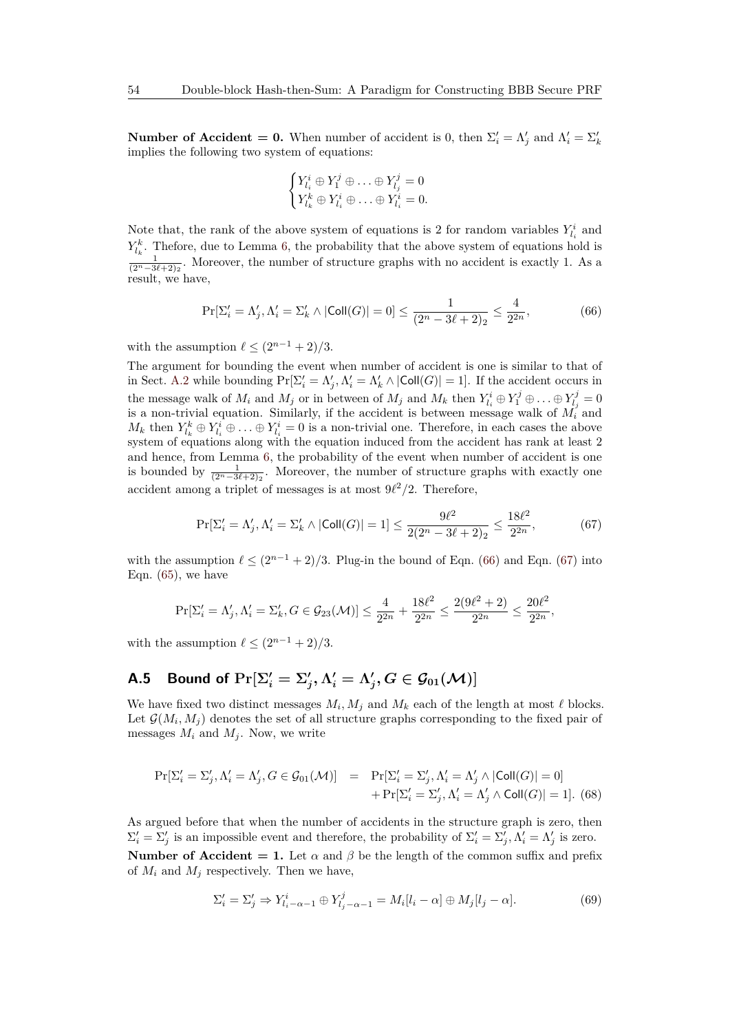**Number of Accident = 0.** When number of accident is 0, then $\Sigma'_i = \Lambda'_j$ and $\Lambda'_i = \Sigma'_k$ implies the following two system of equations:

$$\begin{cases} Y^i_{l_i} \oplus Y^j_1 \oplus \ldots \oplus Y^j_{l_j} = 0 \\ Y^k_{l_k} \oplus Y^i_{l_i} \oplus \ldots \oplus Y^i_{l_i} = 0. \end{cases}$$

Note that, the rank of the above system of equations is 2 for random variables $Y^i_{l_i}$ and $Y^k_{l_k}$. Thefore, due to Lemma 6, the probability that the above system of equations hold is $\frac{1}{(2^n-3\ell+2)_2}$. Moreover, the number of structure graphs with no accident is exactly 1. As a result, we have,

$$\Pr[\Sigma'_i = \Lambda'_j, \Lambda'_i = \Sigma'_k \wedge |\mathsf{Coll}(G)| = 0] \leq \frac{1}{(2^n - 3\ell + 2)_2} \leq \frac{4}{2^{2n}}, \tag{66}$$

with the assumption $\ell \leq (2^{n-1} + 2)/3$.

The argument for bounding the event when number of accident is one is similar to that of in Sect. A.2 while bounding $\Pr[\Sigma'_i = \Lambda'_j, \Lambda'_i = \Lambda'_k \wedge |\mathsf{Coll}(G)| = 1]$. If the accident occurs in the message walk of $M_i$ and $M_j$ or in between of $M_j$ and $M_k$ then $Y^i_{l_i} \oplus Y^j_1 \oplus \ldots \oplus Y^j_{l_j} = 0$ is a non-trivial equation. Similarly, if the accident is between message walk of $M_i$ and $M_k$ then $Y^k_{l_k} \oplus Y^i_{l_i} \oplus \ldots \oplus Y^i_{l_i} = 0$ is a non-trivial one. Therefore, in each cases the above system of equations along with the equation induced from the accident has rank at least 2 and hence, from Lemma 6, the probability of the event when number of accident is one is bounded by $\frac{1}{(2^n-3\ell+2)_2}$. Moreover, the number of structure graphs with exactly one accident among a triplet of messages is at most $9\ell^2/2$. Therefore,

$$\Pr[\Sigma'_i = \Lambda'_j, \Lambda'_i = \Sigma'_k \wedge |\mathsf{Coll}(G)| = 1] \leq \frac{9\ell^2}{2(2^n - 3\ell + 2)_2} \leq \frac{18\ell^2}{2^{2n}}, \tag{67}$$

with the assumption $\ell \leq (2^{n-1} + 2)/3$. Plug-in the bound of Eqn. (66) and Eqn. (67) into Eqn. (65), we have

$$\Pr[\Sigma'_i = \Lambda'_j, \Lambda'_i = \Sigma'_k, G \in \mathcal{G}_{23}(\mathcal{M})] \leq \frac{4}{2^{2n}} + \frac{18\ell^2}{2^{2n}} \leq \frac{2(9\ell^2 + 2)}{2^{2n}} \leq \frac{20\ell^2}{2^{2n}},$$

with the assumption $\ell \leq (2^{n-1} + 2)/3$.

## A.5 Bound of $\Pr[\Sigma'_i = \Sigma'_j, \Lambda'_i = \Lambda'_j, G \in \mathcal{G}_{01}(\mathcal{M})]$

We have fixed two distinct messages $M_i, M_j$ and $M_k$ each of the length at most $\ell$ blocks. Let $\mathcal{G}(M_i, M_j)$ denotes the set of all structure graphs corresponding to the fixed pair of messages $M_i$ and $M_j$. Now, we write

$$\begin{aligned} \Pr[\Sigma'_i = \Sigma'_j, \Lambda'_i = \Lambda'_j, G \in \mathcal{G}_{01}(\mathcal{M})] &= \Pr[\Sigma'_i = \Sigma'_j, \Lambda'_i = \Lambda'_j \wedge |\mathsf{Coll}(G)| = 0] \\ &\quad + \Pr[\Sigma'_i = \Sigma'_j, \Lambda'_i = \Lambda'_j \wedge \mathsf{Coll}(G)| = 1]. \end{aligned} \tag{68}$$

As argued before that when the number of accidents in the structure graph is zero, then $\Sigma'_i = \Sigma'_j$ is an impossible event and therefore, the probability of $\Sigma'_i = \Sigma'_j, \Lambda'_i = \Lambda'_j$ is zero.

**Number of Accident = 1.** Let $\alpha$ and $\beta$ be the length of the common suffix and prefix of $M_i$ and $M_j$ respectively. Then we have,

$$\Sigma'_i = \Sigma'_j \Rightarrow Y^i_{l_i - \alpha - 1} \oplus Y^j_{l_j - \alpha - 1} = M_i[l_i - \alpha] \oplus M_j[l_j - \alpha]. \tag{69}$$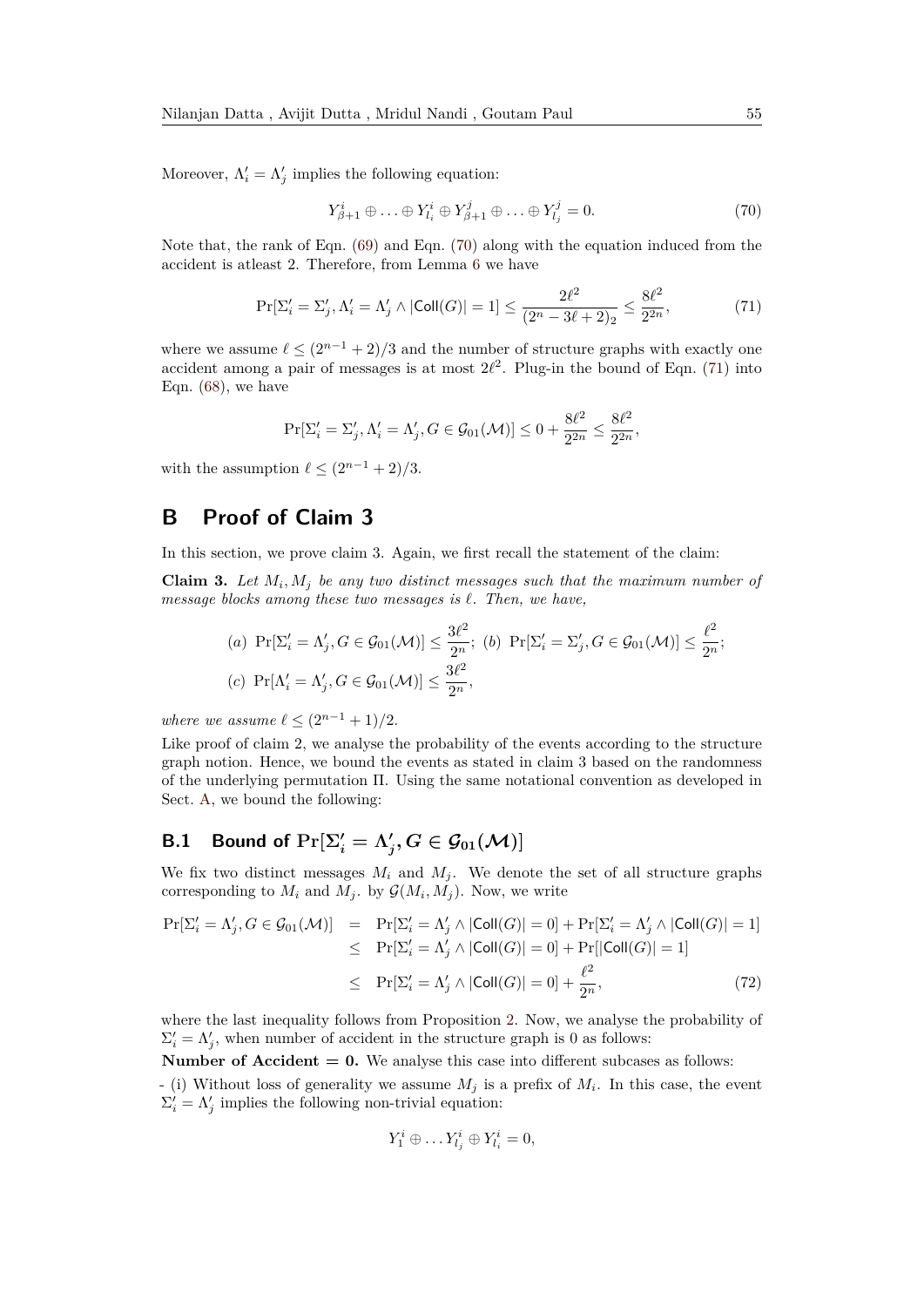Moreover, $\Lambda'_i = \Lambda'_j$ implies the following equation:

$$Y^i_{\beta+1} \oplus \ldots \oplus Y^i_{l_i} \oplus Y^j_{\beta+1} \oplus \ldots \oplus Y^j_{l_j} = 0. \tag{70}$$

Note that, the rank of Eqn. (69) and Eqn. (70) along with the equation induced from the accident is atleast 2. Therefore, from Lemma 6 we have

$$\Pr[\Sigma'_i = \Sigma'_j, \Lambda'_i = \Lambda'_j \wedge |\mathsf{Coll}(G)| = 1] \leq \frac{2\ell^2}{(2^n - 3\ell + 2)_2} \leq \frac{8\ell^2}{2^{2n}}, \tag{71}$$

where we assume $\ell \leq (2^{n-1} + 2)/3$ and the number of structure graphs with exactly one accident among a pair of messages is at most $2\ell^2$. Plug-in the bound of Eqn. (71) into Eqn. (68), we have

$$\Pr[\Sigma'_i = \Sigma'_j, \Lambda'_i = \Lambda'_j, G \in \mathcal{G}_{01}(\mathcal{M})] \leq 0 + \frac{8\ell^2}{2^{2n}} \leq \frac{8\ell^2}{2^{2n}},$$

with the assumption $\ell \leq (2^{n-1} + 2)/3$.

# B Proof of Claim 3

In this section, we prove claim 3. Again, we first recall the statement of the claim:

**Claim 3.** *Let $M_i, M_j$ be any two distinct messages such that the maximum number of message blocks among these two messages is $\ell$. Then, we have,*

$$(a)\ \Pr[\Sigma'_i = \Lambda'_j, G \in \mathcal{G}_{01}(\mathcal{M})] \leq \frac{3\ell^2}{2^n};\ (b)\ \Pr[\Sigma'_i = \Sigma'_j, G \in \mathcal{G}_{01}(\mathcal{M})] \leq \frac{\ell^2}{2^n};$$
$$(c)\ \Pr[\Lambda'_i = \Lambda'_j, G \in \mathcal{G}_{01}(\mathcal{M})] \leq \frac{3\ell^2}{2^n},$$

*where we assume $\ell \leq (2^{n-1} + 1)/2$.*

Like proof of claim 2, we analyse the probability of the events according to the structure graph notion. Hence, we bound the events as stated in claim 3 based on the randomness of the underlying permutation $\Pi$. Using the same notational convention as developed in Sect. A, we bound the following:

## B.1 Bound of $\Pr[\Sigma'_i = \Lambda'_j, G \in \mathcal{G}_{01}(\mathcal{M})]$

We fix two distinct messages $M_i$ and $M_j$. We denote the set of all structure graphs corresponding to $M_i$ and $M_j$. by $\mathcal{G}(M_i, M_j)$. Now, we write

$$\begin{aligned}
\Pr[\Sigma'_i = \Lambda'_j, G \in \mathcal{G}_{01}(\mathcal{M})] &= \Pr[\Sigma'_i = \Lambda'_j \wedge |\mathsf{Coll}(G)| = 0] + \Pr[\Sigma'_i = \Lambda'_j \wedge |\mathsf{Coll}(G)| = 1] \\
&\leq \Pr[\Sigma'_i = \Lambda'_j \wedge |\mathsf{Coll}(G)| = 0] + \Pr[|\mathsf{Coll}(G)| = 1] \\
&\leq \Pr[\Sigma'_i = \Lambda'_j \wedge |\mathsf{Coll}(G)| = 0] + \frac{\ell^2}{2^n},
\end{aligned} \tag{72}$$

where the last inequality follows from Proposition 2. Now, we analyse the probability of $\Sigma'_i = \Lambda'_j$, when number of accident in the structure graph is 0 as follows:

**Number of Accident $= 0$.** We analyse this case into different subcases as follows:

- (i) Without loss of generality we assume $M_j$ is a prefix of $M_i$. In this case, the event $\Sigma'_i = \Lambda'_j$ implies the following non-trivial equation:

$$Y^i_1 \oplus \ldots Y^i_{l_j} \oplus Y^i_{l_i} = 0,$$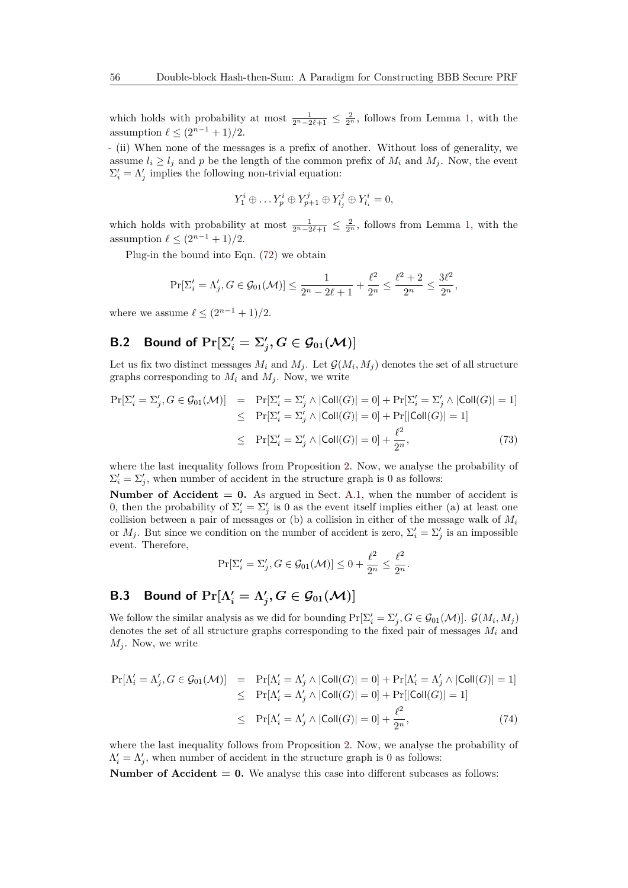which holds with probability at most $\frac{1}{2^n - 2\ell + 1} \leq \frac{2}{2^n}$, follows from Lemma 1, with the assumption $\ell \leq (2^{n-1}+1)/2$.

- (ii) When none of the messages is a prefix of another. Without loss of generality, we assume $l_i \geq l_j$ and $p$ be the length of the common prefix of $M_i$ and $M_j$. Now, the event $\Sigma'_i = \Lambda'_j$ implies the following non-trivial equation:

$$Y^i_1 \oplus \ldots Y^i_p \oplus Y^j_{p+1} \oplus Y^j_{l_j} \oplus Y^i_{l_i} = 0,$$

which holds with probability at most $\frac{1}{2^n - 2\ell + 1} \leq \frac{2}{2^n}$, follows from Lemma 1, with the assumption $\ell \leq (2^{n-1}+1)/2$.

Plug-in the bound into Eqn. (72) we obtain

$$\Pr[\Sigma'_i = \Lambda'_j, G \in \mathcal{G}_{01}(\mathcal{M})] \leq \frac{1}{2^n - 2\ell + 1} + \frac{\ell^2}{2^n} \leq \frac{\ell^2 + 2}{2^n} \leq \frac{3\ell^2}{2^n},$$

where we assume $\ell \leq (2^{n-1}+1)/2$.

## B.2 Bound of $\Pr[\Sigma'_i = \Sigma'_j, G \in \mathcal{G}_{01}(\mathcal{M})]$

Let us fix two distinct messages $M_i$ and $M_j$. Let $\mathcal{G}(M_i, M_j)$ denotes the set of all structure graphs corresponding to $M_i$ and $M_j$. Now, we write

$$\begin{aligned}
\Pr[\Sigma'_i = \Sigma'_j, G \in \mathcal{G}_{01}(\mathcal{M})] &= \Pr[\Sigma'_i = \Sigma'_j \wedge |\mathsf{Coll}(G)| = 0] + \Pr[\Sigma'_i = \Sigma'_j \wedge |\mathsf{Coll}(G)| = 1] \\
&\leq \Pr[\Sigma'_i = \Sigma'_j \wedge |\mathsf{Coll}(G)| = 0] + \Pr[|\mathsf{Coll}(G)| = 1] \\
&\leq \Pr[\Sigma'_i = \Sigma'_j \wedge |\mathsf{Coll}(G)| = 0] + \frac{\ell^2}{2^n}, \qquad (73)
\end{aligned}$$

where the last inequality follows from Proposition 2. Now, we analyse the probability of $\Sigma'_i = \Sigma'_j$, when number of accident in the structure graph is 0 as follows:

**Number of Accident = 0.** As argued in Sect. A.1, when the number of accident is 0, then the probability of $\Sigma'_i = \Sigma'_j$ is 0 as the event itself implies either (a) at least one collision between a pair of messages or (b) a collision in either of the message walk of $M_i$ or $M_j$. But since we condition on the number of accident is zero, $\Sigma'_i = \Sigma'_j$ is an impossible event. Therefore,

$$\Pr[\Sigma'_i = \Sigma'_j, G \in \mathcal{G}_{01}(\mathcal{M})] \leq 0 + \frac{\ell^2}{2^n} \leq \frac{\ell^2}{2^n}.$$

## B.3 Bound of $\Pr[\Lambda'_i = \Lambda'_j, G \in \mathcal{G}_{01}(\mathcal{M})]$

We follow the similar analysis as we did for bounding $\Pr[\Sigma'_i = \Sigma'_j, G \in \mathcal{G}_{01}(\mathcal{M})]$. $\mathcal{G}(M_i, M_j)$ denotes the set of all structure graphs corresponding to the fixed pair of messages $M_i$ and $M_j$. Now, we write

$$\begin{aligned}
\Pr[\Lambda'_i = \Lambda'_j, G \in \mathcal{G}_{01}(\mathcal{M})] &= \Pr[\Lambda'_i = \Lambda'_j \wedge |\mathsf{Coll}(G)| = 0] + \Pr[\Lambda'_i = \Lambda'_j \wedge |\mathsf{Coll}(G)| = 1] \\
&\leq \Pr[\Lambda'_i = \Lambda'_j \wedge |\mathsf{Coll}(G)| = 0] + \Pr[|\mathsf{Coll}(G)| = 1] \\
&\leq \Pr[\Lambda'_i = \Lambda'_j \wedge |\mathsf{Coll}(G)| = 0] + \frac{\ell^2}{2^n}, \qquad (74)
\end{aligned}$$

where the last inequality follows from Proposition 2. Now, we analyse the probability of $\Lambda'_i = \Lambda'_j$, when number of accident in the structure graph is 0 as follows:

**Number of Accident = 0.** We analyse this case into different subcases as follows: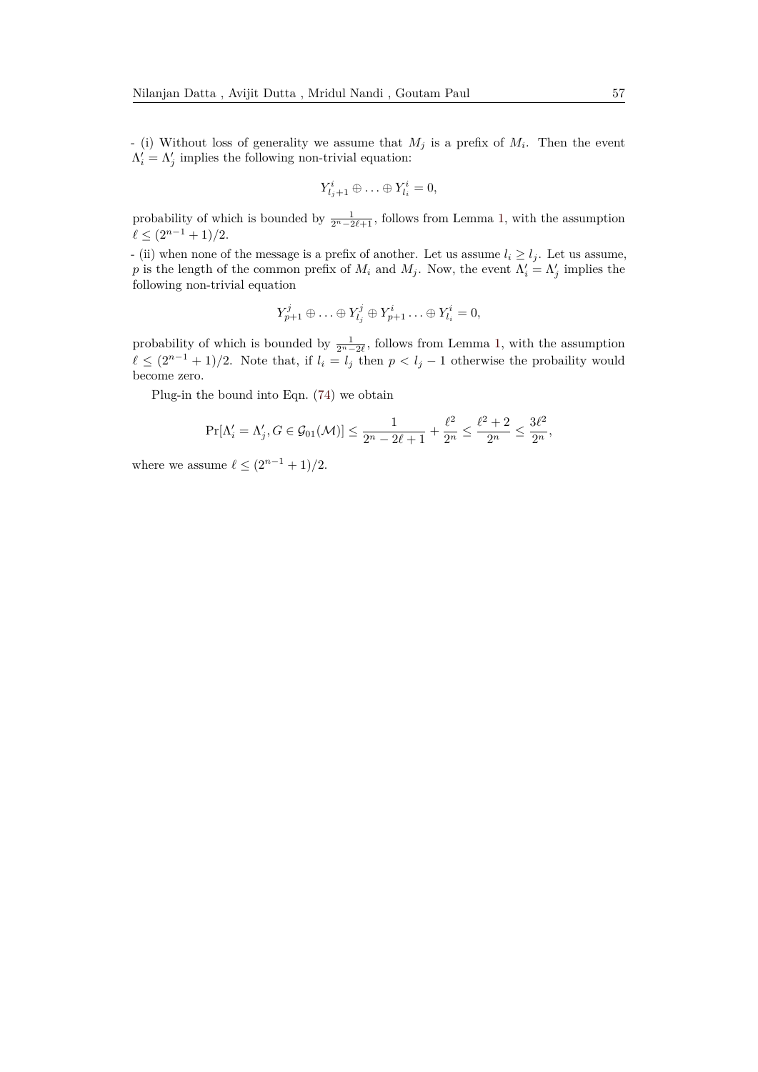- (i) Without loss of generality we assume that $M_j$ is a prefix of $M_i$. Then the event $\Lambda'_i = \Lambda'_j$ implies the following non-trivial equation:

$$Y^i_{l_j+1} \oplus \ldots \oplus Y^i_{l_i} = 0,$$

probability of which is bounded by $\frac{1}{2^n - 2\ell + 1}$, follows from Lemma 1, with the assumption $\ell \leq (2^{n-1} + 1)/2$.

- (ii) when none of the message is a prefix of another. Let us assume $l_i \geq l_j$. Let us assume, $p$ is the length of the common prefix of $M_i$ and $M_j$. Now, the event $\Lambda'_i = \Lambda'_j$ implies the following non-trivial equation

$$Y^j_{p+1} \oplus \ldots \oplus Y^j_{l_j} \oplus Y^i_{p+1} \ldots \oplus Y^i_{l_i} = 0,$$

probability of which is bounded by $\frac{1}{2^n - 2\ell}$, follows from Lemma 1, with the assumption $\ell \leq (2^{n-1} + 1)/2$. Note that, if $l_i = l_j$ then $p < l_j - 1$ otherwise the probaility would become zero.

Plug-in the bound into Eqn. (74) we obtain

$$\Pr[\Lambda'_i = \Lambda'_j, G \in \mathcal{G}_{01}(\mathcal{M})] \leq \frac{1}{2^n - 2\ell + 1} + \frac{\ell^2}{2^n} \leq \frac{\ell^2 + 2}{2^n} \leq \frac{3\ell^2}{2^n},$$

where we assume $\ell \leq (2^{n-1} + 1)/2$.